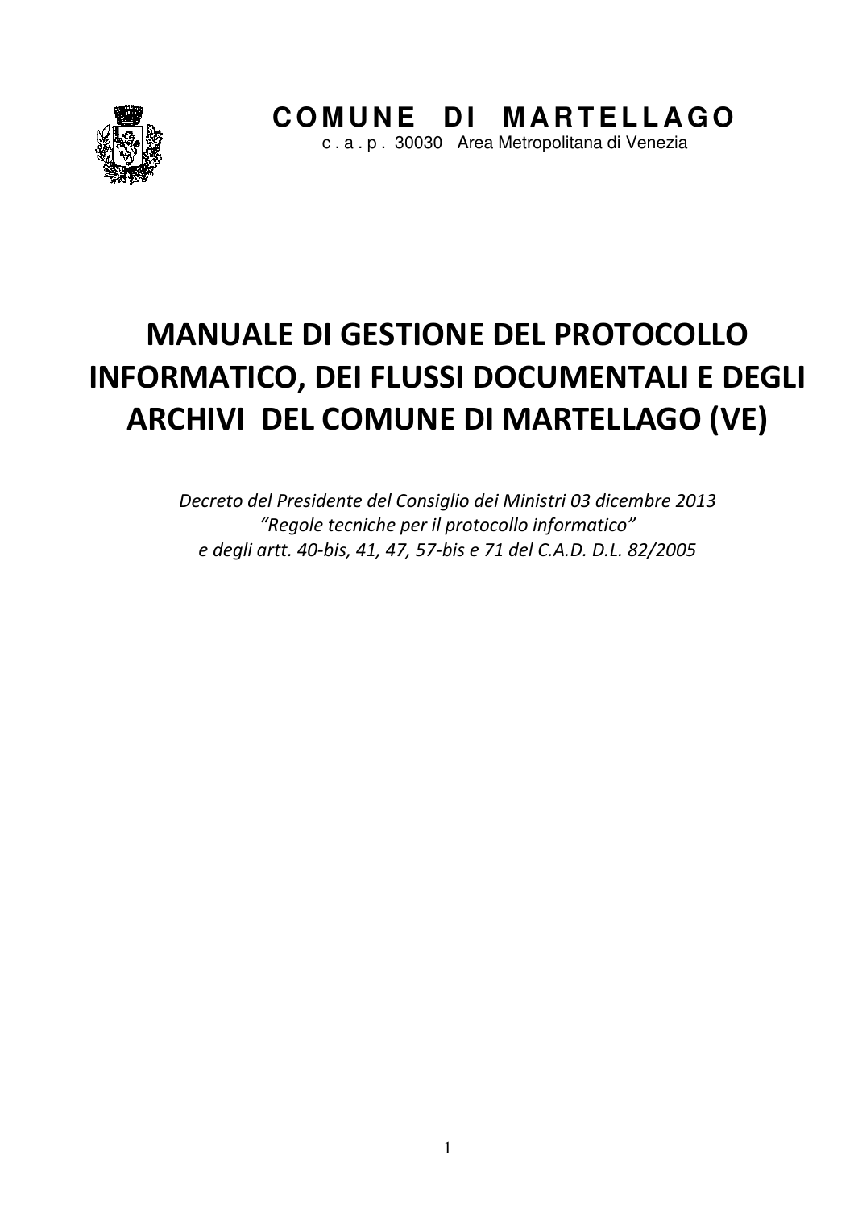**COMUNE DI MARTELLAGO**

c . a . p . 30030 Area Metropolitana di Venezia

# MANUALE DI GESTIONE DEL PROTOCOLLO INFORMATICO, DEI FLUSSI DOCUMENTALI E DEGLI ARCHIVI DEL COMUNE DI MARTELLAGO (VE)

*Decreto del Presidente del Consiglio dei Ministri 03 dicembre 2013*
*"Regole tecniche per il protocollo informatico"*
*e degli artt. 40-bis, 41, 47, 57-bis e 71 del C.A.D. D.L. 82/2005*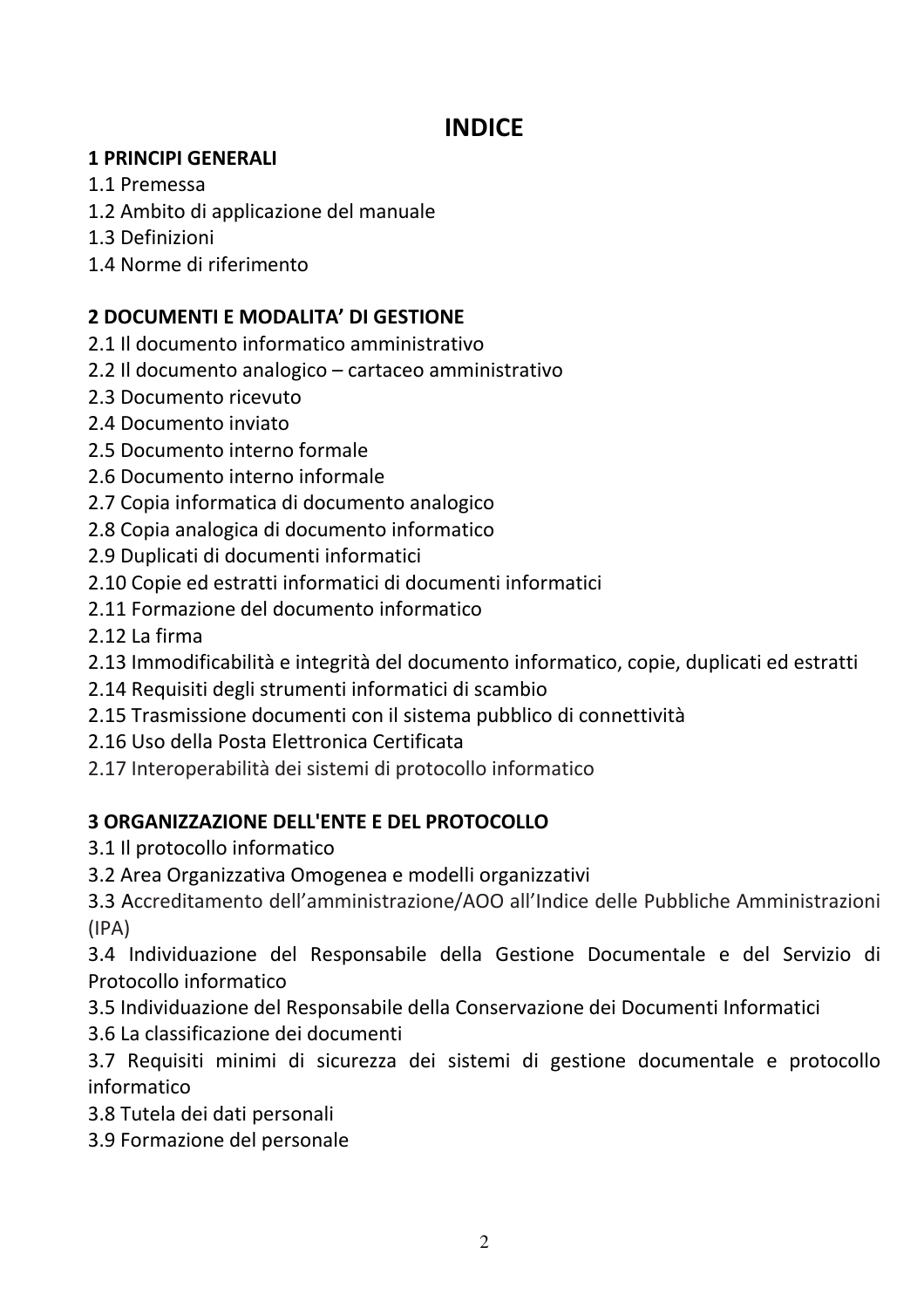# INDICE

**1 PRINCIPI GENERALI**

1.1 Premessa
1.2 Ambito di applicazione del manuale
1.3 Definizioni
1.4 Norme di riferimento

**2 DOCUMENTI E MODALITA' DI GESTIONE**

2.1 Il documento informatico amministrativo
2.2 Il documento analogico – cartaceo amministrativo
2.3 Documento ricevuto
2.4 Documento inviato
2.5 Documento interno formale
2.6 Documento interno informale
2.7 Copia informatica di documento analogico
2.8 Copia analogica di documento informatico
2.9 Duplicati di documenti informatici
2.10 Copie ed estratti informatici di documenti informatici
2.11 Formazione del documento informatico
2.12 La firma
2.13 Immodificabilità e integrità del documento informatico, copie, duplicati ed estratti
2.14 Requisiti degli strumenti informatici di scambio
2.15 Trasmissione documenti con il sistema pubblico di connettività
2.16 Uso della Posta Elettronica Certificata
2.17 Interoperabilità dei sistemi di protocollo informatico

**3 ORGANIZZAZIONE DELL'ENTE E DEL PROTOCOLLO**

3.1 Il protocollo informatico
3.2 Area Organizzativa Omogenea e modelli organizzativi
3.3 Accreditamento dell'amministrazione/AOO all'Indice delle Pubbliche Amministrazioni (IPA)
3.4 Individuazione del Responsabile della Gestione Documentale e del Servizio di Protocollo informatico
3.5 Individuazione del Responsabile della Conservazione dei Documenti Informatici
3.6 La classificazione dei documenti
3.7 Requisiti minimi di sicurezza dei sistemi di gestione documentale e protocollo informatico
3.8 Tutela dei dati personali
3.9 Formazione del personale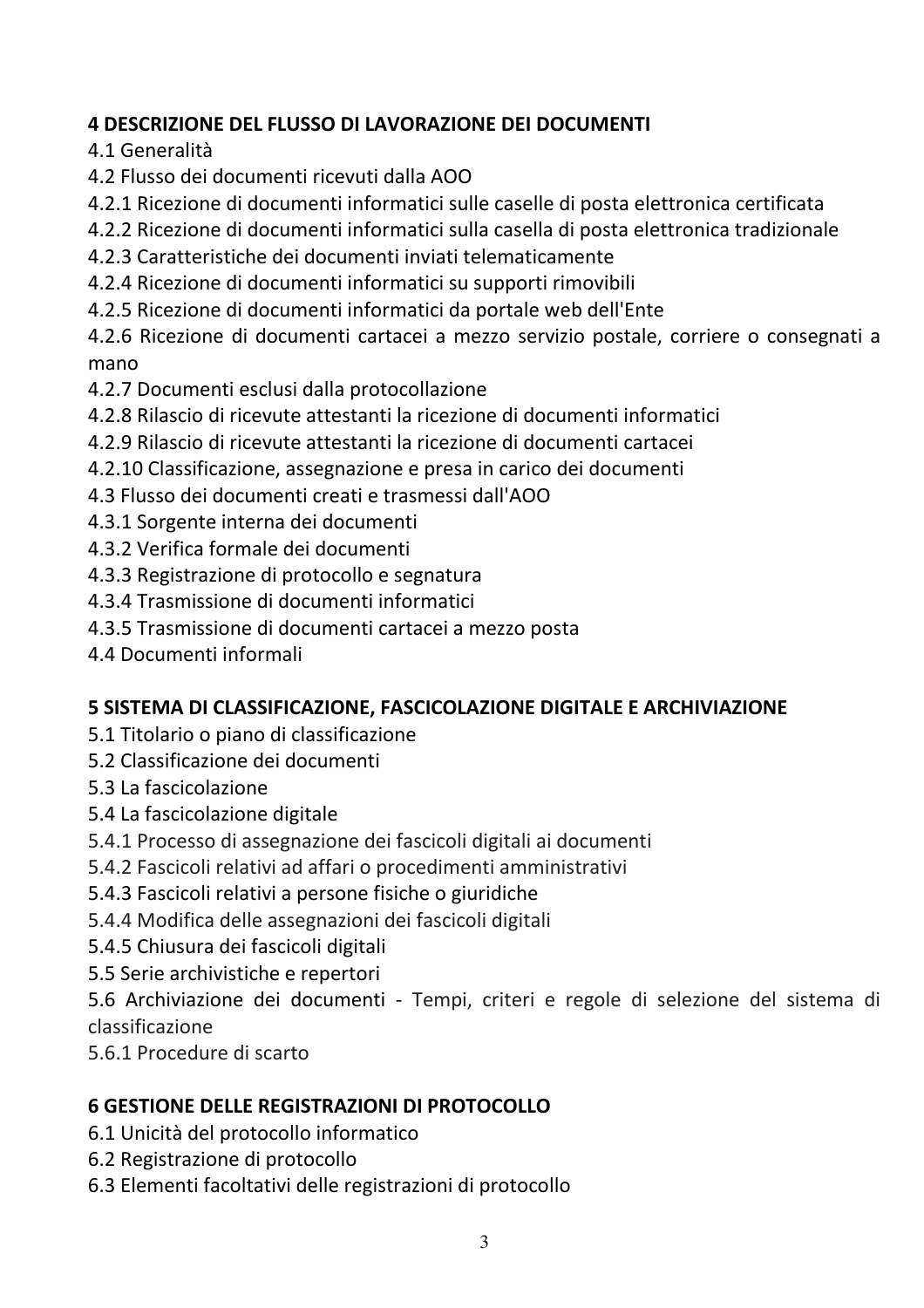**4 DESCRIZIONE DEL FLUSSO DI LAVORAZIONE DEI DOCUMENTI**

4.1 Generalità

4.2 Flusso dei documenti ricevuti dalla AOO

4.2.1 Ricezione di documenti informatici sulle caselle di posta elettronica certificata

4.2.2 Ricezione di documenti informatici sulla casella di posta elettronica tradizionale

4.2.3 Caratteristiche dei documenti inviati telematicamente

4.2.4 Ricezione di documenti informatici su supporti rimovibili

4.2.5 Ricezione di documenti informatici da portale web dell'Ente

4.2.6 Ricezione di documenti cartacei a mezzo servizio postale, corriere o consegnati a mano

4.2.7 Documenti esclusi dalla protocollazione

4.2.8 Rilascio di ricevute attestanti la ricezione di documenti informatici

4.2.9 Rilascio di ricevute attestanti la ricezione di documenti cartacei

4.2.10 Classificazione, assegnazione e presa in carico dei documenti

4.3 Flusso dei documenti creati e trasmessi dall'AOO

4.3.1 Sorgente interna dei documenti

4.3.2 Verifica formale dei documenti

4.3.3 Registrazione di protocollo e segnatura

4.3.4 Trasmissione di documenti informatici

4.3.5 Trasmissione di documenti cartacei a mezzo posta

4.4 Documenti informali

**5 SISTEMA DI CLASSIFICAZIONE, FASCICOLAZIONE DIGITALE E ARCHIVIAZIONE**

5.1 Titolario o piano di classificazione

5.2 Classificazione dei documenti

5.3 La fascicolazione

5.4 La fascicolazione digitale

5.4.1 Processo di assegnazione dei fascicoli digitali ai documenti

5.4.2 Fascicoli relativi ad affari o procedimenti amministrativi

5.4.3 Fascicoli relativi a persone fisiche o giuridiche

5.4.4 Modifica delle assegnazioni dei fascicoli digitali

5.4.5 Chiusura dei fascicoli digitali

5.5 Serie archivistiche e repertori

5.6 Archiviazione dei documenti - Tempi, criteri e regole di selezione del sistema di classificazione

5.6.1 Procedure di scarto

**6 GESTIONE DELLE REGISTRAZIONI DI PROTOCOLLO**

6.1 Unicità del protocollo informatico

6.2 Registrazione di protocollo

6.3 Elementi facoltativi delle registrazioni di protocollo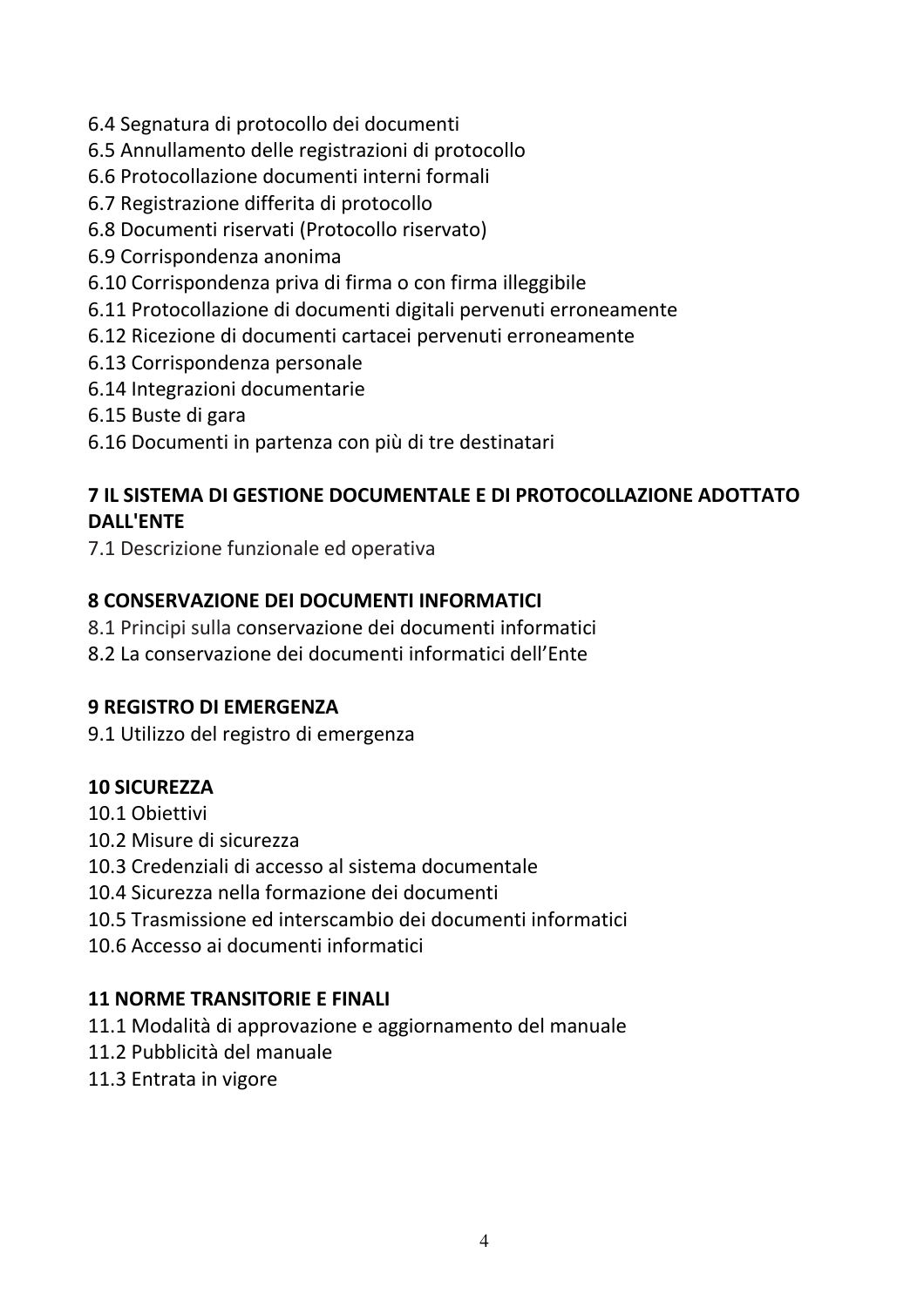6.4 Segnatura di protocollo dei documenti
6.5 Annullamento delle registrazioni di protocollo
6.6 Protocollazione documenti interni formali
6.7 Registrazione differita di protocollo
6.8 Documenti riservati (Protocollo riservato)
6.9 Corrispondenza anonima
6.10 Corrispondenza priva di firma o con firma illeggibile
6.11 Protocollazione di documenti digitali pervenuti erroneamente
6.12 Ricezione di documenti cartacei pervenuti erroneamente
6.13 Corrispondenza personale
6.14 Integrazioni documentarie
6.15 Buste di gara
6.16 Documenti in partenza con più di tre destinatari

**7 IL SISTEMA DI GESTIONE DOCUMENTALE E DI PROTOCOLLAZIONE ADOTTATO DALL'ENTE**

7.1 Descrizione funzionale ed operativa

**8 CONSERVAZIONE DEI DOCUMENTI INFORMATICI**

8.1 Principi sulla conservazione dei documenti informatici
8.2 La conservazione dei documenti informatici dell'Ente

**9 REGISTRO DI EMERGENZA**

9.1 Utilizzo del registro di emergenza

**10 SICUREZZA**

10.1 Obiettivi
10.2 Misure di sicurezza
10.3 Credenziali di accesso al sistema documentale
10.4 Sicurezza nella formazione dei documenti
10.5 Trasmissione ed interscambio dei documenti informatici
10.6 Accesso ai documenti informatici

**11 NORME TRANSITORIE E FINALI**

11.1 Modalità di approvazione e aggiornamento del manuale
11.2 Pubblicità del manuale
11.3 Entrata in vigore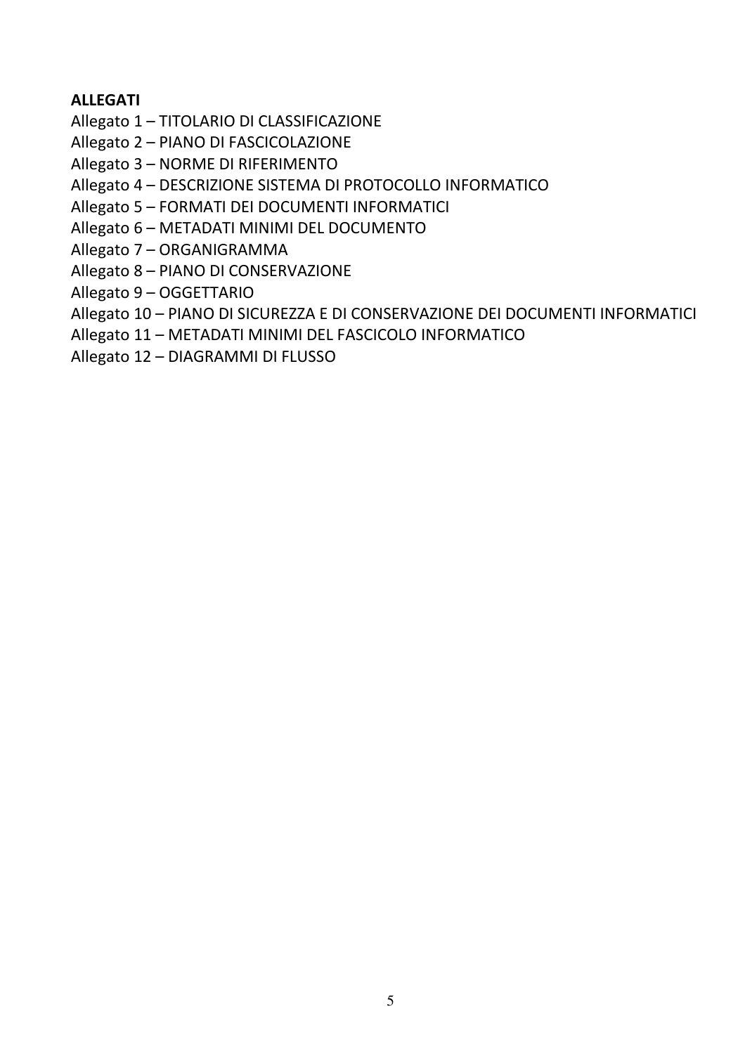**ALLEGATI**

Allegato 1 – TITOLARIO DI CLASSIFICAZIONE  
Allegato 2 – PIANO DI FASCICOLAZIONE  
Allegato 3 – NORME DI RIFERIMENTO  
Allegato 4 – DESCRIZIONE SISTEMA DI PROTOCOLLO INFORMATICO  
Allegato 5 – FORMATI DEI DOCUMENTI INFORMATICI  
Allegato 6 – METADATI MINIMI DEL DOCUMENTO  
Allegato 7 – ORGANIGRAMMA  
Allegato 8 – PIANO DI CONSERVAZIONE  
Allegato 9 – OGGETTARIO  
Allegato 10 – PIANO DI SICUREZZA E DI CONSERVAZIONE DEI DOCUMENTI INFORMATICI  
Allegato 11 – METADATI MINIMI DEL FASCICOLO INFORMATICO  
Allegato 12 – DIAGRAMMI DI FLUSSO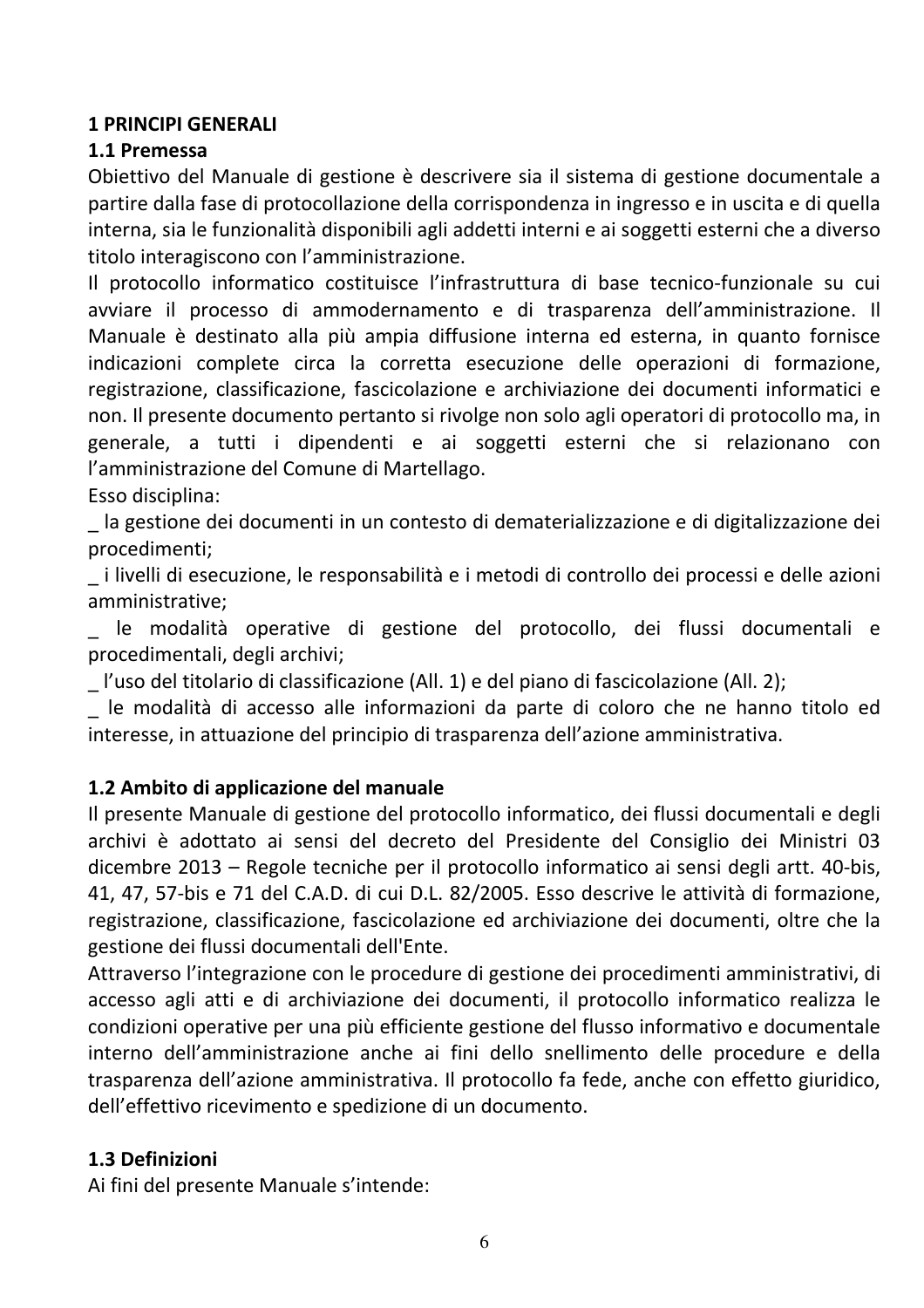# 1 PRINCIPI GENERALI

## 1.1 Premessa

Obiettivo del Manuale di gestione è descrivere sia il sistema di gestione documentale a partire dalla fase di protocollazione della corrispondenza in ingresso e in uscita e di quella interna, sia le funzionalità disponibili agli addetti interni e ai soggetti esterni che a diverso titolo interagiscono con l'amministrazione.

Il protocollo informatico costituisce l'infrastruttura di base tecnico-funzionale su cui avviare il processo di ammodernamento e di trasparenza dell'amministrazione. Il Manuale è destinato alla più ampia diffusione interna ed esterna, in quanto fornisce indicazioni complete circa la corretta esecuzione delle operazioni di formazione, registrazione, classificazione, fascicolazione e archiviazione dei documenti informatici e non. Il presente documento pertanto si rivolge non solo agli operatori di protocollo ma, in generale, a tutti i dipendenti e ai soggetti esterni che si relazionano con l'amministrazione del Comune di Martellago.

Esso disciplina:

_ la gestione dei documenti in un contesto di dematerializzazione e di digitalizzazione dei procedimenti;

_ i livelli di esecuzione, le responsabilità e i metodi di controllo dei processi e delle azioni amministrative;

_ le modalità operative di gestione del protocollo, dei flussi documentali e procedimentali, degli archivi;

_ l'uso del titolario di classificazione (All. 1) e del piano di fascicolazione (All. 2);

_ le modalità di accesso alle informazioni da parte di coloro che ne hanno titolo ed interesse, in attuazione del principio di trasparenza dell'azione amministrativa.

## 1.2 Ambito di applicazione del manuale

Il presente Manuale di gestione del protocollo informatico, dei flussi documentali e degli archivi è adottato ai sensi del decreto del Presidente del Consiglio dei Ministri 03 dicembre 2013 – Regole tecniche per il protocollo informatico ai sensi degli artt. 40-bis, 41, 47, 57-bis e 71 del C.A.D. di cui D.L. 82/2005. Esso descrive le attività di formazione, registrazione, classificazione, fascicolazione ed archiviazione dei documenti, oltre che la gestione dei flussi documentali dell'Ente.

Attraverso l'integrazione con le procedure di gestione dei procedimenti amministrativi, di accesso agli atti e di archiviazione dei documenti, il protocollo informatico realizza le condizioni operative per una più efficiente gestione del flusso informativo e documentale interno dell'amministrazione anche ai fini dello snellimento delle procedure e della trasparenza dell'azione amministrativa. Il protocollo fa fede, anche con effetto giuridico, dell'effettivo ricevimento e spedizione di un documento.

## 1.3 Definizioni

Ai fini del presente Manuale s'intende: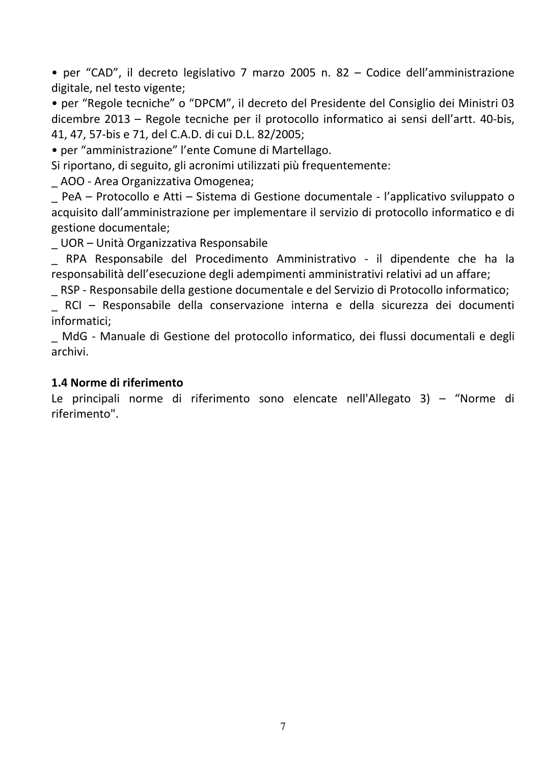• per “CAD”, il decreto legislativo 7 marzo 2005 n. 82 – Codice dell’amministrazione digitale, nel testo vigente;

• per “Regole tecniche” o “DPCM”, il decreto del Presidente del Consiglio dei Ministri 03 dicembre 2013 – Regole tecniche per il protocollo informatico ai sensi dell’artt. 40-bis, 41, 47, 57-bis e 71, del C.A.D. di cui D.L. 82/2005;

• per “amministrazione” l’ente Comune di Martellago.

Si riportano, di seguito, gli acronimi utilizzati più frequentemente:

_ AOO - Area Organizzativa Omogenea;

_ PeA – Protocollo e Atti – Sistema di Gestione documentale - l’applicativo sviluppato o acquisito dall’amministrazione per implementare il servizio di protocollo informatico e di gestione documentale;

_ UOR – Unità Organizzativa Responsabile

_ RPA Responsabile del Procedimento Amministrativo - il dipendente che ha la responsabilità dell’esecuzione degli adempimenti amministrativi relativi ad un affare;

_ RSP - Responsabile della gestione documentale e del Servizio di Protocollo informatico;

_ RCI – Responsabile della conservazione interna e della sicurezza dei documenti informatici;

_ MdG - Manuale di Gestione del protocollo informatico, dei flussi documentali e degli archivi.

**1.4 Norme di riferimento**

Le principali norme di riferimento sono elencate nell'Allegato 3) – “Norme di riferimento".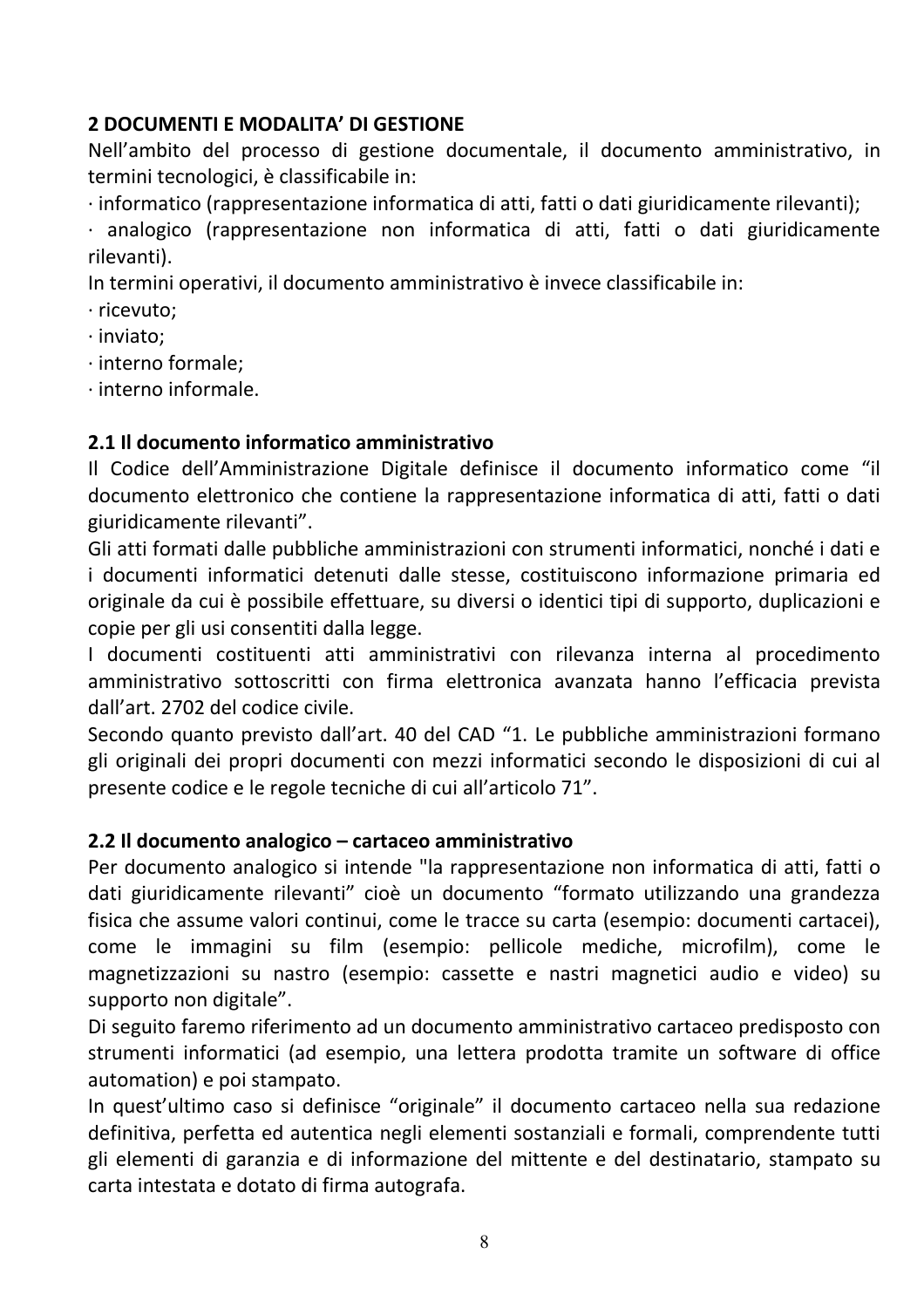## 2 DOCUMENTI E MODALITA' DI GESTIONE

Nell'ambito del processo di gestione documentale, il documento amministrativo, in termini tecnologici, è classificabile in:

- informatico (rappresentazione informatica di atti, fatti o dati giuridicamente rilevanti);
- analogico (rappresentazione non informatica di atti, fatti o dati giuridicamente rilevanti).

In termini operativi, il documento amministrativo è invece classificabile in:

- ricevuto;
- inviato;
- interno formale;
- interno informale.

### 2.1 Il documento informatico amministrativo

Il Codice dell'Amministrazione Digitale definisce il documento informatico come "il documento elettronico che contiene la rappresentazione informatica di atti, fatti o dati giuridicamente rilevanti".

Gli atti formati dalle pubbliche amministrazioni con strumenti informatici, nonché i dati e i documenti informatici detenuti dalle stesse, costituiscono informazione primaria ed originale da cui è possibile effettuare, su diversi o identici tipi di supporto, duplicazioni e copie per gli usi consentiti dalla legge.

I documenti costituenti atti amministrativi con rilevanza interna al procedimento amministrativo sottoscritti con firma elettronica avanzata hanno l'efficacia prevista dall'art. 2702 del codice civile.

Secondo quanto previsto dall'art. 40 del CAD "1. Le pubbliche amministrazioni formano gli originali dei propri documenti con mezzi informatici secondo le disposizioni di cui al presente codice e le regole tecniche di cui all'articolo 71".

### 2.2 Il documento analogico – cartaceo amministrativo

Per documento analogico si intende "la rappresentazione non informatica di atti, fatti o dati giuridicamente rilevanti" cioè un documento "formato utilizzando una grandezza fisica che assume valori continui, come le tracce su carta (esempio: documenti cartacei), come le immagini su film (esempio: pellicole mediche, microfilm), come le magnetizzazioni su nastro (esempio: cassette e nastri magnetici audio e video) su supporto non digitale".

Di seguito faremo riferimento ad un documento amministrativo cartaceo predisposto con strumenti informatici (ad esempio, una lettera prodotta tramite un software di office automation) e poi stampato.

In quest'ultimo caso si definisce "originale" il documento cartaceo nella sua redazione definitiva, perfetta ed autentica negli elementi sostanziali e formali, comprendente tutti gli elementi di garanzia e di informazione del mittente e del destinatario, stampato su carta intestata e dotato di firma autografa.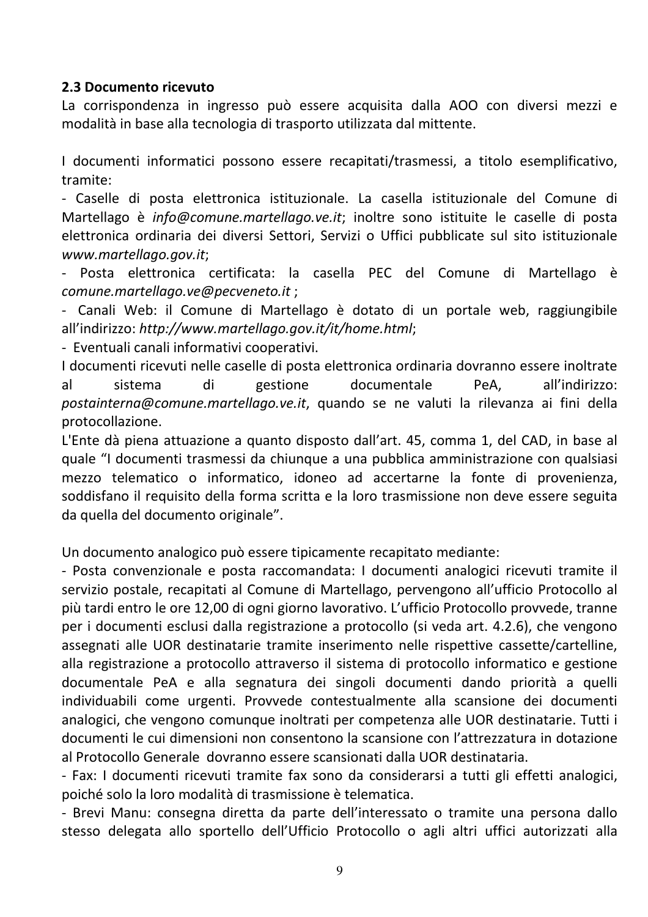### 2.3 Documento ricevuto

La corrispondenza in ingresso può essere acquisita dalla AOO con diversi mezzi e modalità in base alla tecnologia di trasporto utilizzata dal mittente.

I documenti informatici possono essere recapitati/trasmessi, a titolo esemplificativo, tramite:

- Caselle di posta elettronica istituzionale. La casella istituzionale del Comune di Martellago è *info@comune.martellago.ve.it*; inoltre sono istituite le caselle di posta elettronica ordinaria dei diversi Settori, Servizi o Uffici pubblicate sul sito istituzionale *www.martellago.gov.it*;
- Posta elettronica certificata: la casella PEC del Comune di Martellago è *comune.martellago.ve@pecveneto.it* ;
- Canali Web: il Comune di Martellago è dotato di un portale web, raggiungibile all'indirizzo: *http://www.martellago.gov.it/it/home.html*;
- Eventuali canali informativi cooperativi.

I documenti ricevuti nelle caselle di posta elettronica ordinaria dovranno essere inoltrate al sistema di gestione documentale PeA, all'indirizzo: *postainterna@comune.martellago.ve.it*, quando se ne valuti la rilevanza ai fini della protocollazione.

L'Ente dà piena attuazione a quanto disposto dall'art. 45, comma 1, del CAD, in base al quale "I documenti trasmessi da chiunque a una pubblica amministrazione con qualsiasi mezzo telematico o informatico, idoneo ad accertarne la fonte di provenienza, soddisfano il requisito della forma scritta e la loro trasmissione non deve essere seguita da quella del documento originale".

Un documento analogico può essere tipicamente recapitato mediante:

- Posta convenzionale e posta raccomandata: I documenti analogici ricevuti tramite il servizio postale, recapitati al Comune di Martellago, pervengono all'ufficio Protocollo al più tardi entro le ore 12,00 di ogni giorno lavorativo. L'ufficio Protocollo provvede, tranne per i documenti esclusi dalla registrazione a protocollo (si veda art. 4.2.6), che vengono assegnati alle UOR destinatarie tramite inserimento nelle rispettive cassette/cartelline, alla registrazione a protocollo attraverso il sistema di protocollo informatico e gestione documentale PeA e alla segnatura dei singoli documenti dando priorità a quelli individuabili come urgenti. Provvede contestualmente alla scansione dei documenti analogici, che vengono comunque inoltrati per competenza alle UOR destinatarie. Tutti i documenti le cui dimensioni non consentono la scansione con l'attrezzatura in dotazione al Protocollo Generale dovranno essere scansionati dalla UOR destinataria.
- Fax: I documenti ricevuti tramite fax sono da considerarsi a tutti gli effetti analogici, poiché solo la loro modalità di trasmissione è telematica.
- Brevi Manu: consegna diretta da parte dell'interessato o tramite una persona dallo stesso delegata allo sportello dell'Ufficio Protocollo o agli altri uffici autorizzati alla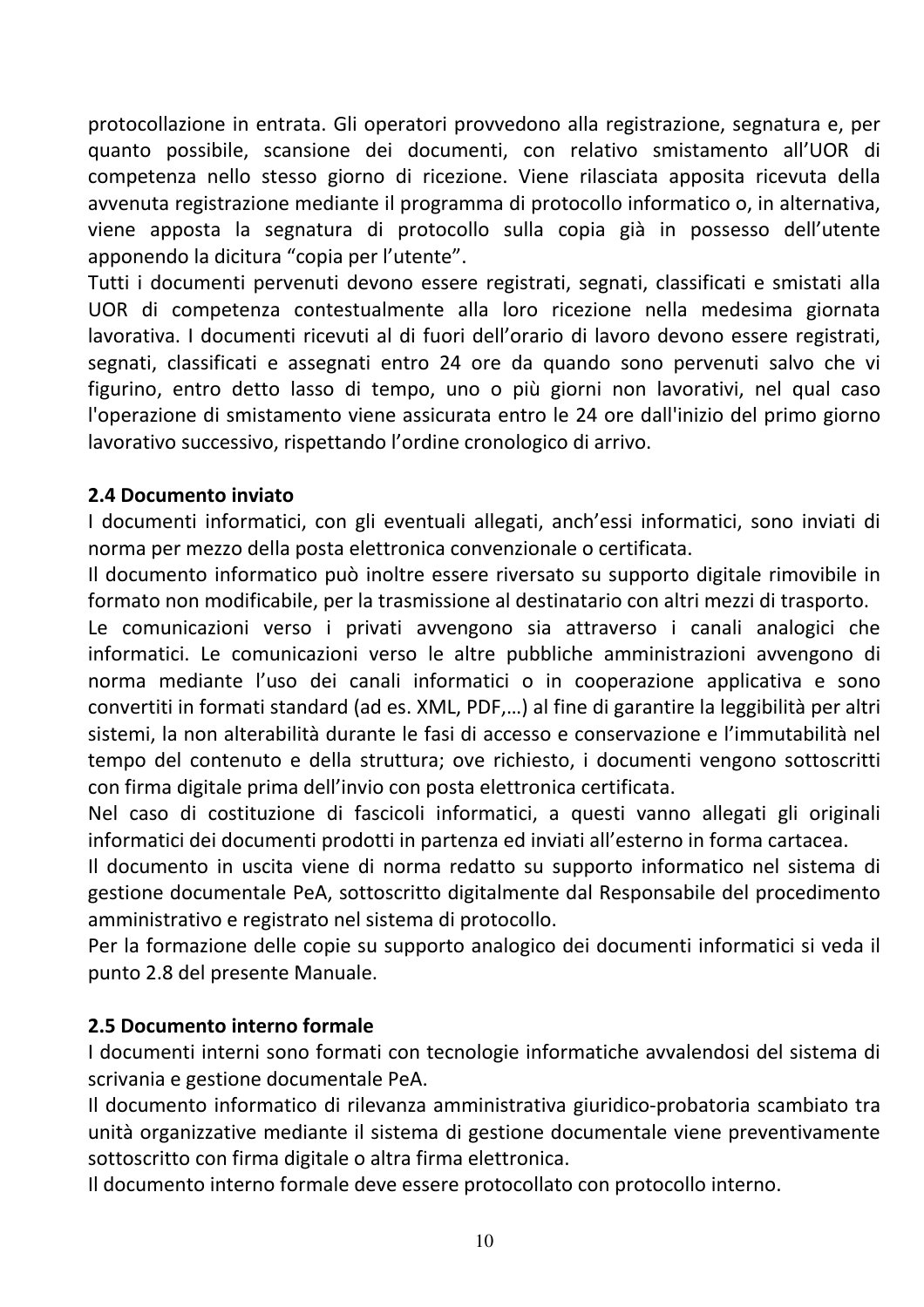protocollazione in entrata. Gli operatori provvedono alla registrazione, segnatura e, per quanto possibile, scansione dei documenti, con relativo smistamento all'UOR di competenza nello stesso giorno di ricezione. Viene rilasciata apposita ricevuta della avvenuta registrazione mediante il programma di protocollo informatico o, in alternativa, viene apposta la segnatura di protocollo sulla copia già in possesso dell'utente apponendo la dicitura "copia per l'utente".

Tutti i documenti pervenuti devono essere registrati, segnati, classificati e smistati alla UOR di competenza contestualmente alla loro ricezione nella medesima giornata lavorativa. I documenti ricevuti al di fuori dell'orario di lavoro devono essere registrati, segnati, classificati e assegnati entro 24 ore da quando sono pervenuti salvo che vi figurino, entro detto lasso di tempo, uno o più giorni non lavorativi, nel qual caso l'operazione di smistamento viene assicurata entro le 24 ore dall'inizio del primo giorno lavorativo successivo, rispettando l'ordine cronologico di arrivo.

## 2.4 Documento inviato

I documenti informatici, con gli eventuali allegati, anch'essi informatici, sono inviati di norma per mezzo della posta elettronica convenzionale o certificata.

Il documento informatico può inoltre essere riversato su supporto digitale rimovibile in formato non modificabile, per la trasmissione al destinatario con altri mezzi di trasporto.

Le comunicazioni verso i privati avvengono sia attraverso i canali analogici che informatici. Le comunicazioni verso le altre pubbliche amministrazioni avvengono di norma mediante l'uso dei canali informatici o in cooperazione applicativa e sono convertiti in formati standard (ad es. XML, PDF,…) al fine di garantire la leggibilità per altri sistemi, la non alterabilità durante le fasi di accesso e conservazione e l'immutabilità nel tempo del contenuto e della struttura; ove richiesto, i documenti vengono sottoscritti con firma digitale prima dell'invio con posta elettronica certificata.

Nel caso di costituzione di fascicoli informatici, a questi vanno allegati gli originali informatici dei documenti prodotti in partenza ed inviati all'esterno in forma cartacea.

Il documento in uscita viene di norma redatto su supporto informatico nel sistema di gestione documentale PeA, sottoscritto digitalmente dal Responsabile del procedimento amministrativo e registrato nel sistema di protocollo.

Per la formazione delle copie su supporto analogico dei documenti informatici si veda il punto 2.8 del presente Manuale.

## 2.5 Documento interno formale

I documenti interni sono formati con tecnologie informatiche avvalendosi del sistema di scrivania e gestione documentale PeA.

Il documento informatico di rilevanza amministrativa giuridico-probatoria scambiato tra unità organizzative mediante il sistema di gestione documentale viene preventivamente sottoscritto con firma digitale o altra firma elettronica.

Il documento interno formale deve essere protocollato con protocollo interno.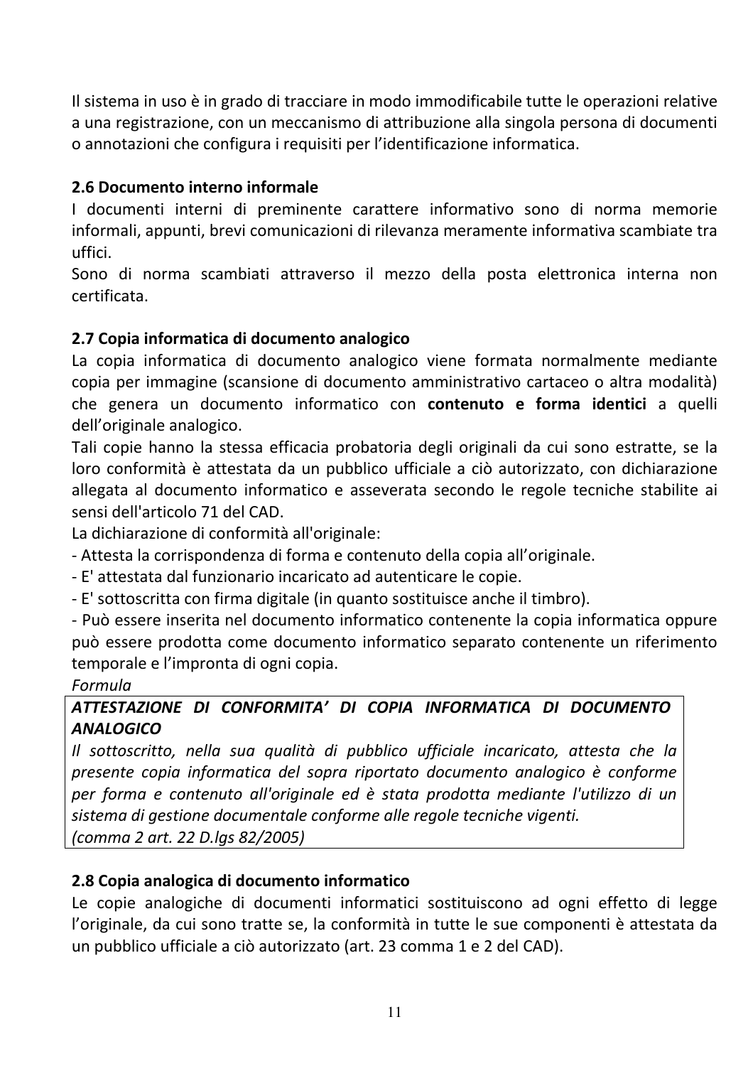Il sistema in uso è in grado di tracciare in modo immodificabile tutte le operazioni relative a una registrazione, con un meccanismo di attribuzione alla singola persona di documenti o annotazioni che configura i requisiti per l'identificazione informatica.

### 2.6 Documento interno informale

I documenti interni di preminente carattere informativo sono di norma memorie informali, appunti, brevi comunicazioni di rilevanza meramente informativa scambiate tra uffici.

Sono di norma scambiati attraverso il mezzo della posta elettronica interna non certificata.

### 2.7 Copia informatica di documento analogico

La copia informatica di documento analogico viene formata normalmente mediante copia per immagine (scansione di documento amministrativo cartaceo o altra modalità) che genera un documento informatico con **contenuto e forma identici** a quelli dell'originale analogico.

Tali copie hanno la stessa efficacia probatoria degli originali da cui sono estratte, se la loro conformità è attestata da un pubblico ufficiale a ciò autorizzato, con dichiarazione allegata al documento informatico e asseverata secondo le regole tecniche stabilite ai sensi dell'articolo 71 del CAD.

La dichiarazione di conformità all'originale:

- Attesta la corrispondenza di forma e contenuto della copia all'originale.
- E' attestata dal funzionario incaricato ad autenticare le copie.
- E' sottoscritta con firma digitale (in quanto sostituisce anche il timbro).
- Può essere inserita nel documento informatico contenente la copia informatica oppure può essere prodotta come documento informatico separato contenente un riferimento temporale e l'impronta di ogni copia.

*Formula*

| ***ATTESTAZIONE DI CONFORMITA' DI COPIA INFORMATICA DI DOCUMENTO ANALOGICO*** |
|---|
| *Il sottoscritto, nella sua qualità di pubblico ufficiale incaricato, attesta che la presente copia informatica del sopra riportato documento analogico è conforme per forma e contenuto all'originale ed è stata prodotta mediante l'utilizzo di un sistema di gestione documentale conforme alle regole tecniche vigenti.* *(comma 2 art. 22 D.lgs 82/2005)* |

### 2.8 Copia analogica di documento informatico

Le copie analogiche di documenti informatici sostituiscono ad ogni effetto di legge l'originale, da cui sono tratte se, la conformità in tutte le sue componenti è attestata da un pubblico ufficiale a ciò autorizzato (art. 23 comma 1 e 2 del CAD).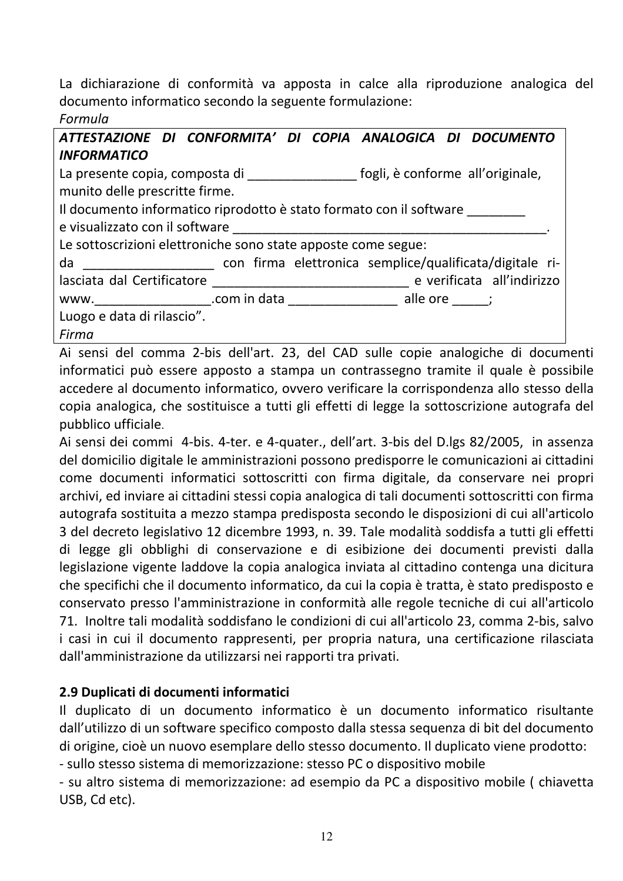La dichiarazione di conformità va apposta in calce alla riproduzione analogica del documento informatico secondo la seguente formulazione:

*Formula*

> ***ATTESTAZIONE DI CONFORMITA' DI COPIA ANALOGICA DI DOCUMENTO INFORMATICO***
>
> La presente copia, composta di _______________ fogli, è conforme all'originale, munito delle prescritte firme.
>
> Il documento informatico riprodotto è stato formato con il software ________ e visualizzato con il software ______________________________________________.
>
> Le sottoscrizioni elettroniche sono state apposte come segue:
>
> da __________________ con firma elettronica semplice/qualificata/digitale rilasciata dal Certificatore ____________________________ e verificata all'indirizzo www.________________.com in data _______________ alle ore _____;
>
> Luogo e data di rilascio".
>
> *Firma*

Ai sensi del comma 2-bis dell'art. 23, del CAD sulle copie analogiche di documenti informatici può essere apposto a stampa un contrassegno tramite il quale è possibile accedere al documento informatico, ovvero verificare la corrispondenza allo stesso della copia analogica, che sostituisce a tutti gli effetti di legge la sottoscrizione autografa del pubblico ufficiale.

Ai sensi dei commi 4-bis. 4-ter. e 4-quater., dell'art. 3-bis del D.lgs 82/2005, in assenza del domicilio digitale le amministrazioni possono predisporre le comunicazioni ai cittadini come documenti informatici sottoscritti con firma digitale, da conservare nei propri archivi, ed inviare ai cittadini stessi copia analogica di tali documenti sottoscritti con firma autografa sostituita a mezzo stampa predisposta secondo le disposizioni di cui all'articolo 3 del decreto legislativo 12 dicembre 1993, n. 39. Tale modalità soddisfa a tutti gli effetti di legge gli obblighi di conservazione e di esibizione dei documenti previsti dalla legislazione vigente laddove la copia analogica inviata al cittadino contenga una dicitura che specifichi che il documento informatico, da cui la copia è tratta, è stato predisposto e conservato presso l'amministrazione in conformità alle regole tecniche di cui all'articolo 71. Inoltre tali modalità soddisfano le condizioni di cui all'articolo 23, comma 2-bis, salvo i casi in cui il documento rappresenti, per propria natura, una certificazione rilasciata dall'amministrazione da utilizzarsi nei rapporti tra privati.

## 2.9 Duplicati di documenti informatici

Il duplicato di un documento informatico è un documento informatico risultante dall'utilizzo di un software specifico composto dalla stessa sequenza di bit del documento di origine, cioè un nuovo esemplare dello stesso documento. Il duplicato viene prodotto:

- sullo stesso sistema di memorizzazione: stesso PC o dispositivo mobile
- su altro sistema di memorizzazione: ad esempio da PC a dispositivo mobile ( chiavetta USB, Cd etc).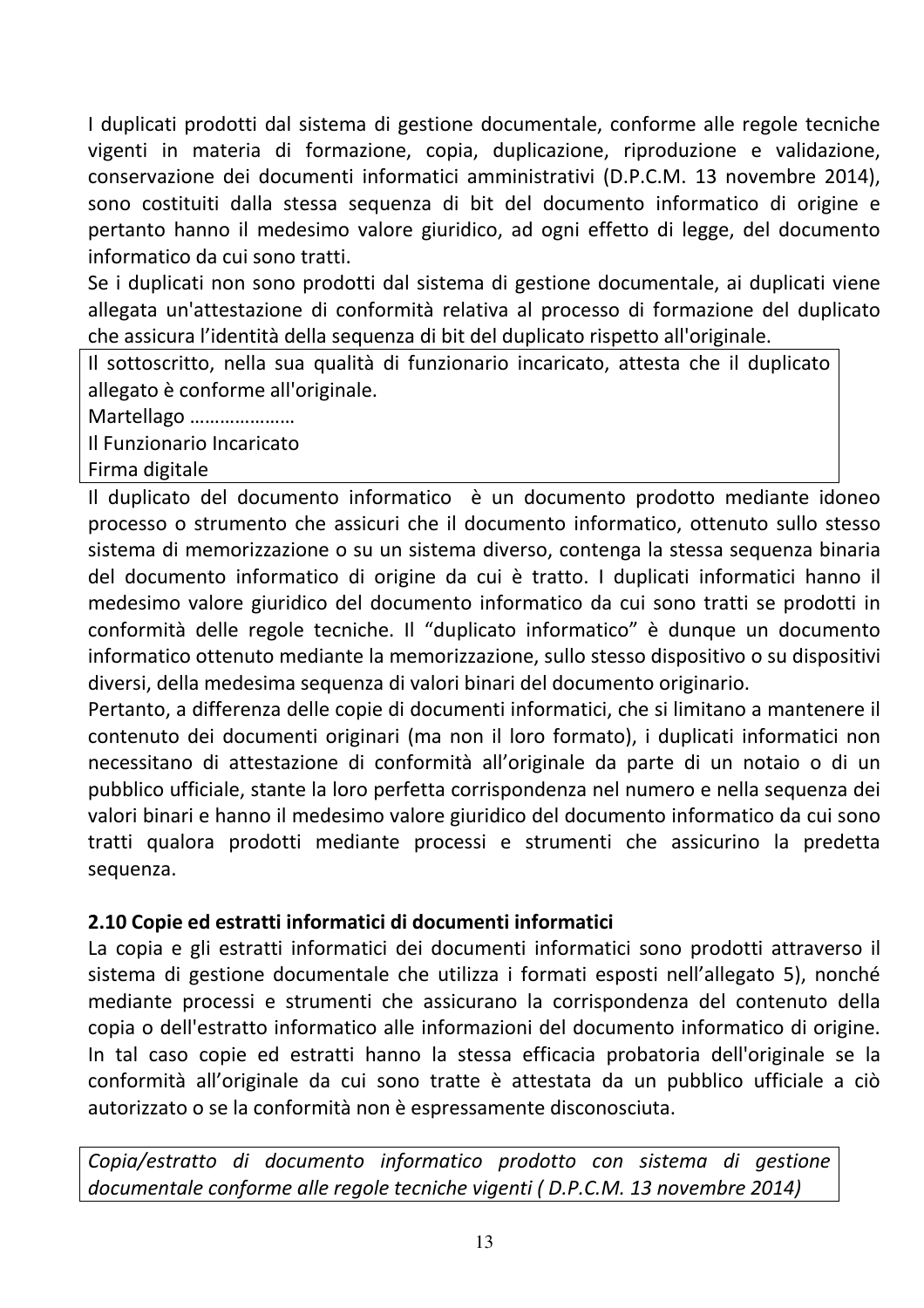I duplicati prodotti dal sistema di gestione documentale, conforme alle regole tecniche vigenti in materia di formazione, copia, duplicazione, riproduzione e validazione, conservazione dei documenti informatici amministrativi (D.P.C.M. 13 novembre 2014), sono costituiti dalla stessa sequenza di bit del documento informatico di origine e pertanto hanno il medesimo valore giuridico, ad ogni effetto di legge, del documento informatico da cui sono tratti.

Se i duplicati non sono prodotti dal sistema di gestione documentale, ai duplicati viene allegata un'attestazione di conformità relativa al processo di formazione del duplicato che assicura l'identità della sequenza di bit del duplicato rispetto all'originale.

| Il sottoscritto, nella sua qualità di funzionario incaricato, attesta che il duplicato allegato è conforme all'originale.<br>Martellago …………………<br>Il Funzionario Incaricato<br>Firma digitale |
|---|

Il duplicato del documento informatico è un documento prodotto mediante idoneo processo o strumento che assicuri che il documento informatico, ottenuto sullo stesso sistema di memorizzazione o su un sistema diverso, contenga la stessa sequenza binaria del documento informatico di origine da cui è tratto. I duplicati informatici hanno il medesimo valore giuridico del documento informatico da cui sono tratti se prodotti in conformità delle regole tecniche. Il "duplicato informatico" è dunque un documento informatico ottenuto mediante la memorizzazione, sullo stesso dispositivo o su dispositivi diversi, della medesima sequenza di valori binari del documento originario.

Pertanto, a differenza delle copie di documenti informatici, che si limitano a mantenere il contenuto dei documenti originari (ma non il loro formato), i duplicati informatici non necessitano di attestazione di conformità all'originale da parte di un notaio o di un pubblico ufficiale, stante la loro perfetta corrispondenza nel numero e nella sequenza dei valori binari e hanno il medesimo valore giuridico del documento informatico da cui sono tratti qualora prodotti mediante processi e strumenti che assicurino la predetta sequenza.

### 2.10 Copie ed estratti informatici di documenti informatici

La copia e gli estratti informatici dei documenti informatici sono prodotti attraverso il sistema di gestione documentale che utilizza i formati esposti nell'allegato 5), nonché mediante processi e strumenti che assicurano la corrispondenza del contenuto della copia o dell'estratto informatico alle informazioni del documento informatico di origine. In tal caso copie ed estratti hanno la stessa efficacia probatoria dell'originale se la conformità all'originale da cui sono tratte è attestata da un pubblico ufficiale a ciò autorizzato o se la conformità non è espressamente disconosciuta.

| *Copia/estratto di documento informatico prodotto con sistema di gestione documentale conforme alle regole tecniche vigenti ( D.P.C.M. 13 novembre 2014)* |
|---|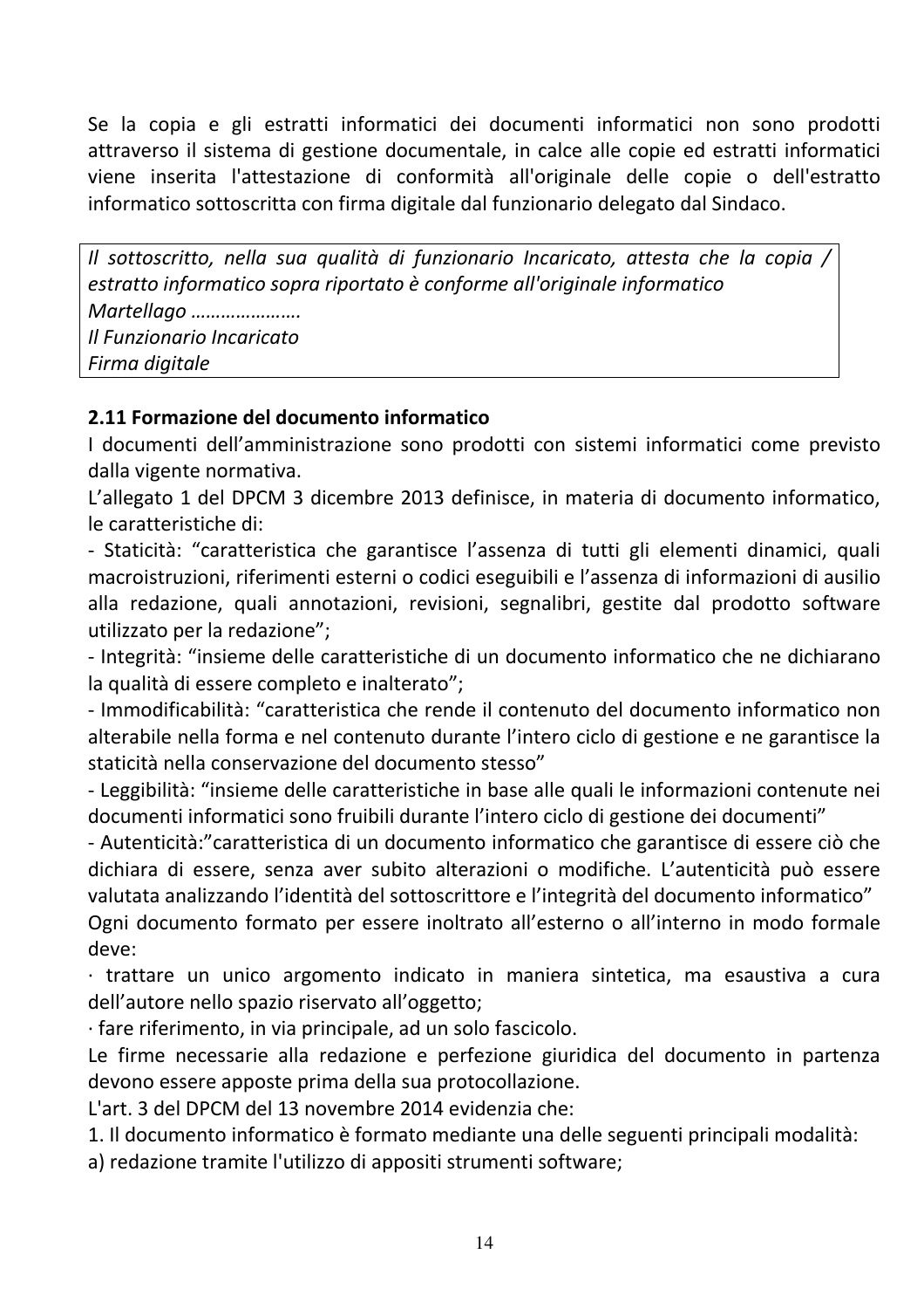Se la copia e gli estratti informatici dei documenti informatici non sono prodotti attraverso il sistema di gestione documentale, in calce alle copie ed estratti informatici viene inserita l'attestazione di conformità all'originale delle copie o dell'estratto informatico sottoscritta con firma digitale dal funzionario delegato dal Sindaco.

> *Il sottoscritto, nella sua qualità di funzionario Incaricato, attesta che la copia / estratto informatico sopra riportato è conforme all'originale informatico*
> *Martellago ………………….*
> *Il Funzionario Incaricato*
> *Firma digitale*

**2.11 Formazione del documento informatico**

I documenti dell'amministrazione sono prodotti con sistemi informatici come previsto dalla vigente normativa.

L'allegato 1 del DPCM 3 dicembre 2013 definisce, in materia di documento informatico, le caratteristiche di:

- Staticità: "caratteristica che garantisce l'assenza di tutti gli elementi dinamici, quali macroistruzioni, riferimenti esterni o codici eseguibili e l'assenza di informazioni di ausilio alla redazione, quali annotazioni, revisioni, segnalibri, gestite dal prodotto software utilizzato per la redazione";
- Integrità: "insieme delle caratteristiche di un documento informatico che ne dichiarano la qualità di essere completo e inalterato";
- Immodificabilità: "caratteristica che rende il contenuto del documento informatico non alterabile nella forma e nel contenuto durante l'intero ciclo di gestione e ne garantisce la staticità nella conservazione del documento stesso"
- Leggibilità: "insieme delle caratteristiche in base alle quali le informazioni contenute nei documenti informatici sono fruibili durante l'intero ciclo di gestione dei documenti"
- Autenticità:"caratteristica di un documento informatico che garantisce di essere ciò che dichiara di essere, senza aver subito alterazioni o modifiche. L'autenticità può essere valutata analizzando l'identità del sottoscrittore e l'integrità del documento informatico"

Ogni documento formato per essere inoltrato all'esterno o all'interno in modo formale deve:

· trattare un unico argomento indicato in maniera sintetica, ma esaustiva a cura dell'autore nello spazio riservato all'oggetto;

· fare riferimento, in via principale, ad un solo fascicolo.

Le firme necessarie alla redazione e perfezione giuridica del documento in partenza devono essere apposte prima della sua protocollazione.

L'art. 3 del DPCM del 13 novembre 2014 evidenzia che:

1. Il documento informatico è formato mediante una delle seguenti principali modalità:

a) redazione tramite l'utilizzo di appositi strumenti software;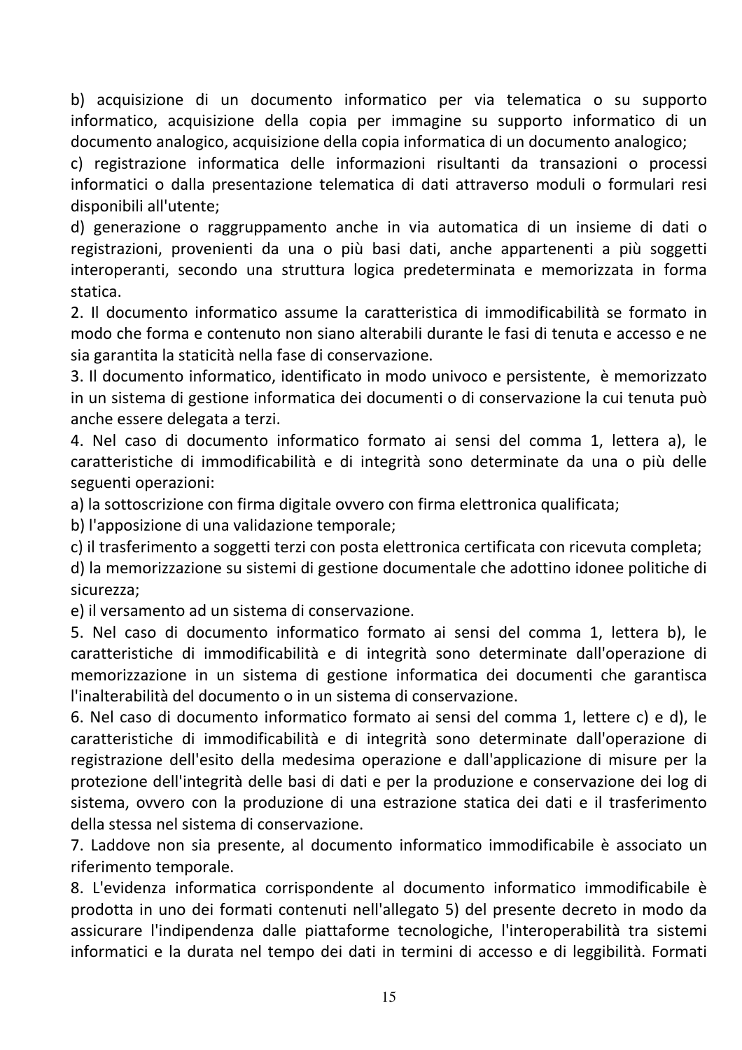b) acquisizione di un documento informatico per via telematica o su supporto informatico, acquisizione della copia per immagine su supporto informatico di un documento analogico, acquisizione della copia informatica di un documento analogico;

c) registrazione informatica delle informazioni risultanti da transazioni o processi informatici o dalla presentazione telematica di dati attraverso moduli o formulari resi disponibili all'utente;

d) generazione o raggruppamento anche in via automatica di un insieme di dati o registrazioni, provenienti da una o più basi dati, anche appartenenti a più soggetti interoperanti, secondo una struttura logica predeterminata e memorizzata in forma statica.

2. Il documento informatico assume la caratteristica di immodificabilità se formato in modo che forma e contenuto non siano alterabili durante le fasi di tenuta e accesso e ne sia garantita la staticità nella fase di conservazione.

3. Il documento informatico, identificato in modo univoco e persistente, è memorizzato in un sistema di gestione informatica dei documenti o di conservazione la cui tenuta può anche essere delegata a terzi.

4. Nel caso di documento informatico formato ai sensi del comma 1, lettera a), le caratteristiche di immodificabilità e di integrità sono determinate da una o più delle seguenti operazioni:

a) la sottoscrizione con firma digitale ovvero con firma elettronica qualificata;

b) l'apposizione di una validazione temporale;

c) il trasferimento a soggetti terzi con posta elettronica certificata con ricevuta completa;

d) la memorizzazione su sistemi di gestione documentale che adottino idonee politiche di sicurezza;

e) il versamento ad un sistema di conservazione.

5. Nel caso di documento informatico formato ai sensi del comma 1, lettera b), le caratteristiche di immodificabilità e di integrità sono determinate dall'operazione di memorizzazione in un sistema di gestione informatica dei documenti che garantisca l'inalterabilità del documento o in un sistema di conservazione.

6. Nel caso di documento informatico formato ai sensi del comma 1, lettere c) e d), le caratteristiche di immodificabilità e di integrità sono determinate dall'operazione di registrazione dell'esito della medesima operazione e dall'applicazione di misure per la protezione dell'integrità delle basi di dati e per la produzione e conservazione dei log di sistema, ovvero con la produzione di una estrazione statica dei dati e il trasferimento della stessa nel sistema di conservazione.

7. Laddove non sia presente, al documento informatico immodificabile è associato un riferimento temporale.

8. L'evidenza informatica corrispondente al documento informatico immodificabile è prodotta in uno dei formati contenuti nell'allegato 5) del presente decreto in modo da assicurare l'indipendenza dalle piattaforme tecnologiche, l'interoperabilità tra sistemi informatici e la durata nel tempo dei dati in termini di accesso e di leggibilità. Formati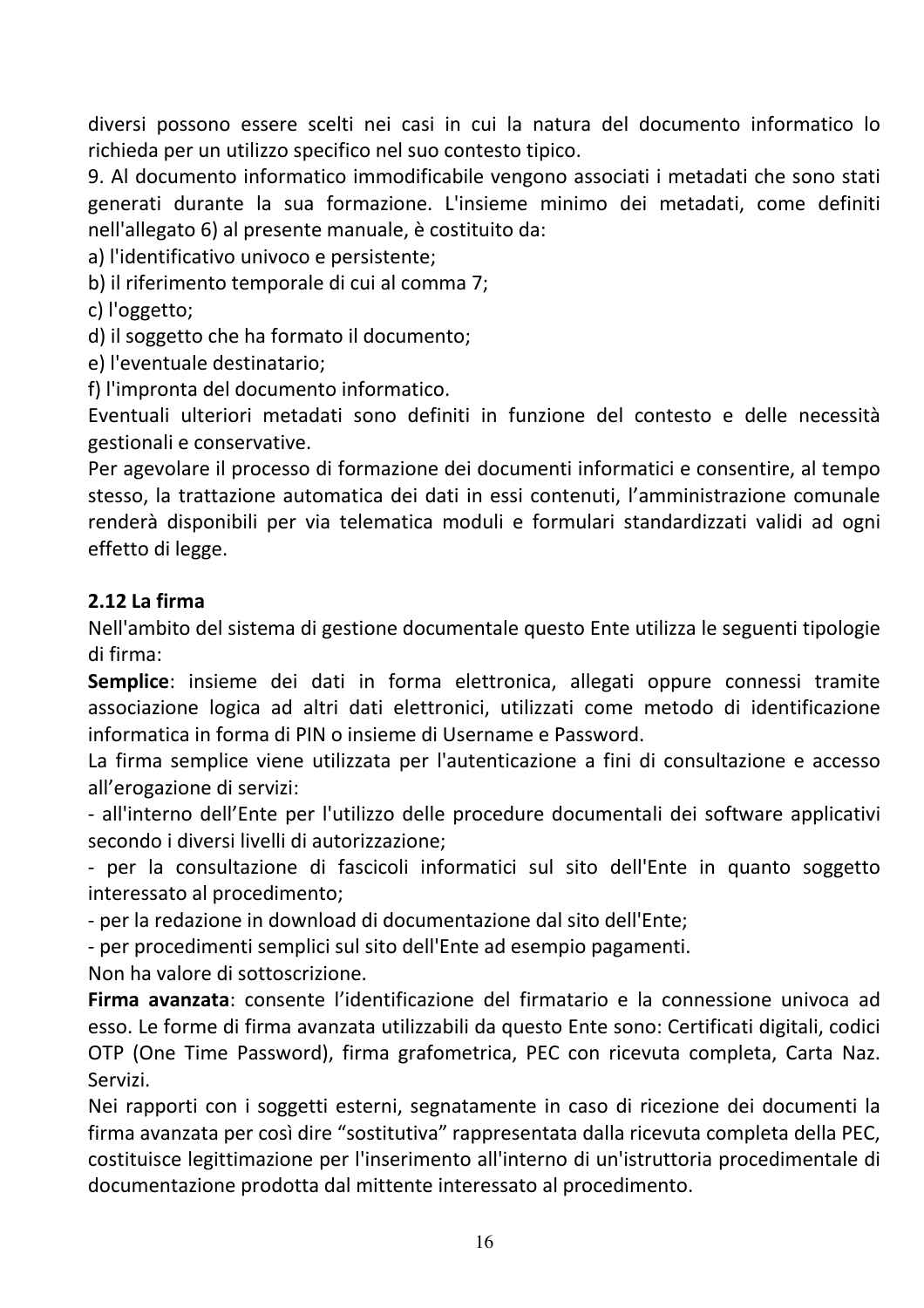diversi possono essere scelti nei casi in cui la natura del documento informatico lo richieda per un utilizzo specifico nel suo contesto tipico.

9. Al documento informatico immodificabile vengono associati i metadati che sono stati generati durante la sua formazione. L'insieme minimo dei metadati, come definiti nell'allegato 6) al presente manuale, è costituito da:

a) l'identificativo univoco e persistente;
b) il riferimento temporale di cui al comma 7;
c) l'oggetto;
d) il soggetto che ha formato il documento;
e) l'eventuale destinatario;
f) l'impronta del documento informatico.

Eventuali ulteriori metadati sono definiti in funzione del contesto e delle necessità gestionali e conservative.

Per agevolare il processo di formazione dei documenti informatici e consentire, al tempo stesso, la trattazione automatica dei dati in essi contenuti, l'amministrazione comunale renderà disponibili per via telematica moduli e formulari standardizzati validi ad ogni effetto di legge.

**2.12 La firma**

Nell'ambito del sistema di gestione documentale questo Ente utilizza le seguenti tipologie di firma:

**Semplice**: insieme dei dati in forma elettronica, allegati oppure connessi tramite associazione logica ad altri dati elettronici, utilizzati come metodo di identificazione informatica in forma di PIN o insieme di Username e Password.

La firma semplice viene utilizzata per l'autenticazione a fini di consultazione e accesso all'erogazione di servizi:

- all'interno dell'Ente per l'utilizzo delle procedure documentali dei software applicativi secondo i diversi livelli di autorizzazione;
- per la consultazione di fascicoli informatici sul sito dell'Ente in quanto soggetto interessato al procedimento;
- per la redazione in download di documentazione dal sito dell'Ente;
- per procedimenti semplici sul sito dell'Ente ad esempio pagamenti.

Non ha valore di sottoscrizione.

**Firma avanzata**: consente l'identificazione del firmatario e la connessione univoca ad esso. Le forme di firma avanzata utilizzabili da questo Ente sono: Certificati digitali, codici OTP (One Time Password), firma grafometrica, PEC con ricevuta completa, Carta Naz. Servizi.

Nei rapporti con i soggetti esterni, segnatamente in caso di ricezione dei documenti la firma avanzata per così dire "sostitutiva" rappresentata dalla ricevuta completa della PEC, costituisce legittimazione per l'inserimento all'interno di un'istruttoria procedimentale di documentazione prodotta dal mittente interessato al procedimento.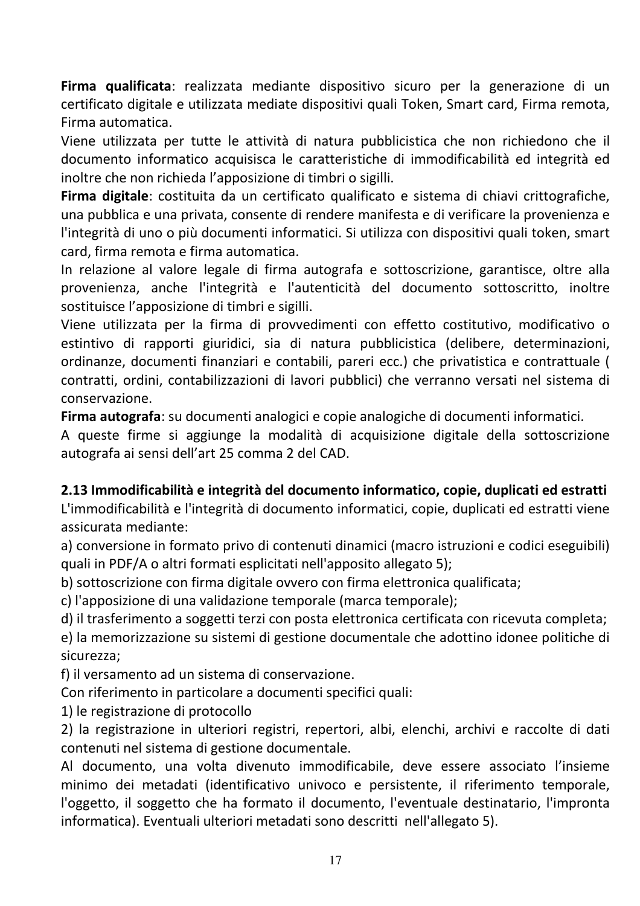**Firma qualificata**: realizzata mediante dispositivo sicuro per la generazione di un certificato digitale e utilizzata mediate dispositivi quali Token, Smart card, Firma remota, Firma automatica.

Viene utilizzata per tutte le attività di natura pubblicistica che non richiedono che il documento informatico acquisisca le caratteristiche di immodificabilità ed integrità ed inoltre che non richieda l'apposizione di timbri o sigilli.

**Firma digitale**: costituita da un certificato qualificato e sistema di chiavi crittografiche, una pubblica e una privata, consente di rendere manifesta e di verificare la provenienza e l'integrità di uno o più documenti informatici. Si utilizza con dispositivi quali token, smart card, firma remota e firma automatica.

In relazione al valore legale di firma autografa e sottoscrizione, garantisce, oltre alla provenienza, anche l'integrità e l'autenticità del documento sottoscritto, inoltre sostituisce l'apposizione di timbri e sigilli.

Viene utilizzata per la firma di provvedimenti con effetto costitutivo, modificativo o estintivo di rapporti giuridici, sia di natura pubblicistica (delibere, determinazioni, ordinanze, documenti finanziari e contabili, pareri ecc.) che privatistica e contrattuale ( contratti, ordini, contabilizzazioni di lavori pubblici) che verranno versati nel sistema di conservazione.

**Firma autografa**: su documenti analogici e copie analogiche di documenti informatici.

A queste firme si aggiunge la modalità di acquisizione digitale della sottoscrizione autografa ai sensi dell'art 25 comma 2 del CAD.

**2.13 Immodificabilità e integrità del documento informatico, copie, duplicati ed estratti**

L'immodificabilità e l'integrità di documento informatici, copie, duplicati ed estratti viene assicurata mediante:

a) conversione in formato privo di contenuti dinamici (macro istruzioni e codici eseguibili) quali in PDF/A o altri formati esplicitati nell'apposito allegato 5);

b) sottoscrizione con firma digitale ovvero con firma elettronica qualificata;

c) l'apposizione di una validazione temporale (marca temporale);

d) il trasferimento a soggetti terzi con posta elettronica certificata con ricevuta completa;

e) la memorizzazione su sistemi di gestione documentale che adottino idonee politiche di sicurezza;

f) il versamento ad un sistema di conservazione.

Con riferimento in particolare a documenti specifici quali:

1) le registrazione di protocollo

2) la registrazione in ulteriori registri, repertori, albi, elenchi, archivi e raccolte di dati contenuti nel sistema di gestione documentale.

Al documento, una volta divenuto immodificabile, deve essere associato l'insieme minimo dei metadati (identificativo univoco e persistente, il riferimento temporale, l'oggetto, il soggetto che ha formato il documento, l'eventuale destinatario, l'impronta informatica). Eventuali ulteriori metadati sono descritti nell'allegato 5).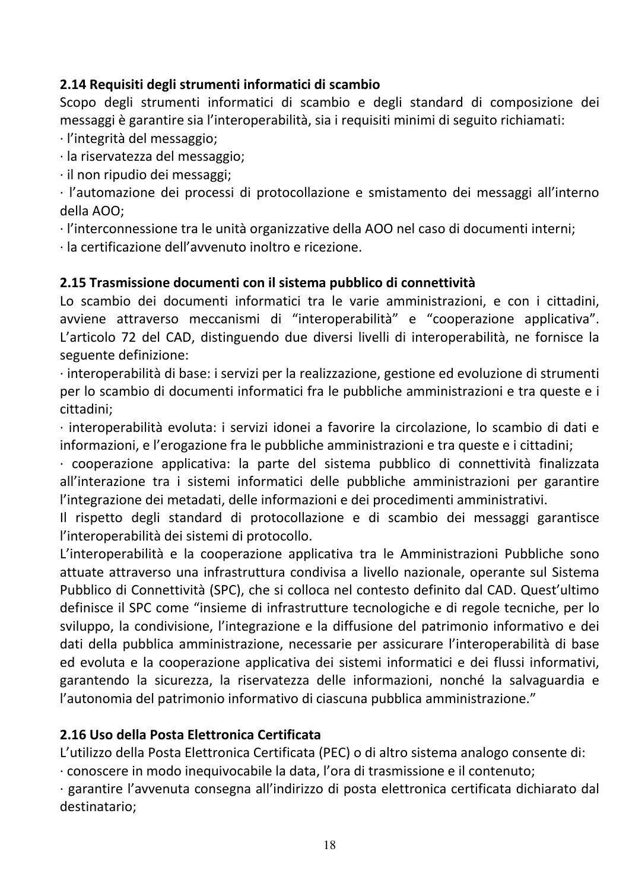**2.14 Requisiti degli strumenti informatici di scambio**

Scopo degli strumenti informatici di scambio e degli standard di composizione dei messaggi è garantire sia l'interoperabilità, sia i requisiti minimi di seguito richiamati:

· l'integrità del messaggio;
· la riservatezza del messaggio;
· il non ripudio dei messaggi;
· l'automazione dei processi di protocollazione e smistamento dei messaggi all'interno della AOO;
· l'interconnessione tra le unità organizzative della AOO nel caso di documenti interni;
· la certificazione dell'avvenuto inoltro e ricezione.

**2.15 Trasmissione documenti con il sistema pubblico di connettività**

Lo scambio dei documenti informatici tra le varie amministrazioni, e con i cittadini, avviene attraverso meccanismi di "interoperabilità" e "cooperazione applicativa". L'articolo 72 del CAD, distinguendo due diversi livelli di interoperabilità, ne fornisce la seguente definizione:

· interoperabilità di base: i servizi per la realizzazione, gestione ed evoluzione di strumenti per lo scambio di documenti informatici fra le pubbliche amministrazioni e tra queste e i cittadini;
· interoperabilità evoluta: i servizi idonei a favorire la circolazione, lo scambio di dati e informazioni, e l'erogazione fra le pubbliche amministrazioni e tra queste e i cittadini;
· cooperazione applicativa: la parte del sistema pubblico di connettività finalizzata all'interazione tra i sistemi informatici delle pubbliche amministrazioni per garantire l'integrazione dei metadati, delle informazioni e dei procedimenti amministrativi.

Il rispetto degli standard di protocollazione e di scambio dei messaggi garantisce l'interoperabilità dei sistemi di protocollo.

L'interoperabilità e la cooperazione applicativa tra le Amministrazioni Pubbliche sono attuate attraverso una infrastruttura condivisa a livello nazionale, operante sul Sistema Pubblico di Connettività (SPC), che si colloca nel contesto definito dal CAD. Quest'ultimo definisce il SPC come "insieme di infrastrutture tecnologiche e di regole tecniche, per lo sviluppo, la condivisione, l'integrazione e la diffusione del patrimonio informativo e dei dati della pubblica amministrazione, necessarie per assicurare l'interoperabilità di base ed evoluta e la cooperazione applicativa dei sistemi informatici e dei flussi informativi, garantendo la sicurezza, la riservatezza delle informazioni, nonché la salvaguardia e l'autonomia del patrimonio informativo di ciascuna pubblica amministrazione."

**2.16 Uso della Posta Elettronica Certificata**

L'utilizzo della Posta Elettronica Certificata (PEC) o di altro sistema analogo consente di:

· conoscere in modo inequivocabile la data, l'ora di trasmissione e il contenuto;
· garantire l'avvenuta consegna all'indirizzo di posta elettronica certificata dichiarato dal destinatario;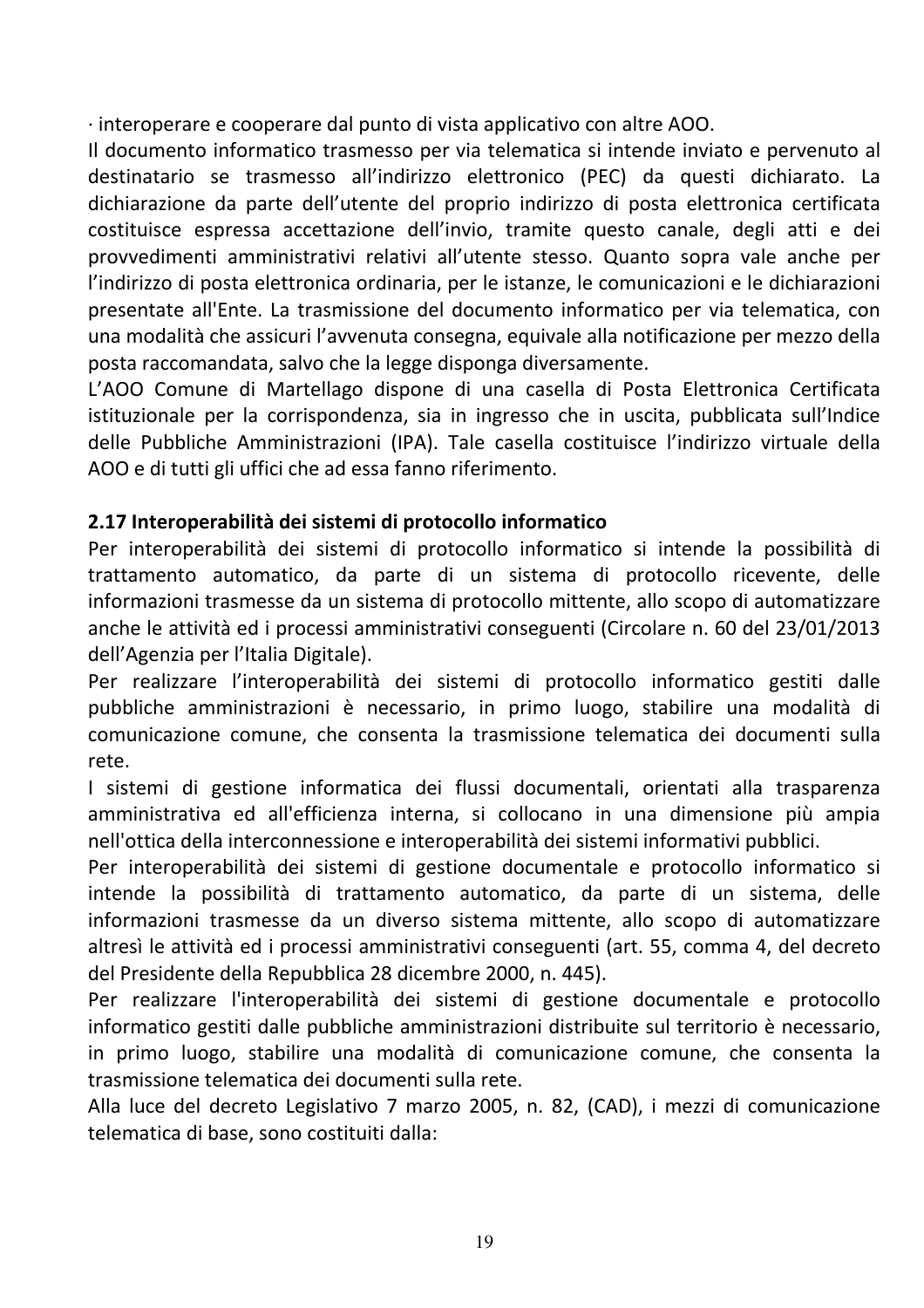· interoperare e cooperare dal punto di vista applicativo con altre AOO.

Il documento informatico trasmesso per via telematica si intende inviato e pervenuto al destinatario se trasmesso all'indirizzo elettronico (PEC) da questi dichiarato. La dichiarazione da parte dell'utente del proprio indirizzo di posta elettronica certificata costituisce espressa accettazione dell'invio, tramite questo canale, degli atti e dei provvedimenti amministrativi relativi all'utente stesso. Quanto sopra vale anche per l'indirizzo di posta elettronica ordinaria, per le istanze, le comunicazioni e le dichiarazioni presentate all'Ente. La trasmissione del documento informatico per via telematica, con una modalità che assicuri l'avvenuta consegna, equivale alla notificazione per mezzo della posta raccomandata, salvo che la legge disponga diversamente.

L'AOO Comune di Martellago dispone di una casella di Posta Elettronica Certificata istituzionale per la corrispondenza, sia in ingresso che in uscita, pubblicata sull'Indice delle Pubbliche Amministrazioni (IPA). Tale casella costituisce l'indirizzo virtuale della AOO e di tutti gli uffici che ad essa fanno riferimento.

## 2.17 Interoperabilità dei sistemi di protocollo informatico

Per interoperabilità dei sistemi di protocollo informatico si intende la possibilità di trattamento automatico, da parte di un sistema di protocollo ricevente, delle informazioni trasmesse da un sistema di protocollo mittente, allo scopo di automatizzare anche le attività ed i processi amministrativi conseguenti (Circolare n. 60 del 23/01/2013 dell'Agenzia per l'Italia Digitale).

Per realizzare l'interoperabilità dei sistemi di protocollo informatico gestiti dalle pubbliche amministrazioni è necessario, in primo luogo, stabilire una modalità di comunicazione comune, che consenta la trasmissione telematica dei documenti sulla rete.

I sistemi di gestione informatica dei flussi documentali, orientati alla trasparenza amministrativa ed all'efficienza interna, si collocano in una dimensione più ampia nell'ottica della interconnessione e interoperabilità dei sistemi informativi pubblici.

Per interoperabilità dei sistemi di gestione documentale e protocollo informatico si intende la possibilità di trattamento automatico, da parte di un sistema, delle informazioni trasmesse da un diverso sistema mittente, allo scopo di automatizzare altresì le attività ed i processi amministrativi conseguenti (art. 55, comma 4, del decreto del Presidente della Repubblica 28 dicembre 2000, n. 445).

Per realizzare l'interoperabilità dei sistemi di gestione documentale e protocollo informatico gestiti dalle pubbliche amministrazioni distribuite sul territorio è necessario, in primo luogo, stabilire una modalità di comunicazione comune, che consenta la trasmissione telematica dei documenti sulla rete.

Alla luce del decreto Legislativo 7 marzo 2005, n. 82, (CAD), i mezzi di comunicazione telematica di base, sono costituiti dalla: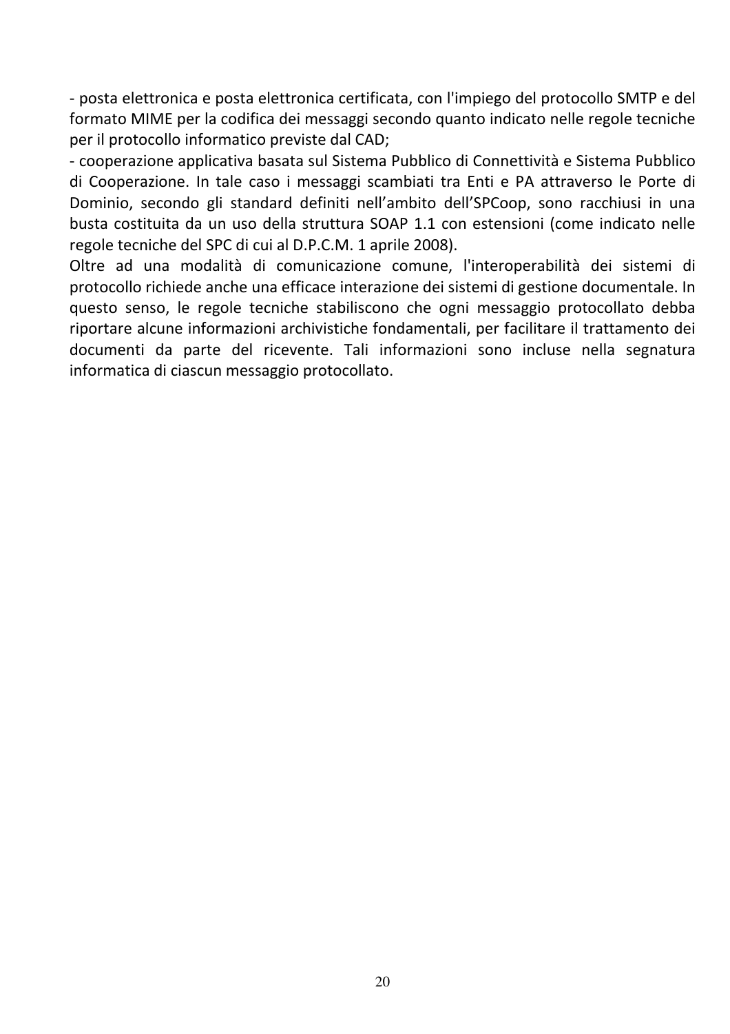- posta elettronica e posta elettronica certificata, con l'impiego del protocollo SMTP e del formato MIME per la codifica dei messaggi secondo quanto indicato nelle regole tecniche per il protocollo informatico previste dal CAD;
- cooperazione applicativa basata sul Sistema Pubblico di Connettività e Sistema Pubblico di Cooperazione. In tale caso i messaggi scambiati tra Enti e PA attraverso le Porte di Dominio, secondo gli standard definiti nell'ambito dell'SPCoop, sono racchiusi in una busta costituita da un uso della struttura SOAP 1.1 con estensioni (come indicato nelle regole tecniche del SPC di cui al D.P.C.M. 1 aprile 2008).

Oltre ad una modalità di comunicazione comune, l'interoperabilità dei sistemi di protocollo richiede anche una efficace interazione dei sistemi di gestione documentale. In questo senso, le regole tecniche stabiliscono che ogni messaggio protocollato debba riportare alcune informazioni archivistiche fondamentali, per facilitare il trattamento dei documenti da parte del ricevente. Tali informazioni sono incluse nella segnatura informatica di ciascun messaggio protocollato.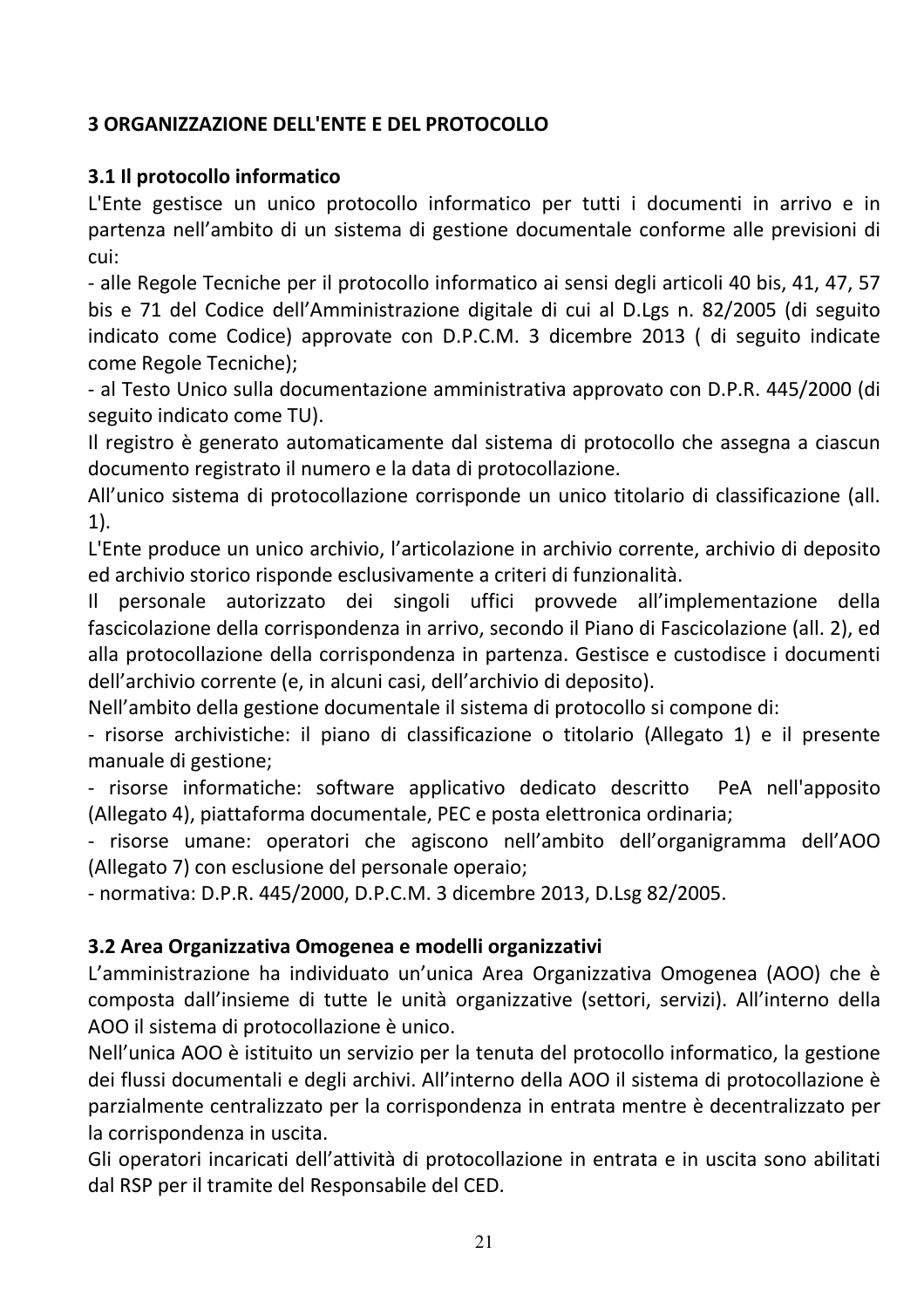## 3 ORGANIZZAZIONE DELL'ENTE E DEL PROTOCOLLO

### 3.1 Il protocollo informatico

L'Ente gestisce un unico protocollo informatico per tutti i documenti in arrivo e in partenza nell'ambito di un sistema di gestione documentale conforme alle previsioni di cui:

- alle Regole Tecniche per il protocollo informatico ai sensi degli articoli 40 bis, 41, 47, 57 bis e 71 del Codice dell'Amministrazione digitale di cui al D.Lgs n. 82/2005 (di seguito indicato come Codice) approvate con D.P.C.M. 3 dicembre 2013 ( di seguito indicate come Regole Tecniche);
- al Testo Unico sulla documentazione amministrativa approvato con D.P.R. 445/2000 (di seguito indicato come TU).

Il registro è generato automaticamente dal sistema di protocollo che assegna a ciascun documento registrato il numero e la data di protocollazione.

All'unico sistema di protocollazione corrisponde un unico titolario di classificazione (all. 1).

L'Ente produce un unico archivio, l'articolazione in archivio corrente, archivio di deposito ed archivio storico risponde esclusivamente a criteri di funzionalità.

Il personale autorizzato dei singoli uffici provvede all'implementazione della fascicolazione della corrispondenza in arrivo, secondo il Piano di Fascicolazione (all. 2), ed alla protocollazione della corrispondenza in partenza. Gestisce e custodisce i documenti dell'archivio corrente (e, in alcuni casi, dell'archivio di deposito).

Nell'ambito della gestione documentale il sistema di protocollo si compone di:

- risorse archivistiche: il piano di classificazione o titolario (Allegato 1) e il presente manuale di gestione;
- risorse informatiche: software applicativo dedicato descritto PeA nell'apposito (Allegato 4), piattaforma documentale, PEC e posta elettronica ordinaria;
- risorse umane: operatori che agiscono nell'ambito dell'organigramma dell'AOO (Allegato 7) con esclusione del personale operaio;
- normativa: D.P.R. 445/2000, D.P.C.M. 3 dicembre 2013, D.Lsg 82/2005.

### 3.2 Area Organizzativa Omogenea e modelli organizzativi

L'amministrazione ha individuato un'unica Area Organizzativa Omogenea (AOO) che è composta dall'insieme di tutte le unità organizzative (settori, servizi). All'interno della AOO il sistema di protocollazione è unico.

Nell'unica AOO è istituito un servizio per la tenuta del protocollo informatico, la gestione dei flussi documentali e degli archivi. All'interno della AOO il sistema di protocollazione è parzialmente centralizzato per la corrispondenza in entrata mentre è decentralizzato per la corrispondenza in uscita.

Gli operatori incaricati dell'attività di protocollazione in entrata e in uscita sono abilitati dal RSP per il tramite del Responsabile del CED.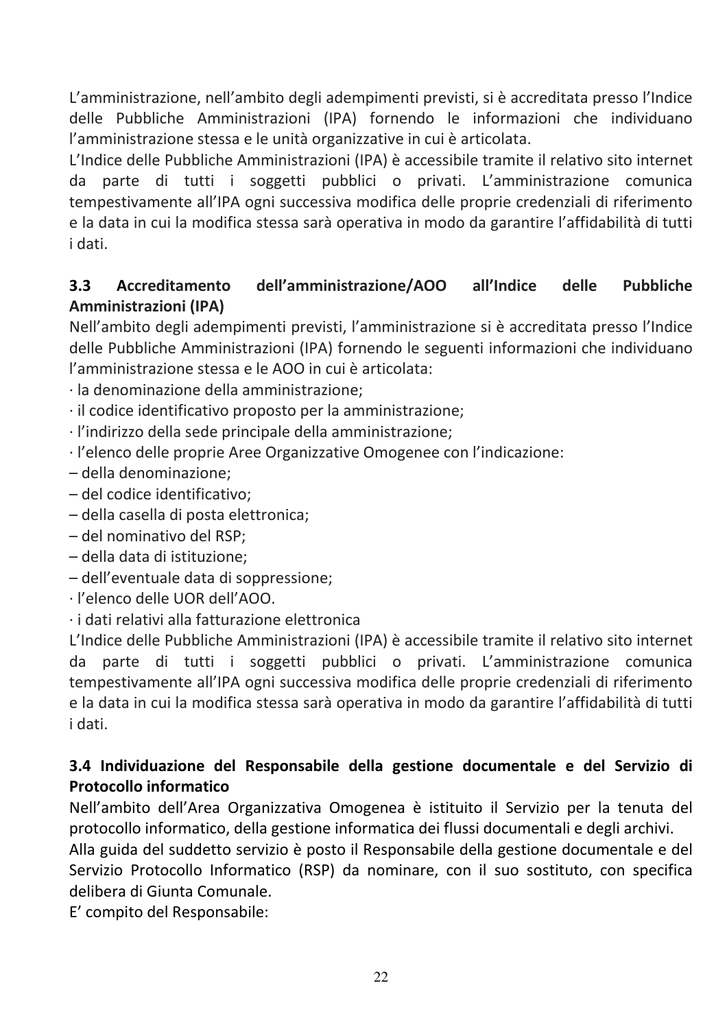L'amministrazione, nell'ambito degli adempimenti previsti, si è accreditata presso l'Indice delle Pubbliche Amministrazioni (IPA) fornendo le informazioni che individuano l'amministrazione stessa e le unità organizzative in cui è articolata.
L'Indice delle Pubbliche Amministrazioni (IPA) è accessibile tramite il relativo sito internet da parte di tutti i soggetti pubblici o privati. L'amministrazione comunica tempestivamente all'IPA ogni successiva modifica delle proprie credenziali di riferimento e la data in cui la modifica stessa sarà operativa in modo da garantire l'affidabilità di tutti i dati.

### 3.3 Accreditamento dell'amministrazione/AOO all'Indice delle Pubbliche Amministrazioni (IPA)

Nell'ambito degli adempimenti previsti, l'amministrazione si è accreditata presso l'Indice delle Pubbliche Amministrazioni (IPA) fornendo le seguenti informazioni che individuano l'amministrazione stessa e le AOO in cui è articolata:

· la denominazione della amministrazione;
· il codice identificativo proposto per la amministrazione;
· l'indirizzo della sede principale della amministrazione;
· l'elenco delle proprie Aree Organizzative Omogenee con l'indicazione:
– della denominazione;
– del codice identificativo;
– della casella di posta elettronica;
– del nominativo del RSP;
– della data di istituzione;
– dell'eventuale data di soppressione;
· l'elenco delle UOR dell'AOO.
· i dati relativi alla fatturazione elettronica

L'Indice delle Pubbliche Amministrazioni (IPA) è accessibile tramite il relativo sito internet da parte di tutti i soggetti pubblici o privati. L'amministrazione comunica tempestivamente all'IPA ogni successiva modifica delle proprie credenziali di riferimento e la data in cui la modifica stessa sarà operativa in modo da garantire l'affidabilità di tutti i dati.

### 3.4 Individuazione del Responsabile della gestione documentale e del Servizio di Protocollo informatico

Nell'ambito dell'Area Organizzativa Omogenea è istituito il Servizio per la tenuta del protocollo informatico, della gestione informatica dei flussi documentali e degli archivi.
Alla guida del suddetto servizio è posto il Responsabile della gestione documentale e del Servizio Protocollo Informatico (RSP) da nominare, con il suo sostituto, con specifica delibera di Giunta Comunale.
E' compito del Responsabile: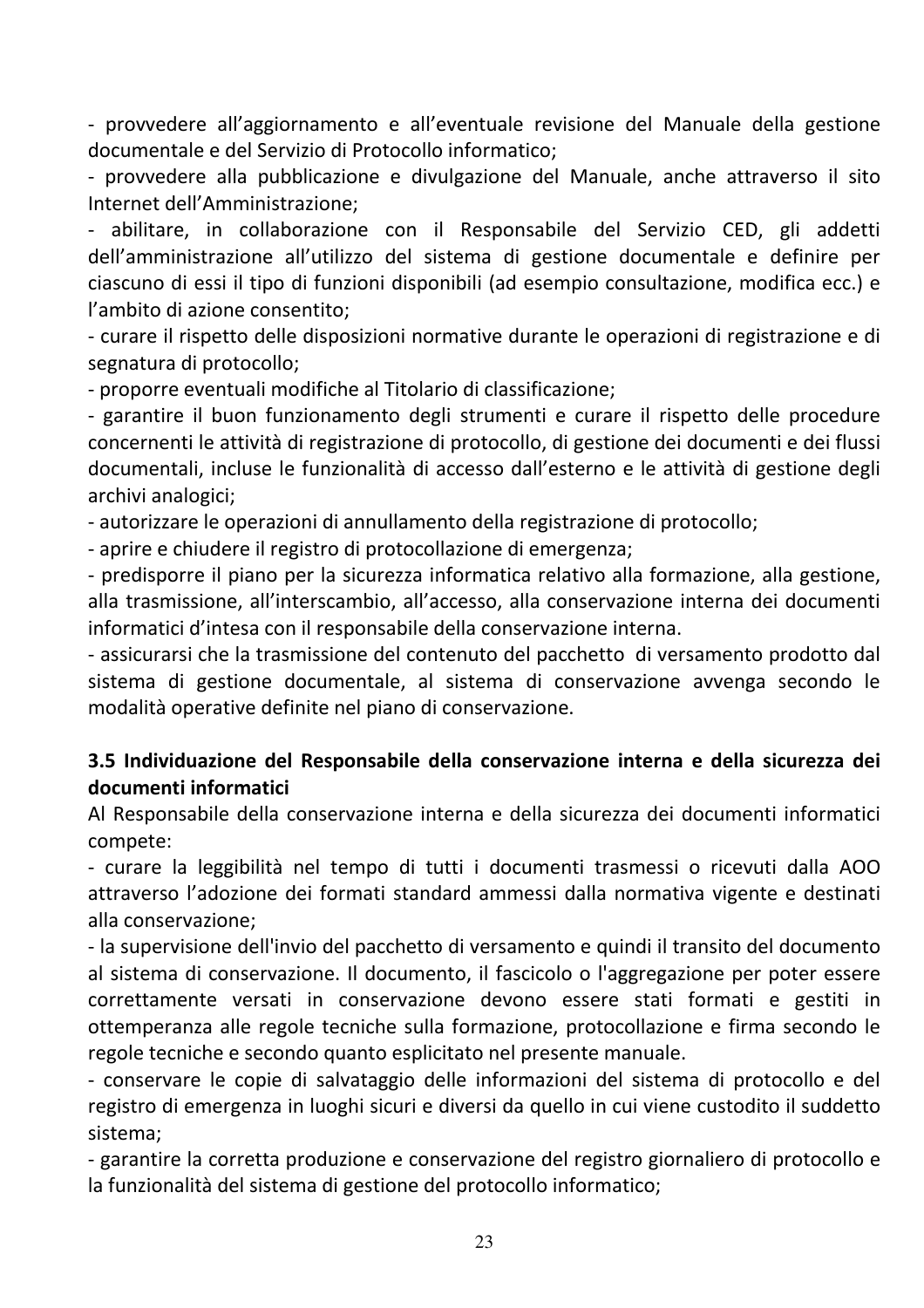- provvedere all’aggiornamento e all’eventuale revisione del Manuale della gestione documentale e del Servizio di Protocollo informatico;
- provvedere alla pubblicazione e divulgazione del Manuale, anche attraverso il sito Internet dell’Amministrazione;
- abilitare, in collaborazione con il Responsabile del Servizio CED, gli addetti dell’amministrazione all’utilizzo del sistema di gestione documentale e definire per ciascuno di essi il tipo di funzioni disponibili (ad esempio consultazione, modifica ecc.) e l’ambito di azione consentito;
- curare il rispetto delle disposizioni normative durante le operazioni di registrazione e di segnatura di protocollo;
- proporre eventuali modifiche al Titolario di classificazione;
- garantire il buon funzionamento degli strumenti e curare il rispetto delle procedure concernenti le attività di registrazione di protocollo, di gestione dei documenti e dei flussi documentali, incluse le funzionalità di accesso dall’esterno e le attività di gestione degli archivi analogici;
- autorizzare le operazioni di annullamento della registrazione di protocollo;
- aprire e chiudere il registro di protocollazione di emergenza;
- predisporre il piano per la sicurezza informatica relativo alla formazione, alla gestione, alla trasmissione, all’interscambio, all’accesso, alla conservazione interna dei documenti informatici d’intesa con il responsabile della conservazione interna.
- assicurarsi che la trasmissione del contenuto del pacchetto di versamento prodotto dal sistema di gestione documentale, al sistema di conservazione avvenga secondo le modalità operative definite nel piano di conservazione.

### 3.5 Individuazione del Responsabile della conservazione interna e della sicurezza dei documenti informatici

Al Responsabile della conservazione interna e della sicurezza dei documenti informatici compete:

- curare la leggibilità nel tempo di tutti i documenti trasmessi o ricevuti dalla AOO attraverso l’adozione dei formati standard ammessi dalla normativa vigente e destinati alla conservazione;
- la supervisione dell'invio del pacchetto di versamento e quindi il transito del documento al sistema di conservazione. Il documento, il fascicolo o l'aggregazione per poter essere correttamente versati in conservazione devono essere stati formati e gestiti in ottemperanza alle regole tecniche sulla formazione, protocollazione e firma secondo le regole tecniche e secondo quanto esplicitato nel presente manuale.
- conservare le copie di salvataggio delle informazioni del sistema di protocollo e del registro di emergenza in luoghi sicuri e diversi da quello in cui viene custodito il suddetto sistema;
- garantire la corretta produzione e conservazione del registro giornaliero di protocollo e la funzionalità del sistema di gestione del protocollo informatico;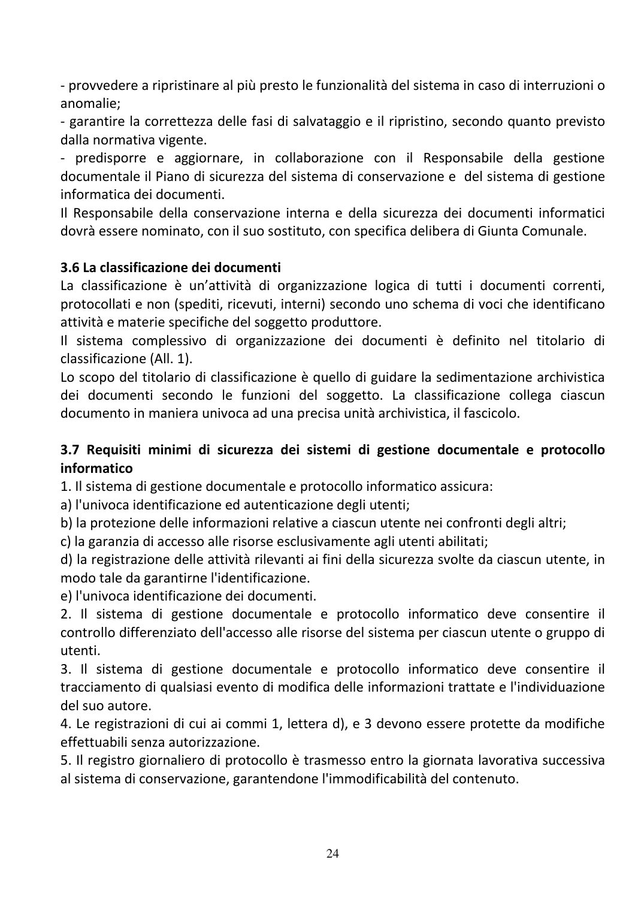- provvedere a ripristinare al più presto le funzionalità del sistema in caso di interruzioni o anomalie;
- garantire la correttezza delle fasi di salvataggio e il ripristino, secondo quanto previsto dalla normativa vigente.
- predisporre e aggiornare, in collaborazione con il Responsabile della gestione documentale il Piano di sicurezza del sistema di conservazione e del sistema di gestione informatica dei documenti.

Il Responsabile della conservazione interna e della sicurezza dei documenti informatici dovrà essere nominato, con il suo sostituto, con specifica delibera di Giunta Comunale.

### 3.6 La classificazione dei documenti

La classificazione è un'attività di organizzazione logica di tutti i documenti correnti, protocollati e non (spediti, ricevuti, interni) secondo uno schema di voci che identificano attività e materie specifiche del soggetto produttore.

Il sistema complessivo di organizzazione dei documenti è definito nel titolario di classificazione (All. 1).

Lo scopo del titolario di classificazione è quello di guidare la sedimentazione archivistica dei documenti secondo le funzioni del soggetto. La classificazione collega ciascun documento in maniera univoca ad una precisa unità archivistica, il fascicolo.

### 3.7 Requisiti minimi di sicurezza dei sistemi di gestione documentale e protocollo informatico

1. Il sistema di gestione documentale e protocollo informatico assicura:

a) l'univoca identificazione ed autenticazione degli utenti;
b) la protezione delle informazioni relative a ciascun utente nei confronti degli altri;
c) la garanzia di accesso alle risorse esclusivamente agli utenti abilitati;
d) la registrazione delle attività rilevanti ai fini della sicurezza svolte da ciascun utente, in modo tale da garantirne l'identificazione.
e) l'univoca identificazione dei documenti.

2. Il sistema di gestione documentale e protocollo informatico deve consentire il controllo differenziato dell'accesso alle risorse del sistema per ciascun utente o gruppo di utenti.

3. Il sistema di gestione documentale e protocollo informatico deve consentire il tracciamento di qualsiasi evento di modifica delle informazioni trattate e l'individuazione del suo autore.

4. Le registrazioni di cui ai commi 1, lettera d), e 3 devono essere protette da modifiche effettuabili senza autorizzazione.

5. Il registro giornaliero di protocollo è trasmesso entro la giornata lavorativa successiva al sistema di conservazione, garantendone l'immodificabilità del contenuto.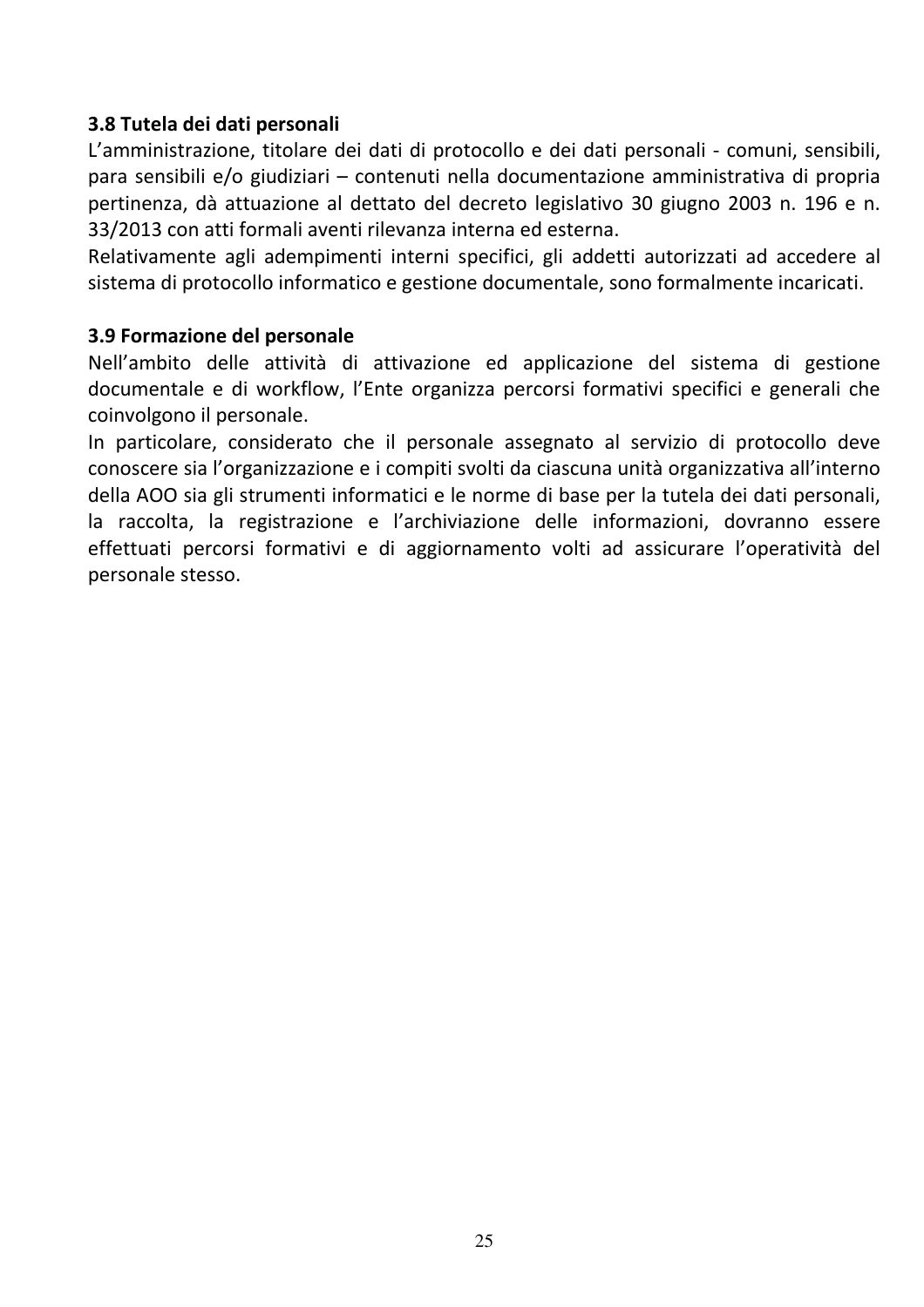### 3.8 Tutela dei dati personali

L'amministrazione, titolare dei dati di protocollo e dei dati personali - comuni, sensibili, para sensibili e/o giudiziari – contenuti nella documentazione amministrativa di propria pertinenza, dà attuazione al dettato del decreto legislativo 30 giugno 2003 n. 196 e n. 33/2013 con atti formali aventi rilevanza interna ed esterna.

Relativamente agli adempimenti interni specifici, gli addetti autorizzati ad accedere al sistema di protocollo informatico e gestione documentale, sono formalmente incaricati.

### 3.9 Formazione del personale

Nell'ambito delle attività di attivazione ed applicazione del sistema di gestione documentale e di workflow, l'Ente organizza percorsi formativi specifici e generali che coinvolgono il personale.

In particolare, considerato che il personale assegnato al servizio di protocollo deve conoscere sia l'organizzazione e i compiti svolti da ciascuna unità organizzativa all'interno della AOO sia gli strumenti informatici e le norme di base per la tutela dei dati personali, la raccolta, la registrazione e l'archiviazione delle informazioni, dovranno essere effettuati percorsi formativi e di aggiornamento volti ad assicurare l'operatività del personale stesso.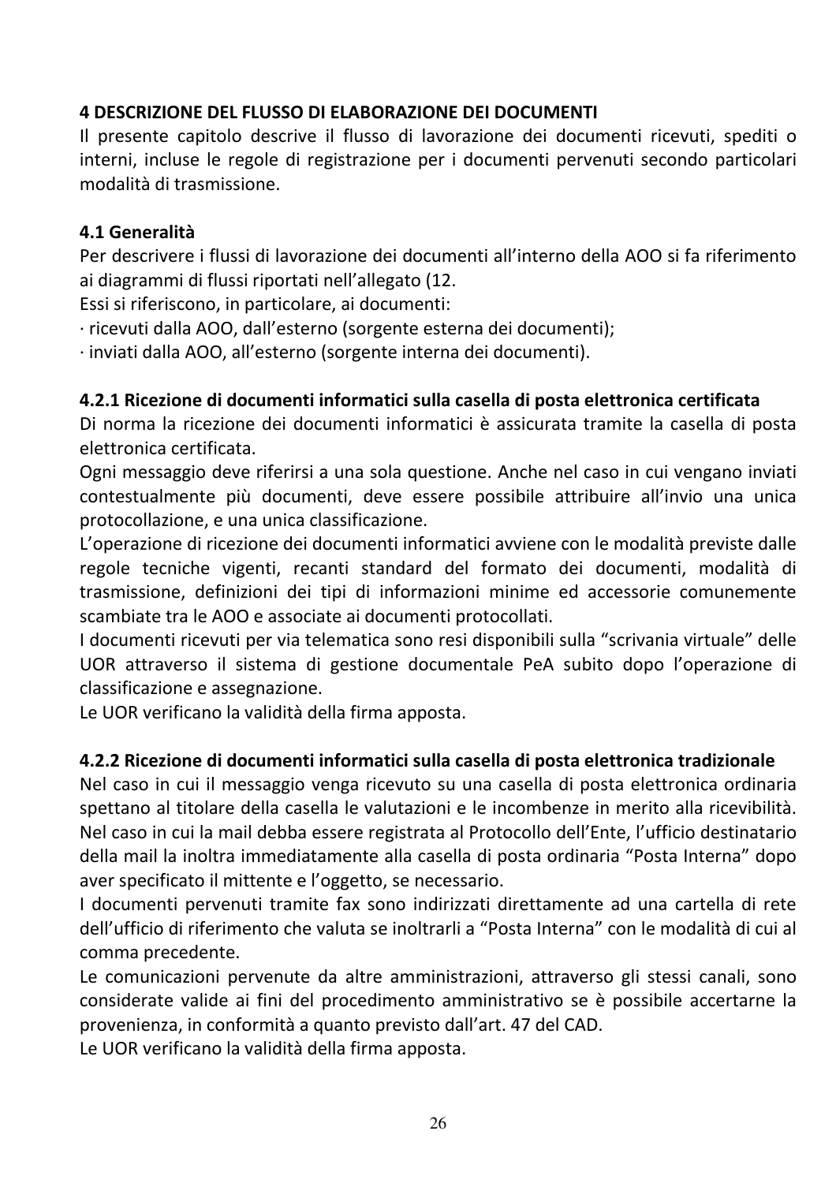**4 DESCRIZIONE DEL FLUSSO DI ELABORAZIONE DEI DOCUMENTI**

Il presente capitolo descrive il flusso di lavorazione dei documenti ricevuti, spediti o interni, incluse le regole di registrazione per i documenti pervenuti secondo particolari modalità di trasmissione.

**4.1 Generalità**

Per descrivere i flussi di lavorazione dei documenti all'interno della AOO si fa riferimento ai diagrammi di flussi riportati nell'allegato (12.

Essi si riferiscono, in particolare, ai documenti:

· ricevuti dalla AOO, dall'esterno (sorgente esterna dei documenti);

· inviati dalla AOO, all'esterno (sorgente interna dei documenti).

**4.2.1 Ricezione di documenti informatici sulla casella di posta elettronica certificata**

Di norma la ricezione dei documenti informatici è assicurata tramite la casella di posta elettronica certificata.

Ogni messaggio deve riferirsi a una sola questione. Anche nel caso in cui vengano inviati contestualmente più documenti, deve essere possibile attribuire all'invio una unica protocollazione, e una unica classificazione.

L'operazione di ricezione dei documenti informatici avviene con le modalità previste dalle regole tecniche vigenti, recanti standard del formato dei documenti, modalità di trasmissione, definizioni dei tipi di informazioni minime ed accessorie comunemente scambiate tra le AOO e associate ai documenti protocollati.

I documenti ricevuti per via telematica sono resi disponibili sulla "scrivania virtuale" delle UOR attraverso il sistema di gestione documentale PeA subito dopo l'operazione di classificazione e assegnazione.

Le UOR verificano la validità della firma apposta.

**4.2.2 Ricezione di documenti informatici sulla casella di posta elettronica tradizionale**

Nel caso in cui il messaggio venga ricevuto su una casella di posta elettronica ordinaria spettano al titolare della casella le valutazioni e le incombenze in merito alla ricevibilità.

Nel caso in cui la mail debba essere registrata al Protocollo dell'Ente, l'ufficio destinatario della mail la inoltra immediatamente alla casella di posta ordinaria "Posta Interna" dopo aver specificato il mittente e l'oggetto, se necessario.

I documenti pervenuti tramite fax sono indirizzati direttamente ad una cartella di rete dell'ufficio di riferimento che valuta se inoltrarli a "Posta Interna" con le modalità di cui al comma precedente.

Le comunicazioni pervenute da altre amministrazioni, attraverso gli stessi canali, sono considerate valide ai fini del procedimento amministrativo se è possibile accertarne la provenienza, in conformità a quanto previsto dall'art. 47 del CAD.

Le UOR verificano la validità della firma apposta.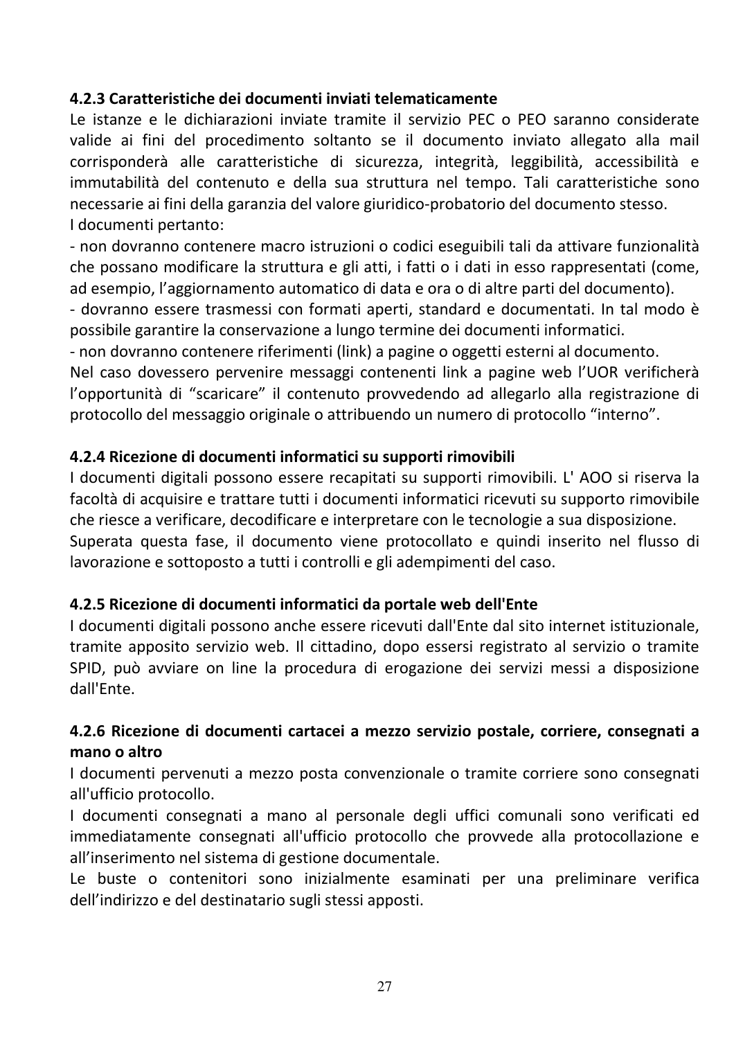#### 4.2.3 Caratteristiche dei documenti inviati telematicamente

Le istanze e le dichiarazioni inviate tramite il servizio PEC o PEO saranno considerate valide ai fini del procedimento soltanto se il documento inviato allegato alla mail corrisponderà alle caratteristiche di sicurezza, integrità, leggibilità, accessibilità e immutabilità del contenuto e della sua struttura nel tempo. Tali caratteristiche sono necessarie ai fini della garanzia del valore giuridico-probatorio del documento stesso.

I documenti pertanto:

- non dovranno contenere macro istruzioni o codici eseguibili tali da attivare funzionalità che possano modificare la struttura e gli atti, i fatti o i dati in esso rappresentati (come, ad esempio, l'aggiornamento automatico di data e ora o di altre parti del documento).
- dovranno essere trasmessi con formati aperti, standard e documentati. In tal modo è possibile garantire la conservazione a lungo termine dei documenti informatici.
- non dovranno contenere riferimenti (link) a pagine o oggetti esterni al documento.

Nel caso dovessero pervenire messaggi contenenti link a pagine web l'UOR verificherà l'opportunità di "scaricare" il contenuto provvedendo ad allegarlo alla registrazione di protocollo del messaggio originale o attribuendo un numero di protocollo "interno".

#### 4.2.4 Ricezione di documenti informatici su supporti rimovibili

I documenti digitali possono essere recapitati su supporti rimovibili. L' AOO si riserva la facoltà di acquisire e trattare tutti i documenti informatici ricevuti su supporto rimovibile che riesce a verificare, decodificare e interpretare con le tecnologie a sua disposizione.

Superata questa fase, il documento viene protocollato e quindi inserito nel flusso di lavorazione e sottoposto a tutti i controlli e gli adempimenti del caso.

#### 4.2.5 Ricezione di documenti informatici da portale web dell'Ente

I documenti digitali possono anche essere ricevuti dall'Ente dal sito internet istituzionale, tramite apposito servizio web. Il cittadino, dopo essersi registrato al servizio o tramite SPID, può avviare on line la procedura di erogazione dei servizi messi a disposizione dall'Ente.

#### 4.2.6 Ricezione di documenti cartacei a mezzo servizio postale, corriere, consegnati a mano o altro

I documenti pervenuti a mezzo posta convenzionale o tramite corriere sono consegnati all'ufficio protocollo.

I documenti consegnati a mano al personale degli uffici comunali sono verificati ed immediatamente consegnati all'ufficio protocollo che provvede alla protocollazione e all'inserimento nel sistema di gestione documentale.

Le buste o contenitori sono inizialmente esaminati per una preliminare verifica dell'indirizzo e del destinatario sugli stessi apposti.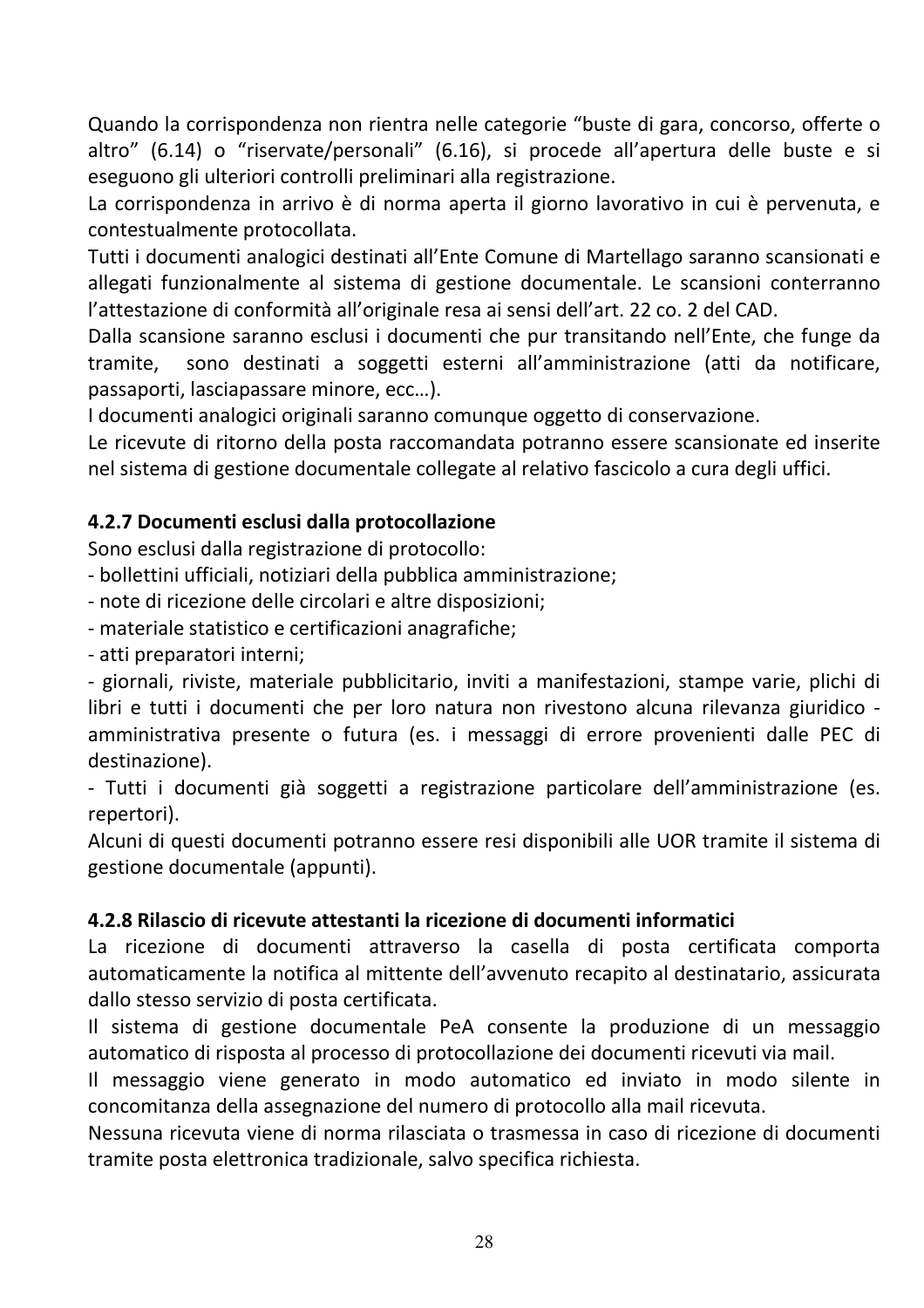Quando la corrispondenza non rientra nelle categorie “buste di gara, concorso, offerte o altro” (6.14) o “riservate/personali” (6.16), si procede all’apertura delle buste e si eseguono gli ulteriori controlli preliminari alla registrazione.

La corrispondenza in arrivo è di norma aperta il giorno lavorativo in cui è pervenuta, e contestualmente protocollata.

Tutti i documenti analogici destinati all’Ente Comune di Martellago saranno scansionati e allegati funzionalmente al sistema di gestione documentale. Le scansioni conterranno l’attestazione di conformità all’originale resa ai sensi dell’art. 22 co. 2 del CAD.

Dalla scansione saranno esclusi i documenti che pur transitando nell’Ente, che funge da tramite, sono destinati a soggetti esterni all’amministrazione (atti da notificare, passaporti, lasciapassare minore, ecc…).

I documenti analogici originali saranno comunque oggetto di conservazione.

Le ricevute di ritorno della posta raccomandata potranno essere scansionate ed inserite nel sistema di gestione documentale collegate al relativo fascicolo a cura degli uffici.

**4.2.7 Documenti esclusi dalla protocollazione**

Sono esclusi dalla registrazione di protocollo:

- bollettini ufficiali, notiziari della pubblica amministrazione;
- note di ricezione delle circolari e altre disposizioni;
- materiale statistico e certificazioni anagrafiche;
- atti preparatori interni;
- giornali, riviste, materiale pubblicitario, inviti a manifestazioni, stampe varie, plichi di libri e tutti i documenti che per loro natura non rivestono alcuna rilevanza giuridico - amministrativa presente o futura (es. i messaggi di errore provenienti dalle PEC di destinazione).
- Tutti i documenti già soggetti a registrazione particolare dell’amministrazione (es. repertori).

Alcuni di questi documenti potranno essere resi disponibili alle UOR tramite il sistema di gestione documentale (appunti).

**4.2.8 Rilascio di ricevute attestanti la ricezione di documenti informatici**

La ricezione di documenti attraverso la casella di posta certificata comporta automaticamente la notifica al mittente dell’avvenuto recapito al destinatario, assicurata dallo stesso servizio di posta certificata.

Il sistema di gestione documentale PeA consente la produzione di un messaggio automatico di risposta al processo di protocollazione dei documenti ricevuti via mail.

Il messaggio viene generato in modo automatico ed inviato in modo silente in concomitanza della assegnazione del numero di protocollo alla mail ricevuta.

Nessuna ricevuta viene di norma rilasciata o trasmessa in caso di ricezione di documenti tramite posta elettronica tradizionale, salvo specifica richiesta.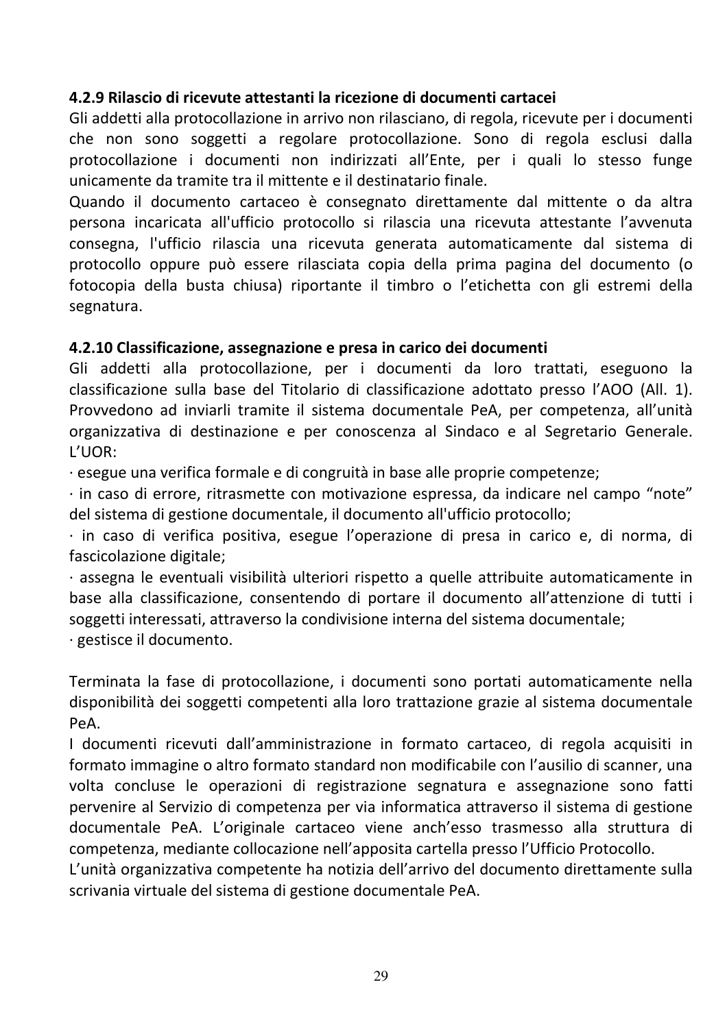#### 4.2.9 Rilascio di ricevute attestanti la ricezione di documenti cartacei

Gli addetti alla protocollazione in arrivo non rilasciano, di regola, ricevute per i documenti che non sono soggetti a regolare protocollazione. Sono di regola esclusi dalla protocollazione i documenti non indirizzati all'Ente, per i quali lo stesso funge unicamente da tramite tra il mittente e il destinatario finale.

Quando il documento cartaceo è consegnato direttamente dal mittente o da altra persona incaricata all'ufficio protocollo si rilascia una ricevuta attestante l'avvenuta consegna, l'ufficio rilascia una ricevuta generata automaticamente dal sistema di protocollo oppure può essere rilasciata copia della prima pagina del documento (o fotocopia della busta chiusa) riportante il timbro o l'etichetta con gli estremi della segnatura.

#### 4.2.10 Classificazione, assegnazione e presa in carico dei documenti

Gli addetti alla protocollazione, per i documenti da loro trattati, eseguono la classificazione sulla base del Titolario di classificazione adottato presso l'AOO (All. 1). Provvedono ad inviarli tramite il sistema documentale PeA, per competenza, all'unità organizzativa di destinazione e per conoscenza al Sindaco e al Segretario Generale. L'UOR:

· esegue una verifica formale e di congruità in base alle proprie competenze;
· in caso di errore, ritrasmette con motivazione espressa, da indicare nel campo "note" del sistema di gestione documentale, il documento all'ufficio protocollo;
· in caso di verifica positiva, esegue l'operazione di presa in carico e, di norma, di fascicolazione digitale;
· assegna le eventuali visibilità ulteriori rispetto a quelle attribuite automaticamente in base alla classificazione, consentendo di portare il documento all'attenzione di tutti i soggetti interessati, attraverso la condivisione interna del sistema documentale;
· gestisce il documento.

Terminata la fase di protocollazione, i documenti sono portati automaticamente nella disponibilità dei soggetti competenti alla loro trattazione grazie al sistema documentale PeA.

I documenti ricevuti dall'amministrazione in formato cartaceo, di regola acquisiti in formato immagine o altro formato standard non modificabile con l'ausilio di scanner, una volta concluse le operazioni di registrazione segnatura e assegnazione sono fatti pervenire al Servizio di competenza per via informatica attraverso il sistema di gestione documentale PeA. L'originale cartaceo viene anch'esso trasmesso alla struttura di competenza, mediante collocazione nell'apposita cartella presso l'Ufficio Protocollo.

L'unità organizzativa competente ha notizia dell'arrivo del documento direttamente sulla scrivania virtuale del sistema di gestione documentale PeA.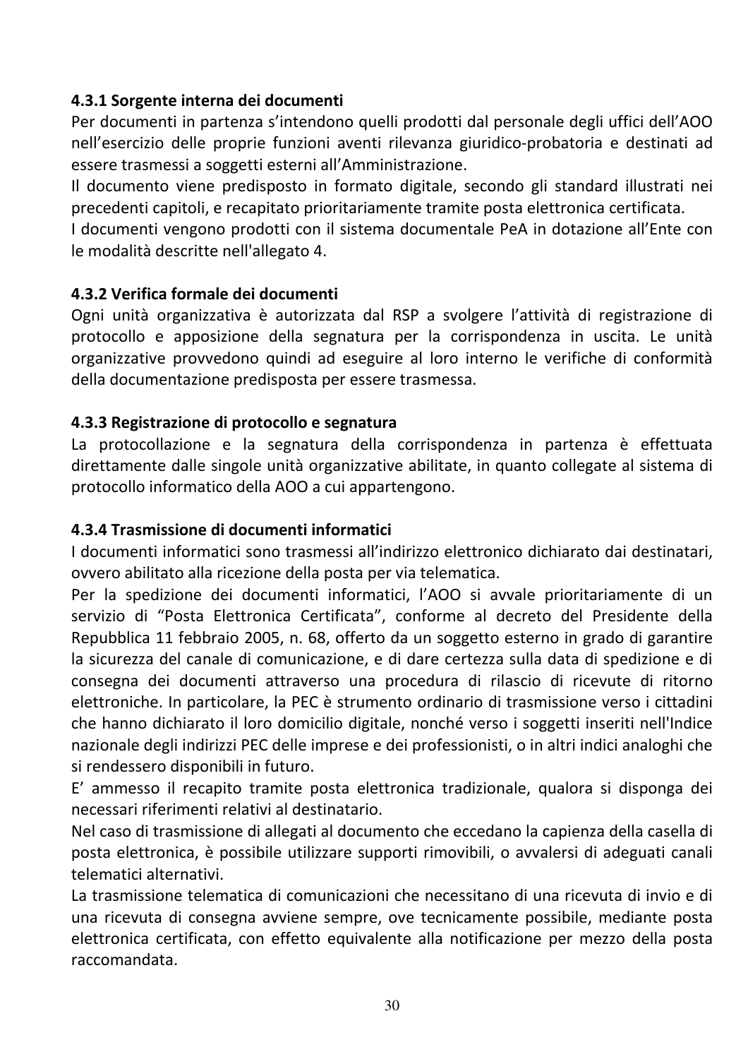#### 4.3.1 Sorgente interna dei documenti

Per documenti in partenza s'intendono quelli prodotti dal personale degli uffici dell'AOO nell'esercizio delle proprie funzioni aventi rilevanza giuridico-probatoria e destinati ad essere trasmessi a soggetti esterni all'Amministrazione.

Il documento viene predisposto in formato digitale, secondo gli standard illustrati nei precedenti capitoli, e recapitato prioritariamente tramite posta elettronica certificata.

I documenti vengono prodotti con il sistema documentale PeA in dotazione all'Ente con le modalità descritte nell'allegato 4.

#### 4.3.2 Verifica formale dei documenti

Ogni unità organizzativa è autorizzata dal RSP a svolgere l'attività di registrazione di protocollo e apposizione della segnatura per la corrispondenza in uscita. Le unità organizzative provvedono quindi ad eseguire al loro interno le verifiche di conformità della documentazione predisposta per essere trasmessa.

#### 4.3.3 Registrazione di protocollo e segnatura

La protocollazione e la segnatura della corrispondenza in partenza è effettuata direttamente dalle singole unità organizzative abilitate, in quanto collegate al sistema di protocollo informatico della AOO a cui appartengono.

#### 4.3.4 Trasmissione di documenti informatici

I documenti informatici sono trasmessi all'indirizzo elettronico dichiarato dai destinatari, ovvero abilitato alla ricezione della posta per via telematica.

Per la spedizione dei documenti informatici, l'AOO si avvale prioritariamente di un servizio di "Posta Elettronica Certificata", conforme al decreto del Presidente della Repubblica 11 febbraio 2005, n. 68, offerto da un soggetto esterno in grado di garantire la sicurezza del canale di comunicazione, e di dare certezza sulla data di spedizione e di consegna dei documenti attraverso una procedura di rilascio di ricevute di ritorno elettroniche. In particolare, la PEC è strumento ordinario di trasmissione verso i cittadini che hanno dichiarato il loro domicilio digitale, nonché verso i soggetti inseriti nell'Indice nazionale degli indirizzi PEC delle imprese e dei professionisti, o in altri indici analoghi che si rendessero disponibili in futuro.

E' ammesso il recapito tramite posta elettronica tradizionale, qualora si disponga dei necessari riferimenti relativi al destinatario.

Nel caso di trasmissione di allegati al documento che eccedano la capienza della casella di posta elettronica, è possibile utilizzare supporti rimovibili, o avvalersi di adeguati canali telematici alternativi.

La trasmissione telematica di comunicazioni che necessitano di una ricevuta di invio e di una ricevuta di consegna avviene sempre, ove tecnicamente possibile, mediante posta elettronica certificata, con effetto equivalente alla notificazione per mezzo della posta raccomandata.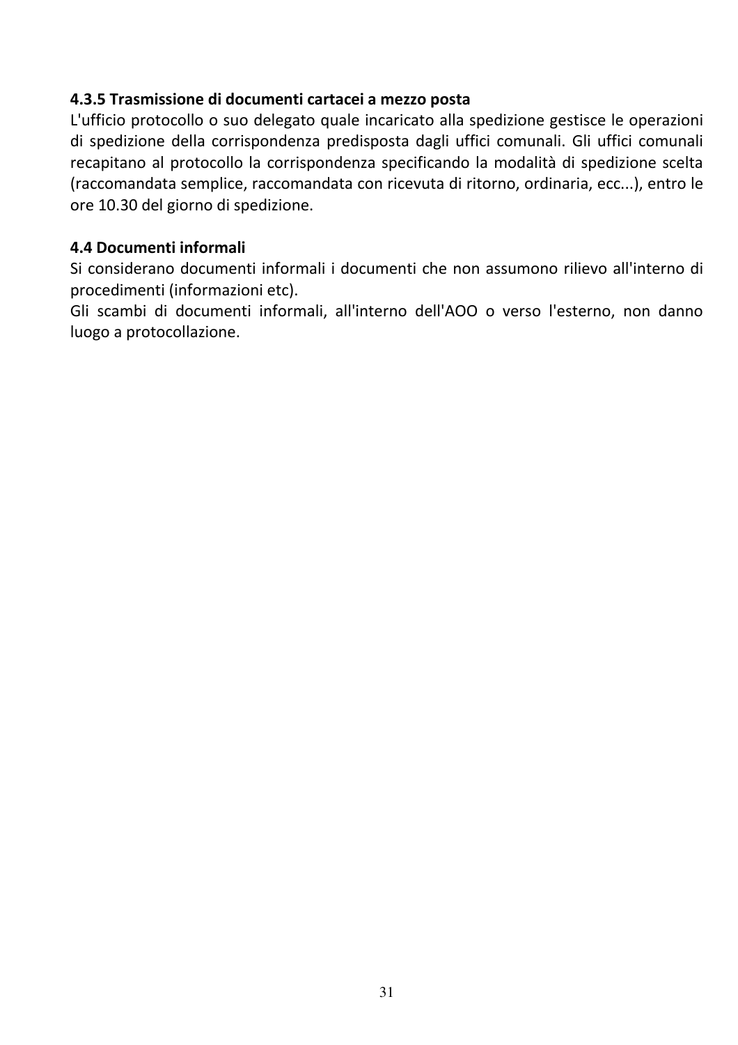### 4.3.5 Trasmissione di documenti cartacei a mezzo posta

L'ufficio protocollo o suo delegato quale incaricato alla spedizione gestisce le operazioni di spedizione della corrispondenza predisposta dagli uffici comunali. Gli uffici comunali recapitano al protocollo la corrispondenza specificando la modalità di spedizione scelta (raccomandata semplice, raccomandata con ricevuta di ritorno, ordinaria, ecc...), entro le ore 10.30 del giorno di spedizione.

### 4.4 Documenti informali

Si considerano documenti informali i documenti che non assumono rilievo all'interno di procedimenti (informazioni etc).

Gli scambi di documenti informali, all'interno dell'AOO o verso l'esterno, non danno luogo a protocollazione.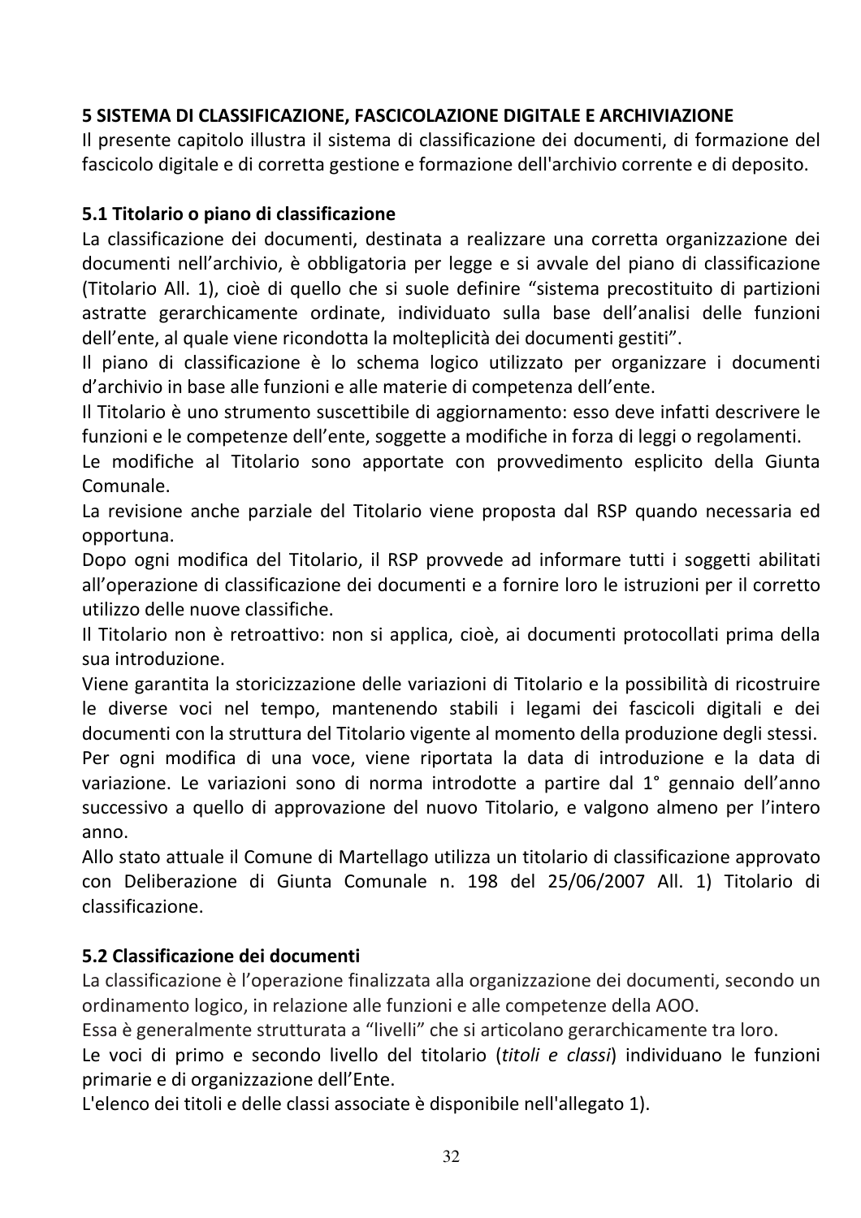## 5 SISTEMA DI CLASSIFICAZIONE, FASCICOLAZIONE DIGITALE E ARCHIVIAZIONE

Il presente capitolo illustra il sistema di classificazione dei documenti, di formazione del fascicolo digitale e di corretta gestione e formazione dell'archivio corrente e di deposito.

### 5.1 Titolario o piano di classificazione

La classificazione dei documenti, destinata a realizzare una corretta organizzazione dei documenti nell'archivio, è obbligatoria per legge e si avvale del piano di classificazione (Titolario All. 1), cioè di quello che si suole definire "sistema precostituito di partizioni astratte gerarchicamente ordinate, individuato sulla base dell'analisi delle funzioni dell'ente, al quale viene ricondotta la molteplicità dei documenti gestiti".

Il piano di classificazione è lo schema logico utilizzato per organizzare i documenti d'archivio in base alle funzioni e alle materie di competenza dell'ente.

Il Titolario è uno strumento suscettibile di aggiornamento: esso deve infatti descrivere le funzioni e le competenze dell'ente, soggette a modifiche in forza di leggi o regolamenti.

Le modifiche al Titolario sono apportate con provvedimento esplicito della Giunta Comunale.

La revisione anche parziale del Titolario viene proposta dal RSP quando necessaria ed opportuna.

Dopo ogni modifica del Titolario, il RSP provvede ad informare tutti i soggetti abilitati all'operazione di classificazione dei documenti e a fornire loro le istruzioni per il corretto utilizzo delle nuove classifiche.

Il Titolario non è retroattivo: non si applica, cioè, ai documenti protocollati prima della sua introduzione.

Viene garantita la storicizzazione delle variazioni di Titolario e la possibilità di ricostruire le diverse voci nel tempo, mantenendo stabili i legami dei fascicoli digitali e dei documenti con la struttura del Titolario vigente al momento della produzione degli stessi.

Per ogni modifica di una voce, viene riportata la data di introduzione e la data di variazione. Le variazioni sono di norma introdotte a partire dal 1° gennaio dell'anno successivo a quello di approvazione del nuovo Titolario, e valgono almeno per l'intero anno.

Allo stato attuale il Comune di Martellago utilizza un titolario di classificazione approvato con Deliberazione di Giunta Comunale n. 198 del 25/06/2007 All. 1) Titolario di classificazione.

### 5.2 Classificazione dei documenti

La classificazione è l'operazione finalizzata alla organizzazione dei documenti, secondo un ordinamento logico, in relazione alle funzioni e alle competenze della AOO.

Essa è generalmente strutturata a "livelli" che si articolano gerarchicamente tra loro.

Le voci di primo e secondo livello del titolario (*titoli e classi*) individuano le funzioni primarie e di organizzazione dell'Ente.

L'elenco dei titoli e delle classi associate è disponibile nell'allegato 1).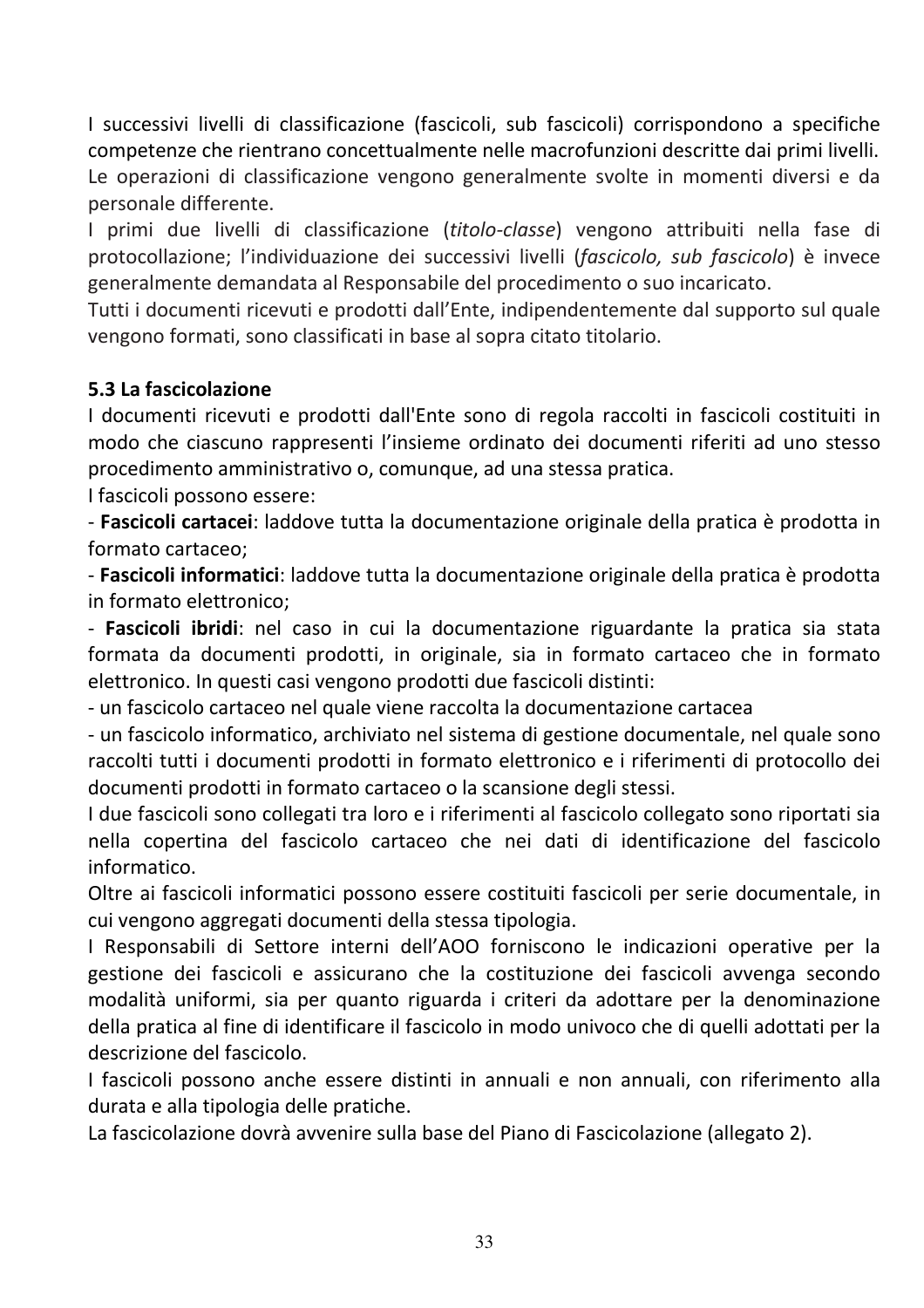I successivi livelli di classificazione (fascicoli, sub fascicoli) corrispondono a specifiche competenze che rientrano concettualmente nelle macrofunzioni descritte dai primi livelli. Le operazioni di classificazione vengono generalmente svolte in momenti diversi e da personale differente.

I primi due livelli di classificazione (*titolo-classe*) vengono attribuiti nella fase di protocollazione; l'individuazione dei successivi livelli (*fascicolo, sub fascicolo*) è invece generalmente demandata al Responsabile del procedimento o suo incaricato.

Tutti i documenti ricevuti e prodotti dall'Ente, indipendentemente dal supporto sul quale vengono formati, sono classificati in base al sopra citato titolario.

### 5.3 La fascicolazione

I documenti ricevuti e prodotti dall'Ente sono di regola raccolti in fascicoli costituiti in modo che ciascuno rappresenti l'insieme ordinato dei documenti riferiti ad uno stesso procedimento amministrativo o, comunque, ad una stessa pratica.

I fascicoli possono essere:

- **Fascicoli cartacei**: laddove tutta la documentazione originale della pratica è prodotta in formato cartaceo;
- **Fascicoli informatici**: laddove tutta la documentazione originale della pratica è prodotta in formato elettronico;
- **Fascicoli ibridi**: nel caso in cui la documentazione riguardante la pratica sia stata formata da documenti prodotti, in originale, sia in formato cartaceo che in formato elettronico. In questi casi vengono prodotti due fascicoli distinti:
- un fascicolo cartaceo nel quale viene raccolta la documentazione cartacea
- un fascicolo informatico, archiviato nel sistema di gestione documentale, nel quale sono raccolti tutti i documenti prodotti in formato elettronico e i riferimenti di protocollo dei documenti prodotti in formato cartaceo o la scansione degli stessi.

I due fascicoli sono collegati tra loro e i riferimenti al fascicolo collegato sono riportati sia nella copertina del fascicolo cartaceo che nei dati di identificazione del fascicolo informatico.

Oltre ai fascicoli informatici possono essere costituiti fascicoli per serie documentale, in cui vengono aggregati documenti della stessa tipologia.

I Responsabili di Settore interni dell'AOO forniscono le indicazioni operative per la gestione dei fascicoli e assicurano che la costituzione dei fascicoli avvenga secondo modalità uniformi, sia per quanto riguarda i criteri da adottare per la denominazione della pratica al fine di identificare il fascicolo in modo univoco che di quelli adottati per la descrizione del fascicolo.

I fascicoli possono anche essere distinti in annuali e non annuali, con riferimento alla durata e alla tipologia delle pratiche.

La fascicolazione dovrà avvenire sulla base del Piano di Fascicolazione (allegato 2).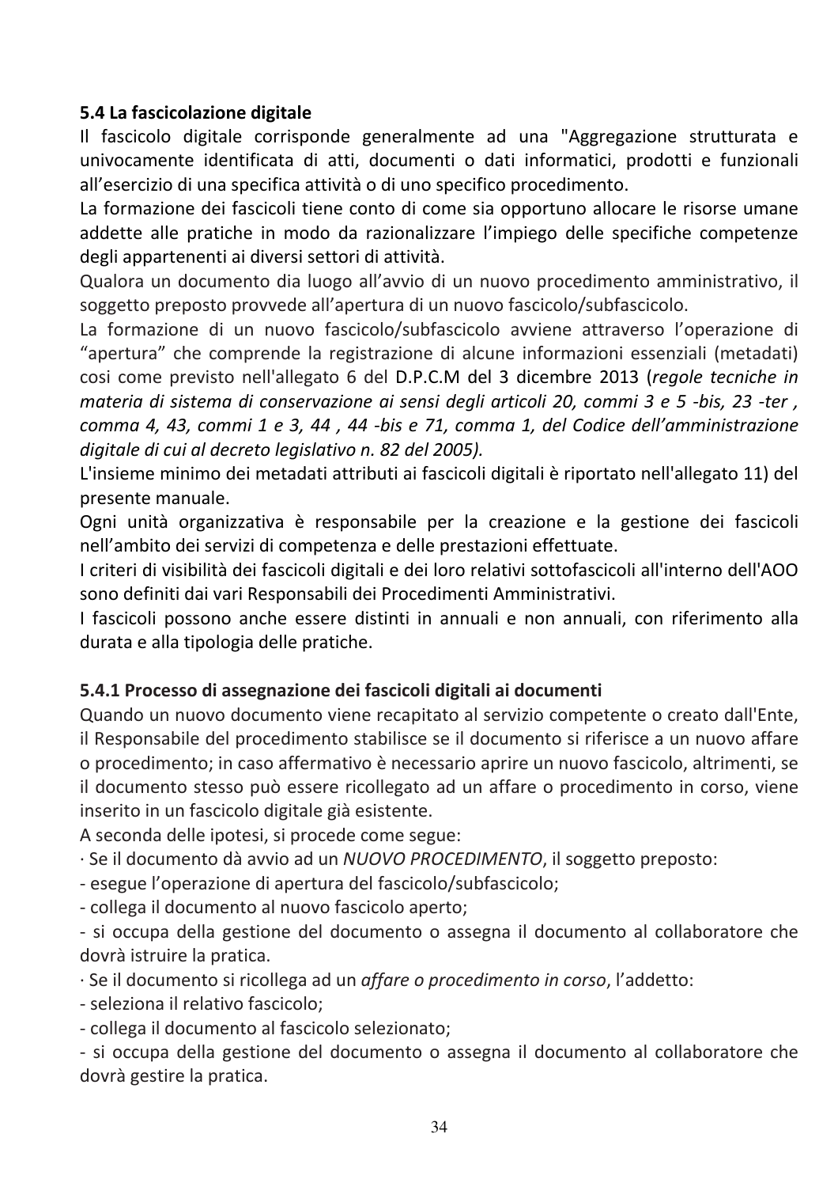### 5.4 La fascicolazione digitale

Il fascicolo digitale corrisponde generalmente ad una "Aggregazione strutturata e univocamente identificata di atti, documenti o dati informatici, prodotti e funzionali all'esercizio di una specifica attività o di uno specifico procedimento.

La formazione dei fascicoli tiene conto di come sia opportuno allocare le risorse umane addette alle pratiche in modo da razionalizzare l'impiego delle specifiche competenze degli appartenenti ai diversi settori di attività.

Qualora un documento dia luogo all'avvio di un nuovo procedimento amministrativo, il soggetto preposto provvede all'apertura di un nuovo fascicolo/subfascicolo.

La formazione di un nuovo fascicolo/subfascicolo avviene attraverso l'operazione di "apertura" che comprende la registrazione di alcune informazioni essenziali (metadati) cosi come previsto nell'allegato 6 del D.P.C.M del 3 dicembre 2013 (*regole tecniche in materia di sistema di conservazione ai sensi degli articoli 20, commi 3 e 5 -bis, 23 -ter , comma 4, 43, commi 1 e 3, 44 , 44 -bis e 71, comma 1, del Codice dell'amministrazione digitale di cui al decreto legislativo n. 82 del 2005).*

L'insieme minimo dei metadati attributi ai fascicoli digitali è riportato nell'allegato 11) del presente manuale.

Ogni unità organizzativa è responsabile per la creazione e la gestione dei fascicoli nell'ambito dei servizi di competenza e delle prestazioni effettuate.

I criteri di visibilità dei fascicoli digitali e dei loro relativi sottofascicoli all'interno dell'AOO sono definiti dai vari Responsabili dei Procedimenti Amministrativi.

I fascicoli possono anche essere distinti in annuali e non annuali, con riferimento alla durata e alla tipologia delle pratiche.

#### 5.4.1 Processo di assegnazione dei fascicoli digitali ai documenti

Quando un nuovo documento viene recapitato al servizio competente o creato dall'Ente, il Responsabile del procedimento stabilisce se il documento si riferisce a un nuovo affare o procedimento; in caso affermativo è necessario aprire un nuovo fascicolo, altrimenti, se il documento stesso può essere ricollegato ad un affare o procedimento in corso, viene inserito in un fascicolo digitale già esistente.

A seconda delle ipotesi, si procede come segue:

· Se il documento dà avvio ad un *NUOVO PROCEDIMENTO*, il soggetto preposto:
- esegue l'operazione di apertura del fascicolo/subfascicolo;
- collega il documento al nuovo fascicolo aperto;
- si occupa della gestione del documento o assegna il documento al collaboratore che dovrà istruire la pratica.

· Se il documento si ricollega ad un *affare o procedimento in corso*, l'addetto:
- seleziona il relativo fascicolo;
- collega il documento al fascicolo selezionato;
- si occupa della gestione del documento o assegna il documento al collaboratore che dovrà gestire la pratica.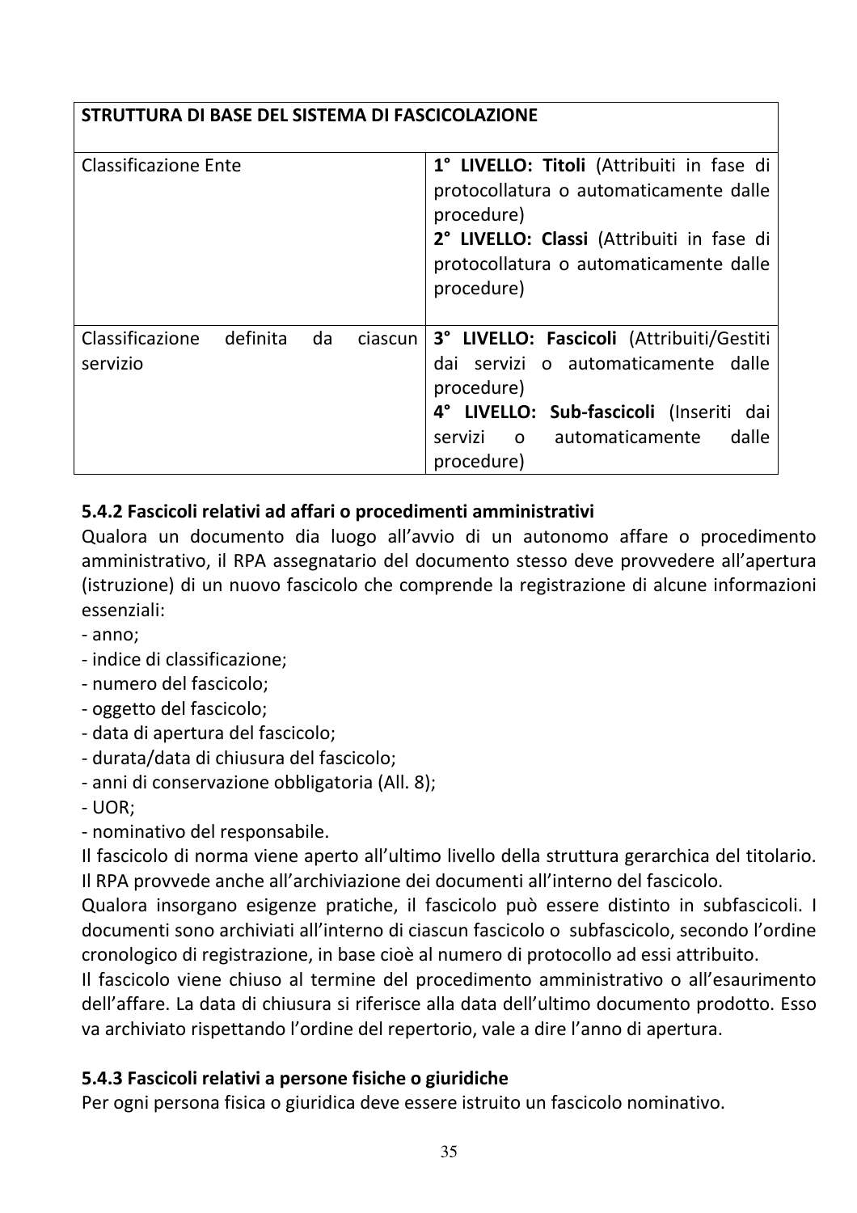| STRUTTURA DI BASE DEL SISTEMA DI FASCICOLAZIONE | |
|---|---|
| Classificazione Ente | **1° LIVELLO: Titoli** (Attribuiti in fase di protocollatura o automaticamente dalle procedure)<br>**2° LIVELLO: Classi** (Attribuiti in fase di protocollatura o automaticamente dalle procedure) |
| Classificazione definita da ciascun servizio | **3° LIVELLO: Fascicoli** (Attribuiti/Gestiti dai servizi o automaticamente dalle procedure)<br>**4° LIVELLO: Sub-fascicoli** (Inseriti dai servizi o automaticamente dalle procedure) |

### 5.4.2 Fascicoli relativi ad affari o procedimenti amministrativi

Qualora un documento dia luogo all'avvio di un autonomo affare o procedimento amministrativo, il RPA assegnatario del documento stesso deve provvedere all'apertura (istruzione) di un nuovo fascicolo che comprende la registrazione di alcune informazioni essenziali:

- anno;
- indice di classificazione;
- numero del fascicolo;
- oggetto del fascicolo;
- data di apertura del fascicolo;
- durata/data di chiusura del fascicolo;
- anni di conservazione obbligatoria (All. 8);
- UOR;
- nominativo del responsabile.

Il fascicolo di norma viene aperto all'ultimo livello della struttura gerarchica del titolario. Il RPA provvede anche all'archiviazione dei documenti all'interno del fascicolo.

Qualora insorgano esigenze pratiche, il fascicolo può essere distinto in subfascicoli. I documenti sono archiviati all'interno di ciascun fascicolo o subfascicolo, secondo l'ordine cronologico di registrazione, in base cioè al numero di protocollo ad essi attribuito.

Il fascicolo viene chiuso al termine del procedimento amministrativo o all'esaurimento dell'affare. La data di chiusura si riferisce alla data dell'ultimo documento prodotto. Esso va archiviato rispettando l'ordine del repertorio, vale a dire l'anno di apertura.

### 5.4.3 Fascicoli relativi a persone fisiche o giuridiche

Per ogni persona fisica o giuridica deve essere istruito un fascicolo nominativo.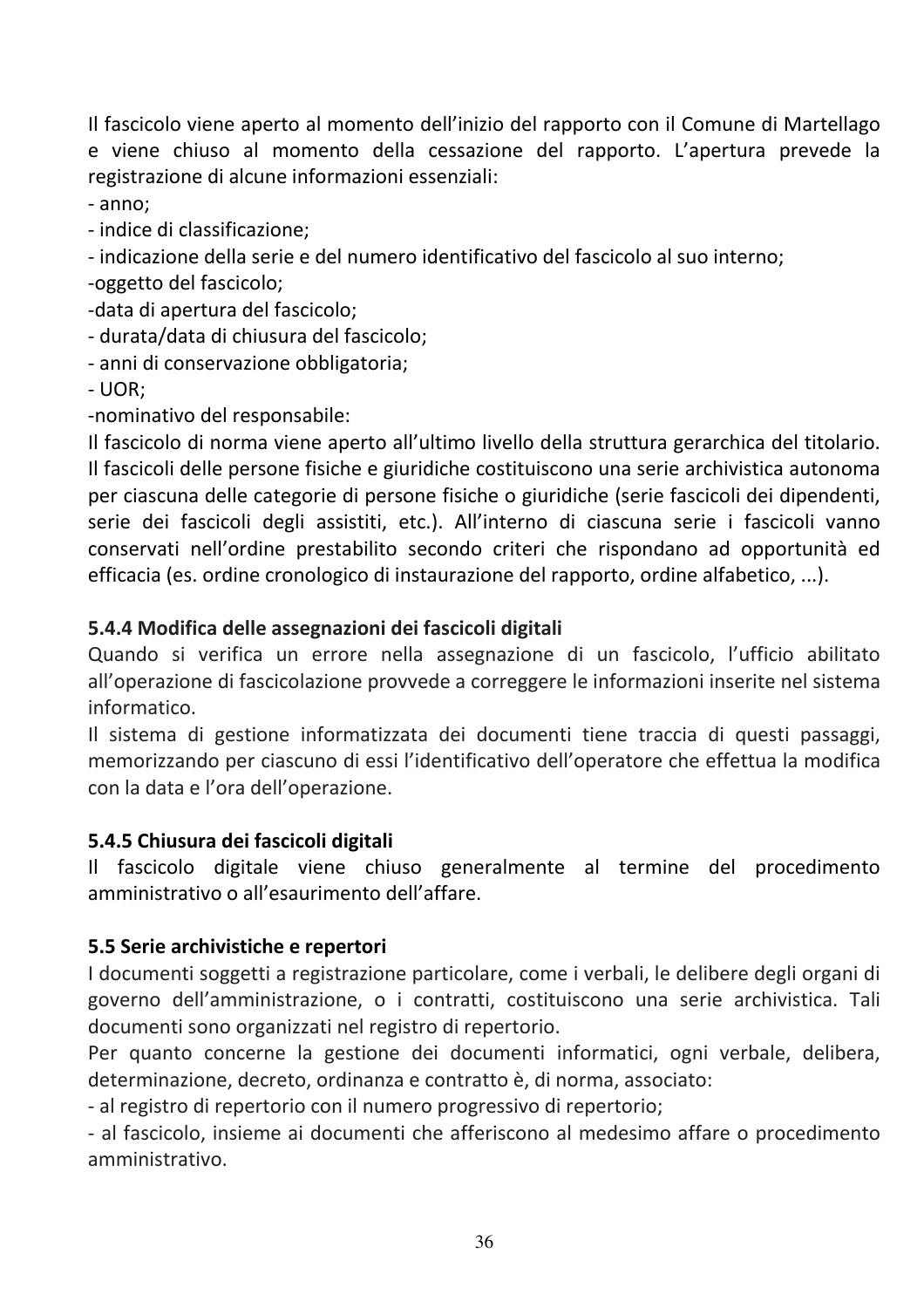Il fascicolo viene aperto al momento dell'inizio del rapporto con il Comune di Martellago e viene chiuso al momento della cessazione del rapporto. L'apertura prevede la registrazione di alcune informazioni essenziali:

- anno;
- indice di classificazione;
- indicazione della serie e del numero identificativo del fascicolo al suo interno;
- oggetto del fascicolo;
- data di apertura del fascicolo;
- durata/data di chiusura del fascicolo;
- anni di conservazione obbligatoria;
- UOR;
- nominativo del responsabile:

Il fascicolo di norma viene aperto all'ultimo livello della struttura gerarchica del titolario. Il fascicoli delle persone fisiche e giuridiche costituiscono una serie archivistica autonoma per ciascuna delle categorie di persone fisiche o giuridiche (serie fascicoli dei dipendenti, serie dei fascicoli degli assistiti, etc.). All'interno di ciascuna serie i fascicoli vanno conservati nell'ordine prestabilito secondo criteri che rispondano ad opportunità ed efficacia (es. ordine cronologico di instaurazione del rapporto, ordine alfabetico, ...).

### 5.4.4 Modifica delle assegnazioni dei fascicoli digitali

Quando si verifica un errore nella assegnazione di un fascicolo, l'ufficio abilitato all'operazione di fascicolazione provvede a correggere le informazioni inserite nel sistema informatico.

Il sistema di gestione informatizzata dei documenti tiene traccia di questi passaggi, memorizzando per ciascuno di essi l'identificativo dell'operatore che effettua la modifica con la data e l'ora dell'operazione.

### 5.4.5 Chiusura dei fascicoli digitali

Il fascicolo digitale viene chiuso generalmente al termine del procedimento amministrativo o all'esaurimento dell'affare.

## 5.5 Serie archivistiche e repertori

I documenti soggetti a registrazione particolare, come i verbali, le delibere degli organi di governo dell'amministrazione, o i contratti, costituiscono una serie archivistica. Tali documenti sono organizzati nel registro di repertorio.

Per quanto concerne la gestione dei documenti informatici, ogni verbale, delibera, determinazione, decreto, ordinanza e contratto è, di norma, associato:

- al registro di repertorio con il numero progressivo di repertorio;
- al fascicolo, insieme ai documenti che afferiscono al medesimo affare o procedimento amministrativo.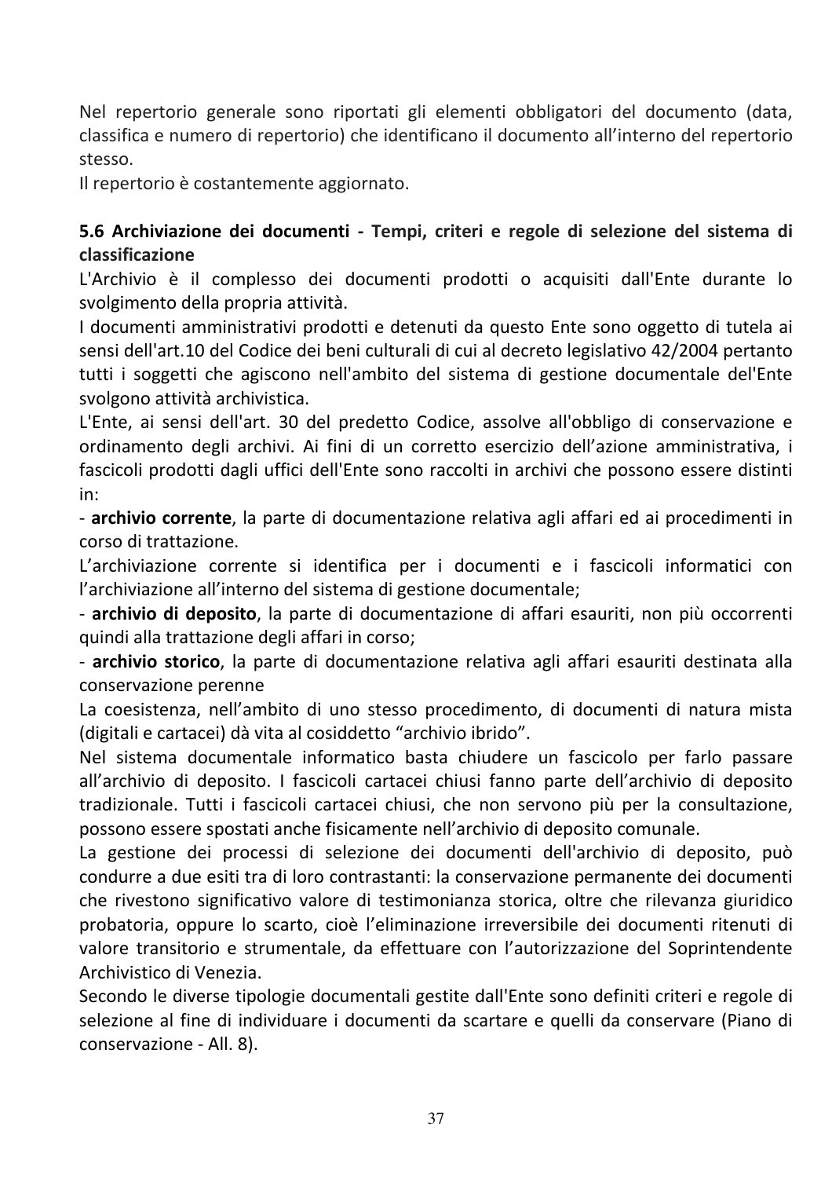Nel repertorio generale sono riportati gli elementi obbligatori del documento (data, classifica e numero di repertorio) che identificano il documento all'interno del repertorio stesso.
Il repertorio è costantemente aggiornato.

### 5.6 Archiviazione dei documenti - Tempi, criteri e regole di selezione del sistema di classificazione

L'Archivio è il complesso dei documenti prodotti o acquisiti dall'Ente durante lo svolgimento della propria attività.
I documenti amministrativi prodotti e detenuti da questo Ente sono oggetto di tutela ai sensi dell'art.10 del Codice dei beni culturali di cui al decreto legislativo 42/2004 pertanto tutti i soggetti che agiscono nell'ambito del sistema di gestione documentale dell'Ente svolgono attività archivistica.
L'Ente, ai sensi dell'art. 30 del predetto Codice, assolve all'obbligo di conservazione e ordinamento degli archivi. Ai fini di un corretto esercizio dell'azione amministrativa, i fascicoli prodotti dagli uffici dell'Ente sono raccolti in archivi che possono essere distinti in:
- **archivio corrente**, la parte di documentazione relativa agli affari ed ai procedimenti in corso di trattazione.
L'archiviazione corrente si identifica per i documenti e i fascicoli informatici con l'archiviazione all'interno del sistema di gestione documentale;
- **archivio di deposito**, la parte di documentazione di affari esauriti, non più occorrenti quindi alla trattazione degli affari in corso;
- **archivio storico**, la parte di documentazione relativa agli affari esauriti destinata alla conservazione perenne

La coesistenza, nell'ambito di uno stesso procedimento, di documenti di natura mista (digitali e cartacei) dà vita al cosiddetto "archivio ibrido".
Nel sistema documentale informatico basta chiudere un fascicolo per farlo passare all'archivio di deposito. I fascicoli cartacei chiusi fanno parte dell'archivio di deposito tradizionale. Tutti i fascicoli cartacei chiusi, che non servono più per la consultazione, possono essere spostati anche fisicamente nell'archivio di deposito comunale.
La gestione dei processi di selezione dei documenti dell'archivio di deposito, può condurre a due esiti tra di loro contrastanti: la conservazione permanente dei documenti che rivestono significativo valore di testimonianza storica, oltre che rilevanza giuridico probatoria, oppure lo scarto, cioè l'eliminazione irreversibile dei documenti ritenuti di valore transitorio e strumentale, da effettuare con l'autorizzazione del Soprintendente Archivistico di Venezia.
Secondo le diverse tipologie documentali gestite dall'Ente sono definiti criteri e regole di selezione al fine di individuare i documenti da scartare e quelli da conservare (Piano di conservazione - All. 8).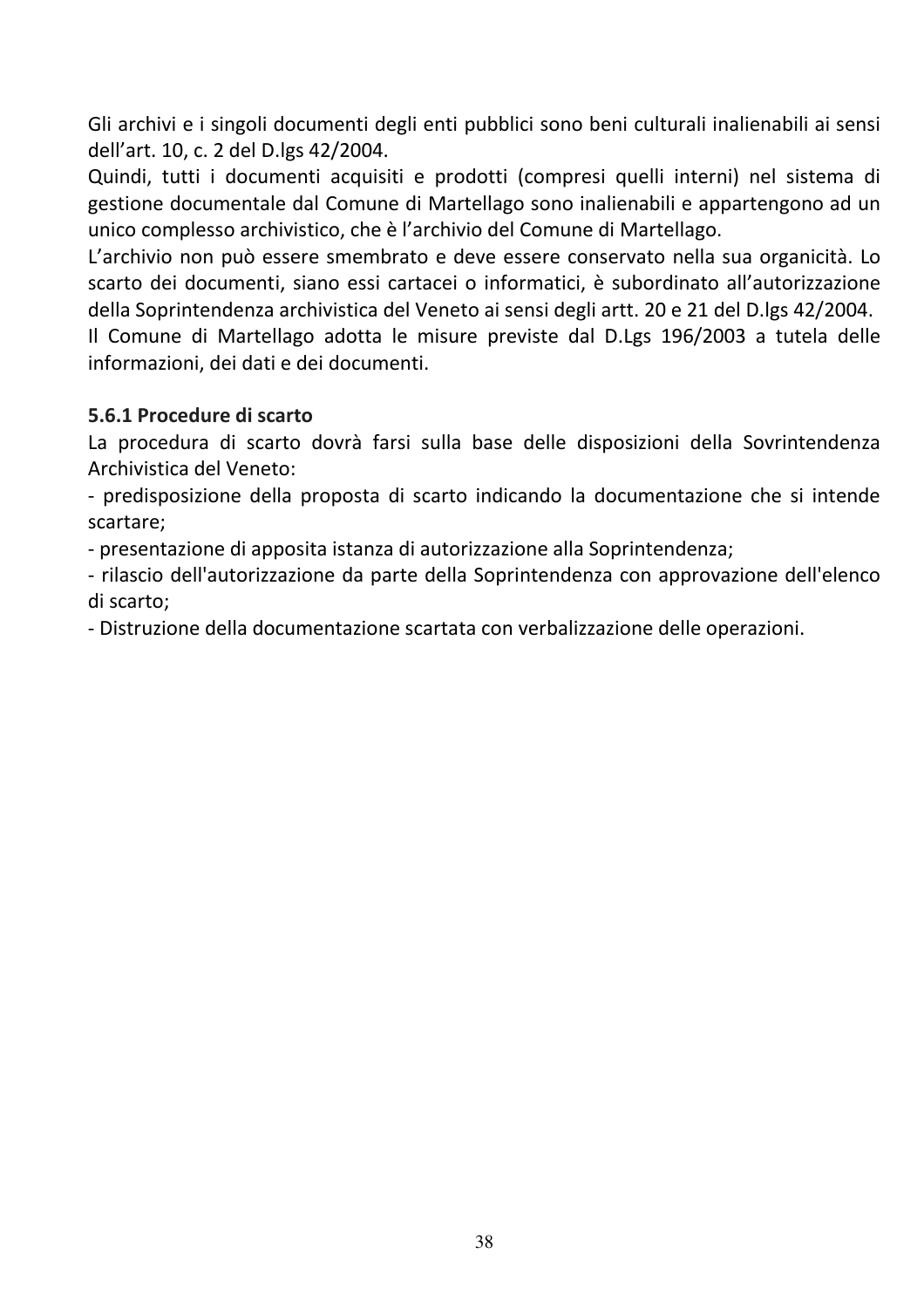Gli archivi e i singoli documenti degli enti pubblici sono beni culturali inalienabili ai sensi dell'art. 10, c. 2 del D.lgs 42/2004.

Quindi, tutti i documenti acquisiti e prodotti (compresi quelli interni) nel sistema di gestione documentale dal Comune di Martellago sono inalienabili e appartengono ad un unico complesso archivistico, che è l'archivio del Comune di Martellago.

L'archivio non può essere smembrato e deve essere conservato nella sua organicità. Lo scarto dei documenti, siano essi cartacei o informatici, è subordinato all'autorizzazione della Soprintendenza archivistica del Veneto ai sensi degli artt. 20 e 21 del D.lgs 42/2004.

Il Comune di Martellago adotta le misure previste dal D.Lgs 196/2003 a tutela delle informazioni, dei dati e dei documenti.

### 5.6.1 Procedure di scarto

La procedura di scarto dovrà farsi sulla base delle disposizioni della Sovrintendenza Archivistica del Veneto:

- predisposizione della proposta di scarto indicando la documentazione che si intende scartare;
- presentazione di apposita istanza di autorizzazione alla Soprintendenza;
- rilascio dell'autorizzazione da parte della Soprintendenza con approvazione dell'elenco di scarto;
- Distruzione della documentazione scartata con verbalizzazione delle operazioni.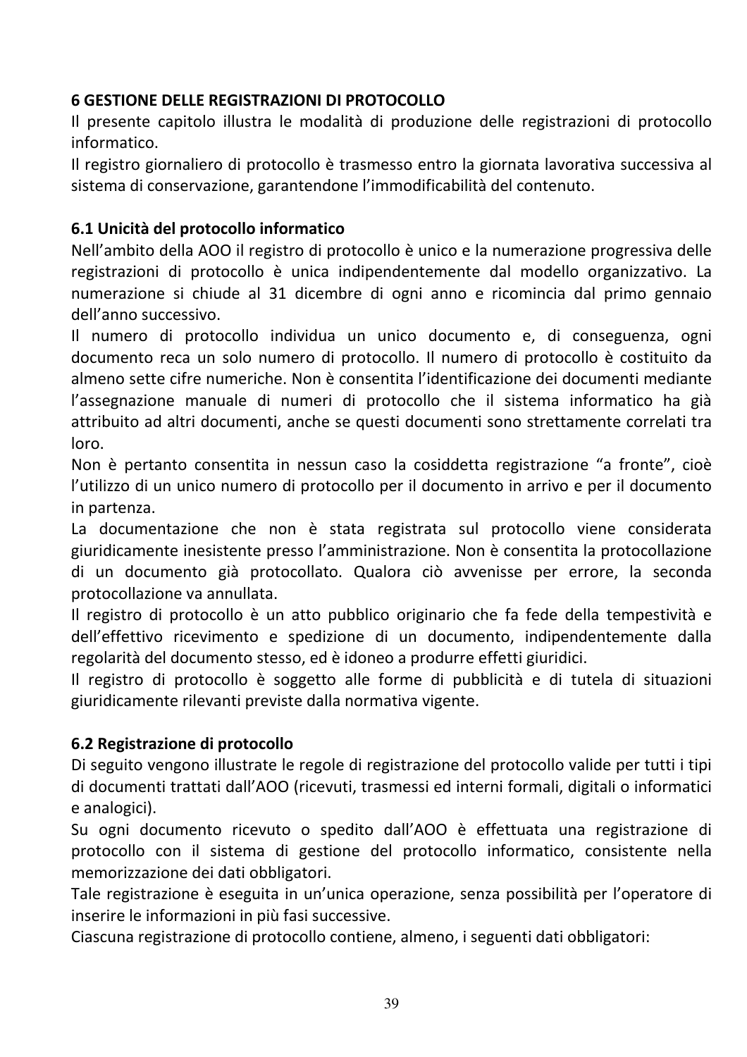## 6 GESTIONE DELLE REGISTRAZIONI DI PROTOCOLLO

Il presente capitolo illustra le modalità di produzione delle registrazioni di protocollo informatico.

Il registro giornaliero di protocollo è trasmesso entro la giornata lavorativa successiva al sistema di conservazione, garantendone l'immodificabilità del contenuto.

### 6.1 Unicità del protocollo informatico

Nell'ambito della AOO il registro di protocollo è unico e la numerazione progressiva delle registrazioni di protocollo è unica indipendentemente dal modello organizzativo. La numerazione si chiude al 31 dicembre di ogni anno e ricomincia dal primo gennaio dell'anno successivo.

Il numero di protocollo individua un unico documento e, di conseguenza, ogni documento reca un solo numero di protocollo. Il numero di protocollo è costituito da almeno sette cifre numeriche. Non è consentita l'identificazione dei documenti mediante l'assegnazione manuale di numeri di protocollo che il sistema informatico ha già attribuito ad altri documenti, anche se questi documenti sono strettamente correlati tra loro.

Non è pertanto consentita in nessun caso la cosiddetta registrazione "a fronte", cioè l'utilizzo di un unico numero di protocollo per il documento in arrivo e per il documento in partenza.

La documentazione che non è stata registrata sul protocollo viene considerata giuridicamente inesistente presso l'amministrazione. Non è consentita la protocollazione di un documento già protocollato. Qualora ciò avvenisse per errore, la seconda protocollazione va annullata.

Il registro di protocollo è un atto pubblico originario che fa fede della tempestività e dell'effettivo ricevimento e spedizione di un documento, indipendentemente dalla regolarità del documento stesso, ed è idoneo a produrre effetti giuridici.

Il registro di protocollo è soggetto alle forme di pubblicità e di tutela di situazioni giuridicamente rilevanti previste dalla normativa vigente.

### 6.2 Registrazione di protocollo

Di seguito vengono illustrate le regole di registrazione del protocollo valide per tutti i tipi di documenti trattati dall'AOO (ricevuti, trasmessi ed interni formali, digitali o informatici e analogici).

Su ogni documento ricevuto o spedito dall'AOO è effettuata una registrazione di protocollo con il sistema di gestione del protocollo informatico, consistente nella memorizzazione dei dati obbligatori.

Tale registrazione è eseguita in un'unica operazione, senza possibilità per l'operatore di inserire le informazioni in più fasi successive.

Ciascuna registrazione di protocollo contiene, almeno, i seguenti dati obbligatori: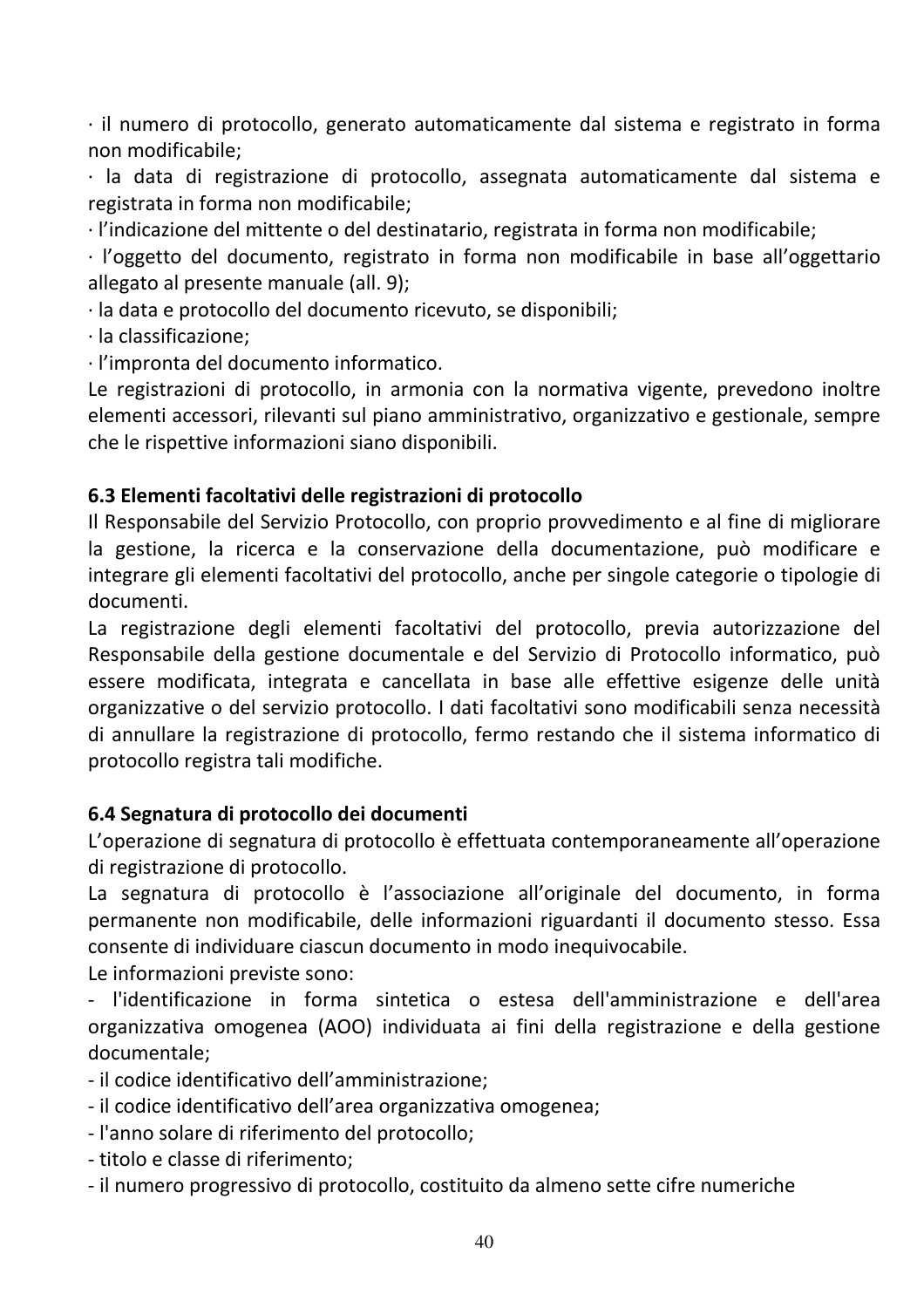· il numero di protocollo, generato automaticamente dal sistema e registrato in forma non modificabile;
· la data di registrazione di protocollo, assegnata automaticamente dal sistema e registrata in forma non modificabile;
· l'indicazione del mittente o del destinatario, registrata in forma non modificabile;
· l'oggetto del documento, registrato in forma non modificabile in base all'oggettario allegato al presente manuale (all. 9);
· la data e protocollo del documento ricevuto, se disponibili;
· la classificazione;
· l'impronta del documento informatico.

Le registrazioni di protocollo, in armonia con la normativa vigente, prevedono inoltre elementi accessori, rilevanti sul piano amministrativo, organizzativo e gestionale, sempre che le rispettive informazioni siano disponibili.

### 6.3 Elementi facoltativi delle registrazioni di protocollo

Il Responsabile del Servizio Protocollo, con proprio provvedimento e al fine di migliorare la gestione, la ricerca e la conservazione della documentazione, può modificare e integrare gli elementi facoltativi del protocollo, anche per singole categorie o tipologie di documenti.

La registrazione degli elementi facoltativi del protocollo, previa autorizzazione del Responsabile della gestione documentale e del Servizio di Protocollo informatico, può essere modificata, integrata e cancellata in base alle effettive esigenze delle unità organizzative o del servizio protocollo. I dati facoltativi sono modificabili senza necessità di annullare la registrazione di protocollo, fermo restando che il sistema informatico di protocollo registra tali modifiche.

### 6.4 Segnatura di protocollo dei documenti

L'operazione di segnatura di protocollo è effettuata contemporaneamente all'operazione di registrazione di protocollo.

La segnatura di protocollo è l'associazione all'originale del documento, in forma permanente non modificabile, delle informazioni riguardanti il documento stesso. Essa consente di individuare ciascun documento in modo inequivocabile.

Le informazioni previste sono:

- l'identificazione in forma sintetica o estesa dell'amministrazione e dell'area organizzativa omogenea (AOO) individuata ai fini della registrazione e della gestione documentale;
- il codice identificativo dell'amministrazione;
- il codice identificativo dell'area organizzativa omogenea;
- l'anno solare di riferimento del protocollo;
- titolo e classe di riferimento;
- il numero progressivo di protocollo, costituito da almeno sette cifre numeriche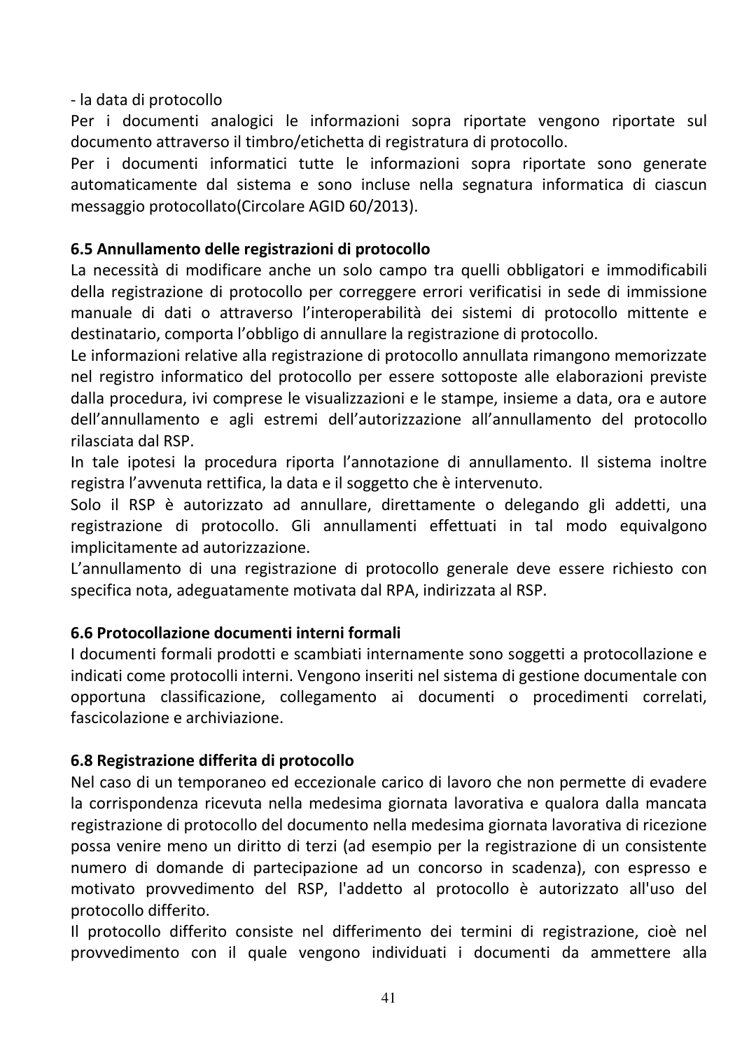- la data di protocollo

Per i documenti analogici le informazioni sopra riportate vengono riportate sul documento attraverso il timbro/etichetta di registratura di protocollo.

Per i documenti informatici tutte le informazioni sopra riportate sono generate automaticamente dal sistema e sono incluse nella segnatura informatica di ciascun messaggio protocollato(Circolare AGID 60/2013).

### 6.5 Annullamento delle registrazioni di protocollo

La necessità di modificare anche un solo campo tra quelli obbligatori e immodificabili della registrazione di protocollo per correggere errori verificatisi in sede di immissione manuale di dati o attraverso l'interoperabilità dei sistemi di protocollo mittente e destinatario, comporta l'obbligo di annullare la registrazione di protocollo.

Le informazioni relative alla registrazione di protocollo annullata rimangono memorizzate nel registro informatico del protocollo per essere sottoposte alle elaborazioni previste dalla procedura, ivi comprese le visualizzazioni e le stampe, insieme a data, ora e autore dell'annullamento e agli estremi dell'autorizzazione all'annullamento del protocollo rilasciata dal RSP.

In tale ipotesi la procedura riporta l'annotazione di annullamento. Il sistema inoltre registra l'avvenuta rettifica, la data e il soggetto che è intervenuto.

Solo il RSP è autorizzato ad annullare, direttamente o delegando gli addetti, una registrazione di protocollo. Gli annullamenti effettuati in tal modo equivalgono implicitamente ad autorizzazione.

L'annullamento di una registrazione di protocollo generale deve essere richiesto con specifica nota, adeguatamente motivata dal RPA, indirizzata al RSP.

### 6.6 Protocollazione documenti interni formali

I documenti formali prodotti e scambiati internamente sono soggetti a protocollazione e indicati come protocolli interni. Vengono inseriti nel sistema di gestione documentale con opportuna classificazione, collegamento ai documenti o procedimenti correlati, fascicolazione e archiviazione.

### 6.8 Registrazione differita di protocollo

Nel caso di un temporaneo ed eccezionale carico di lavoro che non permette di evadere la corrispondenza ricevuta nella medesima giornata lavorativa e qualora dalla mancata registrazione di protocollo del documento nella medesima giornata lavorativa di ricezione possa venire meno un diritto di terzi (ad esempio per la registrazione di un consistente numero di domande di partecipazione ad un concorso in scadenza), con espresso e motivato provvedimento del RSP, l'addetto al protocollo è autorizzato all'uso del protocollo differito.

Il protocollo differito consiste nel differimento dei termini di registrazione, cioè nel provvedimento con il quale vengono individuati i documenti da ammettere alla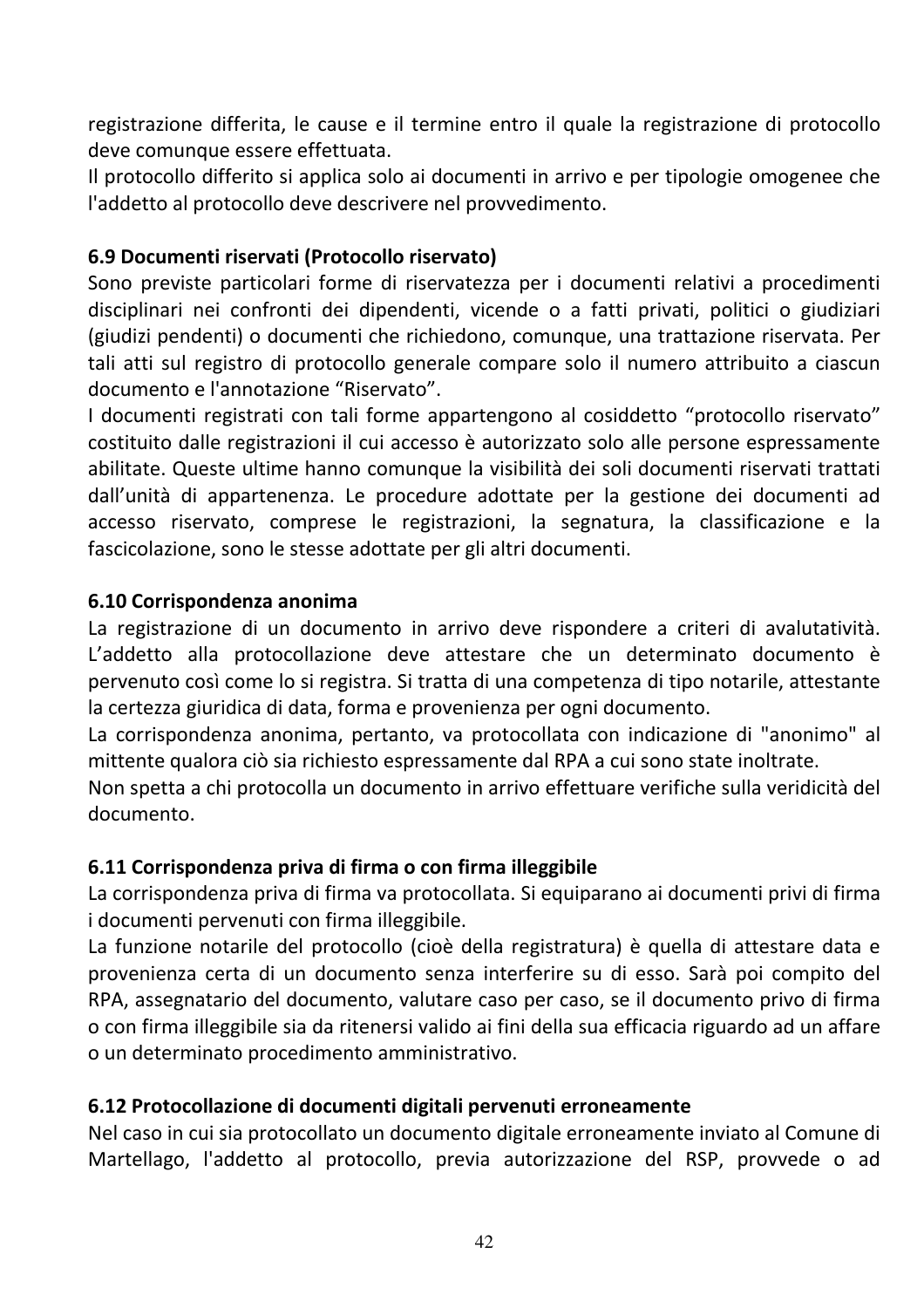registrazione differita, le cause e il termine entro il quale la registrazione di protocollo deve comunque essere effettuata.

Il protocollo differito si applica solo ai documenti in arrivo e per tipologie omogenee che l'addetto al protocollo deve descrivere nel provvedimento.

**6.9 Documenti riservati (Protocollo riservato)**

Sono previste particolari forme di riservatezza per i documenti relativi a procedimenti disciplinari nei confronti dei dipendenti, vicende o a fatti privati, politici o giudiziari (giudizi pendenti) o documenti che richiedono, comunque, una trattazione riservata. Per tali atti sul registro di protocollo generale compare solo il numero attribuito a ciascun documento e l'annotazione "Riservato".

I documenti registrati con tali forme appartengono al cosiddetto "protocollo riservato" costituito dalle registrazioni il cui accesso è autorizzato solo alle persone espressamente abilitate. Queste ultime hanno comunque la visibilità dei soli documenti riservati trattati dall'unità di appartenenza. Le procedure adottate per la gestione dei documenti ad accesso riservato, comprese le registrazioni, la segnatura, la classificazione e la fascicolazione, sono le stesse adottate per gli altri documenti.

**6.10 Corrispondenza anonima**

La registrazione di un documento in arrivo deve rispondere a criteri di avalutatività. L'addetto alla protocollazione deve attestare che un determinato documento è pervenuto così come lo si registra. Si tratta di una competenza di tipo notarile, attestante la certezza giuridica di data, forma e provenienza per ogni documento.

La corrispondenza anonima, pertanto, va protocollata con indicazione di "anonimo" al mittente qualora ciò sia richiesto espressamente dal RPA a cui sono state inoltrate.

Non spetta a chi protocolla un documento in arrivo effettuare verifiche sulla veridicità del documento.

**6.11 Corrispondenza priva di firma o con firma illeggibile**

La corrispondenza priva di firma va protocollata. Si equiparano ai documenti privi di firma i documenti pervenuti con firma illeggibile.

La funzione notarile del protocollo (cioè della registratura) è quella di attestare data e provenienza certa di un documento senza interferire su di esso. Sarà poi compito del RPA, assegnatario del documento, valutare caso per caso, se il documento privo di firma o con firma illeggibile sia da ritenersi valido ai fini della sua efficacia riguardo ad un affare o un determinato procedimento amministrativo.

**6.12 Protocollazione di documenti digitali pervenuti erroneamente**

Nel caso in cui sia protocollato un documento digitale erroneamente inviato al Comune di Martellago, l'addetto al protocollo, previa autorizzazione del RSP, provvede o ad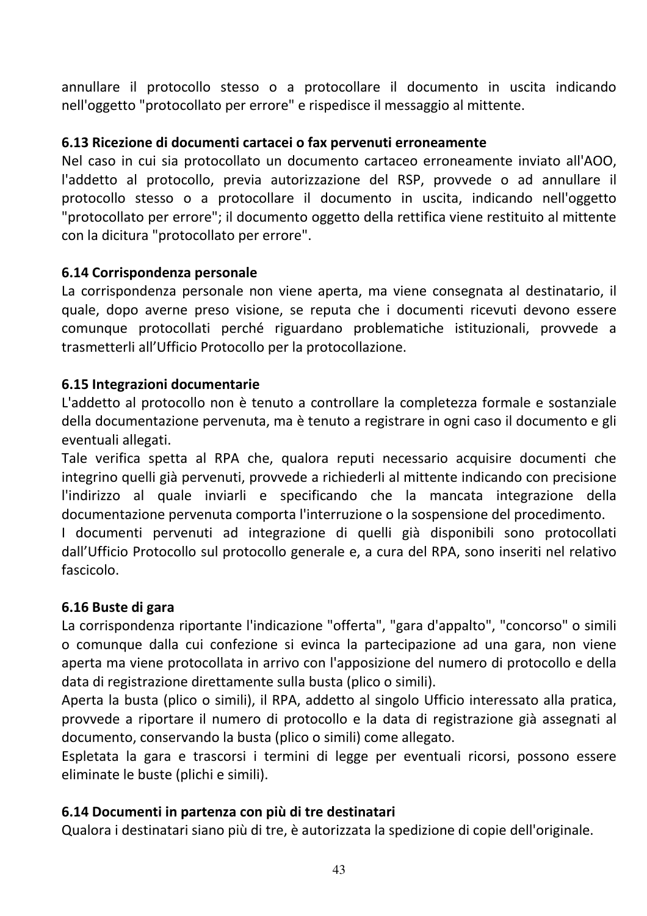annullare il protocollo stesso o a protocollare il documento in uscita indicando nell'oggetto "protocollato per errore" e rispedisce il messaggio al mittente.

### 6.13 Ricezione di documenti cartacei o fax pervenuti erroneamente

Nel caso in cui sia protocollato un documento cartaceo erroneamente inviato all'AOO, l'addetto al protocollo, previa autorizzazione del RSP, provvede o ad annullare il protocollo stesso o a protocollare il documento in uscita, indicando nell'oggetto "protocollato per errore"; il documento oggetto della rettifica viene restituito al mittente con la dicitura "protocollato per errore".

### 6.14 Corrispondenza personale

La corrispondenza personale non viene aperta, ma viene consegnata al destinatario, il quale, dopo averne preso visione, se reputa che i documenti ricevuti devono essere comunque protocollati perché riguardano problematiche istituzionali, provvede a trasmetterli all'Ufficio Protocollo per la protocollazione.

### 6.15 Integrazioni documentarie

L'addetto al protocollo non è tenuto a controllare la completezza formale e sostanziale della documentazione pervenuta, ma è tenuto a registrare in ogni caso il documento e gli eventuali allegati.

Tale verifica spetta al RPA che, qualora reputi necessario acquisire documenti che integrino quelli già pervenuti, provvede a richiederli al mittente indicando con precisione l'indirizzo al quale inviarli e specificando che la mancata integrazione della documentazione pervenuta comporta l'interruzione o la sospensione del procedimento.

I documenti pervenuti ad integrazione di quelli già disponibili sono protocollati dall'Ufficio Protocollo sul protocollo generale e, a cura del RPA, sono inseriti nel relativo fascicolo.

### 6.16 Buste di gara

La corrispondenza riportante l'indicazione "offerta", "gara d'appalto", "concorso" o simili o comunque dalla cui confezione si evinca la partecipazione ad una gara, non viene aperta ma viene protocollata in arrivo con l'apposizione del numero di protocollo e della data di registrazione direttamente sulla busta (plico o simili).

Aperta la busta (plico o simili), il RPA, addetto al singolo Ufficio interessato alla pratica, provvede a riportare il numero di protocollo e la data di registrazione già assegnati al documento, conservando la busta (plico o simili) come allegato.

Espletata la gara e trascorsi i termini di legge per eventuali ricorsi, possono essere eliminate le buste (plichi e simili).

### 6.14 Documenti in partenza con più di tre destinatari

Qualora i destinatari siano più di tre, è autorizzata la spedizione di copie dell'originale.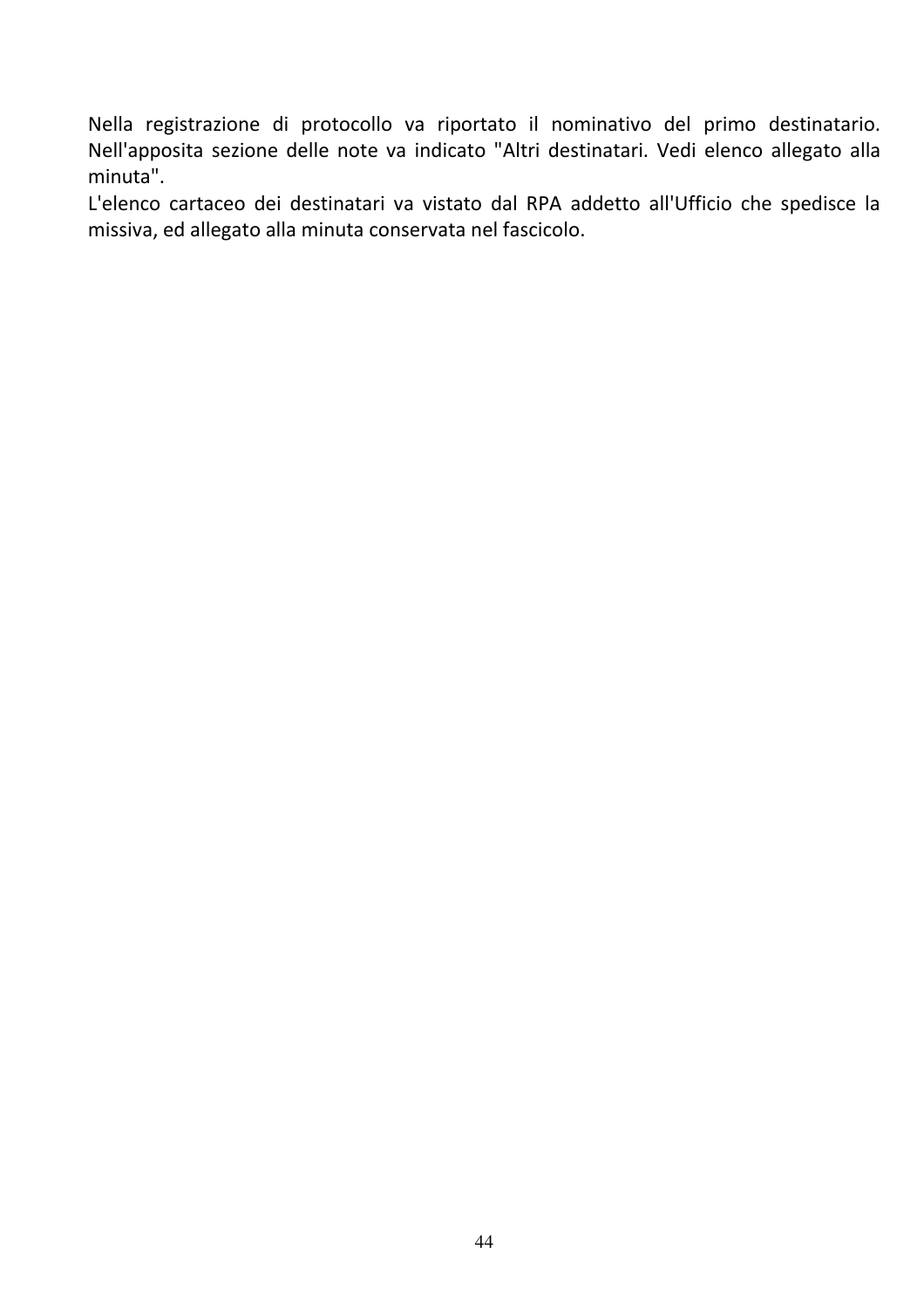Nella registrazione di protocollo va riportato il nominativo del primo destinatario. Nell'apposita sezione delle note va indicato "Altri destinatari. Vedi elenco allegato alla minuta".

L'elenco cartaceo dei destinatari va vistato dal RPA addetto all'Ufficio che spedisce la missiva, ed allegato alla minuta conservata nel fascicolo.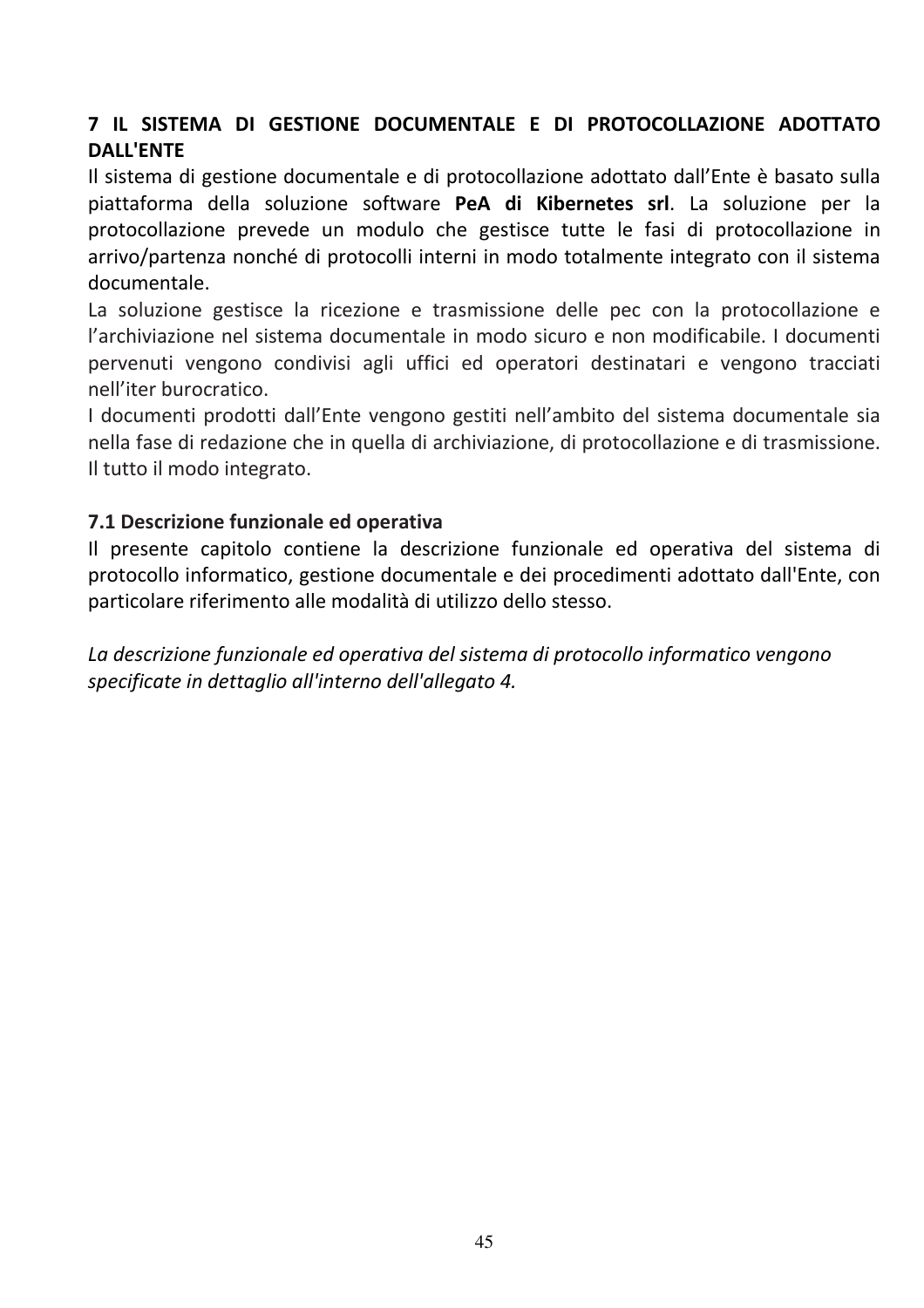## 7 IL SISTEMA DI GESTIONE DOCUMENTALE E DI PROTOCOLLAZIONE ADOTTATO DALL'ENTE

Il sistema di gestione documentale e di protocollazione adottato dall'Ente è basato sulla piattaforma della soluzione software **PeA di Kibernetes srl**. La soluzione per la protocollazione prevede un modulo che gestisce tutte le fasi di protocollazione in arrivo/partenza nonché di protocolli interni in modo totalmente integrato con il sistema documentale.

La soluzione gestisce la ricezione e trasmissione delle pec con la protocollazione e l'archiviazione nel sistema documentale in modo sicuro e non modificabile. I documenti pervenuti vengono condivisi agli uffici ed operatori destinatari e vengono tracciati nell'iter burocratico.

I documenti prodotti dall'Ente vengono gestiti nell'ambito del sistema documentale sia nella fase di redazione che in quella di archiviazione, di protocollazione e di trasmissione. Il tutto il modo integrato.

### 7.1 Descrizione funzionale ed operativa

Il presente capitolo contiene la descrizione funzionale ed operativa del sistema di protocollo informatico, gestione documentale e dei procedimenti adottato dall'Ente, con particolare riferimento alle modalità di utilizzo dello stesso.

*La descrizione funzionale ed operativa del sistema di protocollo informatico vengono specificate in dettaglio all'interno dell'allegato 4.*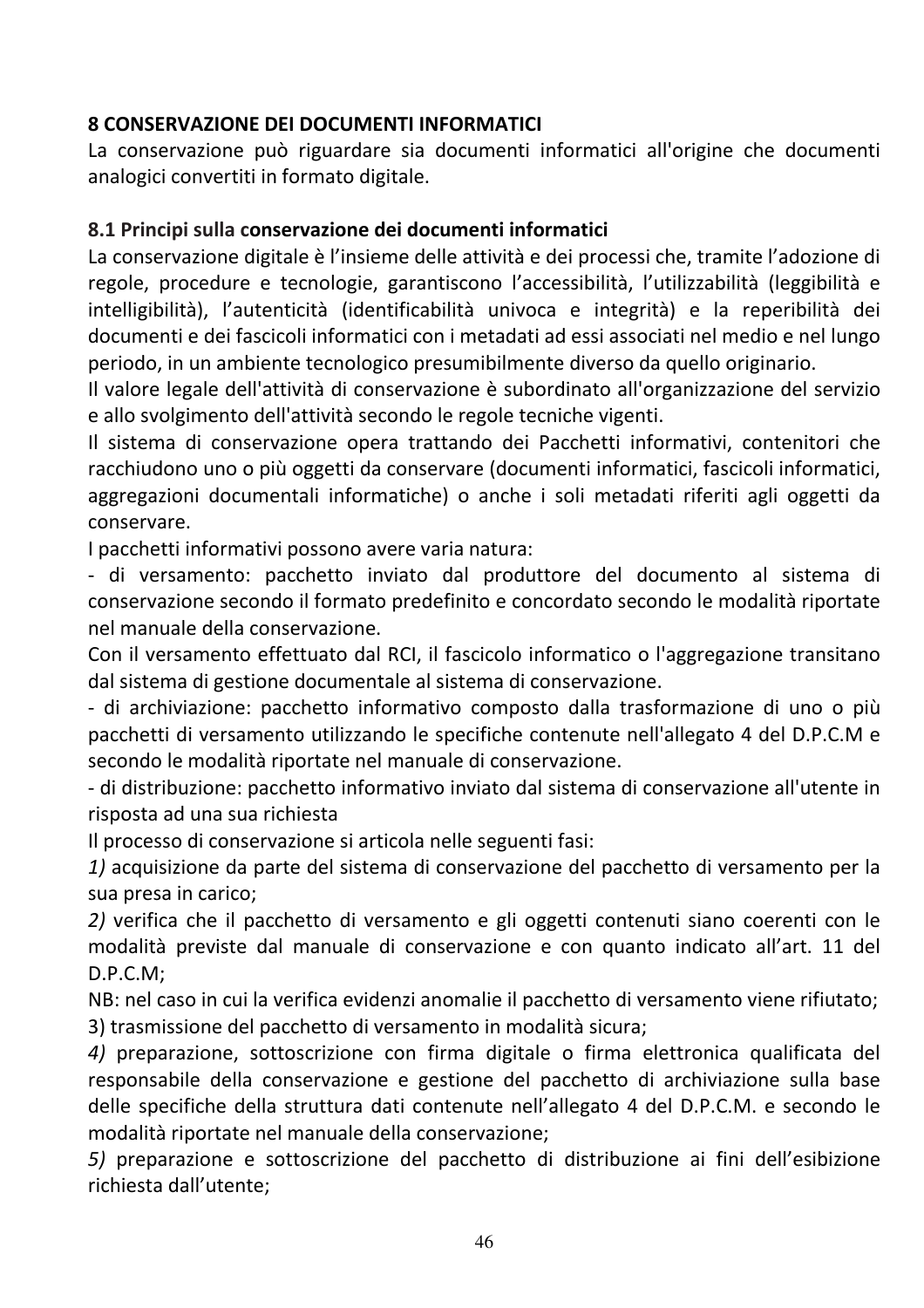## 8 CONSERVAZIONE DEI DOCUMENTI INFORMATICI

La conservazione può riguardare sia documenti informatici all'origine che documenti analogici convertiti in formato digitale.

### 8.1 Principi sulla conservazione dei documenti informatici

La conservazione digitale è l'insieme delle attività e dei processi che, tramite l'adozione di regole, procedure e tecnologie, garantiscono l'accessibilità, l'utilizzabilità (leggibilità e intelligibilità), l'autenticità (identificabilità univoca e integrità) e la reperibilità dei documenti e dei fascicoli informatici con i metadati ad essi associati nel medio e nel lungo periodo, in un ambiente tecnologico presumibilmente diverso da quello originario.

Il valore legale dell'attività di conservazione è subordinato all'organizzazione del servizio e allo svolgimento dell'attività secondo le regole tecniche vigenti.

Il sistema di conservazione opera trattando dei Pacchetti informativi, contenitori che racchiudono uno o più oggetti da conservare (documenti informatici, fascicoli informatici, aggregazioni documentali informatiche) o anche i soli metadati riferiti agli oggetti da conservare.

I pacchetti informativi possono avere varia natura:

- di versamento: pacchetto inviato dal produttore del documento al sistema di conservazione secondo il formato predefinito e concordato secondo le modalità riportate nel manuale della conservazione.

Con il versamento effettuato dal RCI, il fascicolo informatico o l'aggregazione transitano dal sistema di gestione documentale al sistema di conservazione.

- di archiviazione: pacchetto informativo composto dalla trasformazione di uno o più pacchetti di versamento utilizzando le specifiche contenute nell'allegato 4 del D.P.C.M e secondo le modalità riportate nel manuale di conservazione.
- di distribuzione: pacchetto informativo inviato dal sistema di conservazione all'utente in risposta ad una sua richiesta

Il processo di conservazione si articola nelle seguenti fasi:

*1)* acquisizione da parte del sistema di conservazione del pacchetto di versamento per la sua presa in carico;

*2)* verifica che il pacchetto di versamento e gli oggetti contenuti siano coerenti con le modalità previste dal manuale di conservazione e con quanto indicato all'art. 11 del D.P.C.M;

NB: nel caso in cui la verifica evidenzi anomalie il pacchetto di versamento viene rifiutato;

3) trasmissione del pacchetto di versamento in modalità sicura;

*4)* preparazione, sottoscrizione con firma digitale o firma elettronica qualificata del responsabile della conservazione e gestione del pacchetto di archiviazione sulla base delle specifiche della struttura dati contenute nell'allegato 4 del D.P.C.M. e secondo le modalità riportate nel manuale della conservazione;

*5)* preparazione e sottoscrizione del pacchetto di distribuzione ai fini dell'esibizione richiesta dall'utente;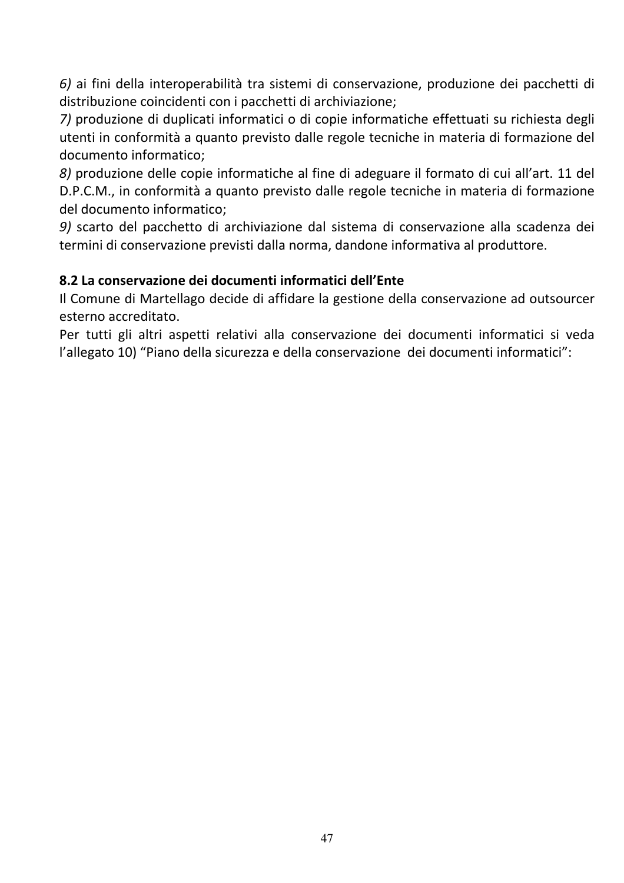*6)* ai fini della interoperabilità tra sistemi di conservazione, produzione dei pacchetti di distribuzione coincidenti con i pacchetti di archiviazione;
*7)* produzione di duplicati informatici o di copie informatiche effettuati su richiesta degli utenti in conformità a quanto previsto dalle regole tecniche in materia di formazione del documento informatico;
*8)* produzione delle copie informatiche al fine di adeguare il formato di cui all'art. 11 del D.P.C.M., in conformità a quanto previsto dalle regole tecniche in materia di formazione del documento informatico;
*9)* scarto del pacchetto di archiviazione dal sistema di conservazione alla scadenza dei termini di conservazione previsti dalla norma, dandone informativa al produttore.

**8.2 La conservazione dei documenti informatici dell'Ente**

Il Comune di Martellago decide di affidare la gestione della conservazione ad outsourcer esterno accreditato.

Per tutti gli altri aspetti relativi alla conservazione dei documenti informatici si veda l'allegato 10) "Piano della sicurezza e della conservazione dei documenti informatici":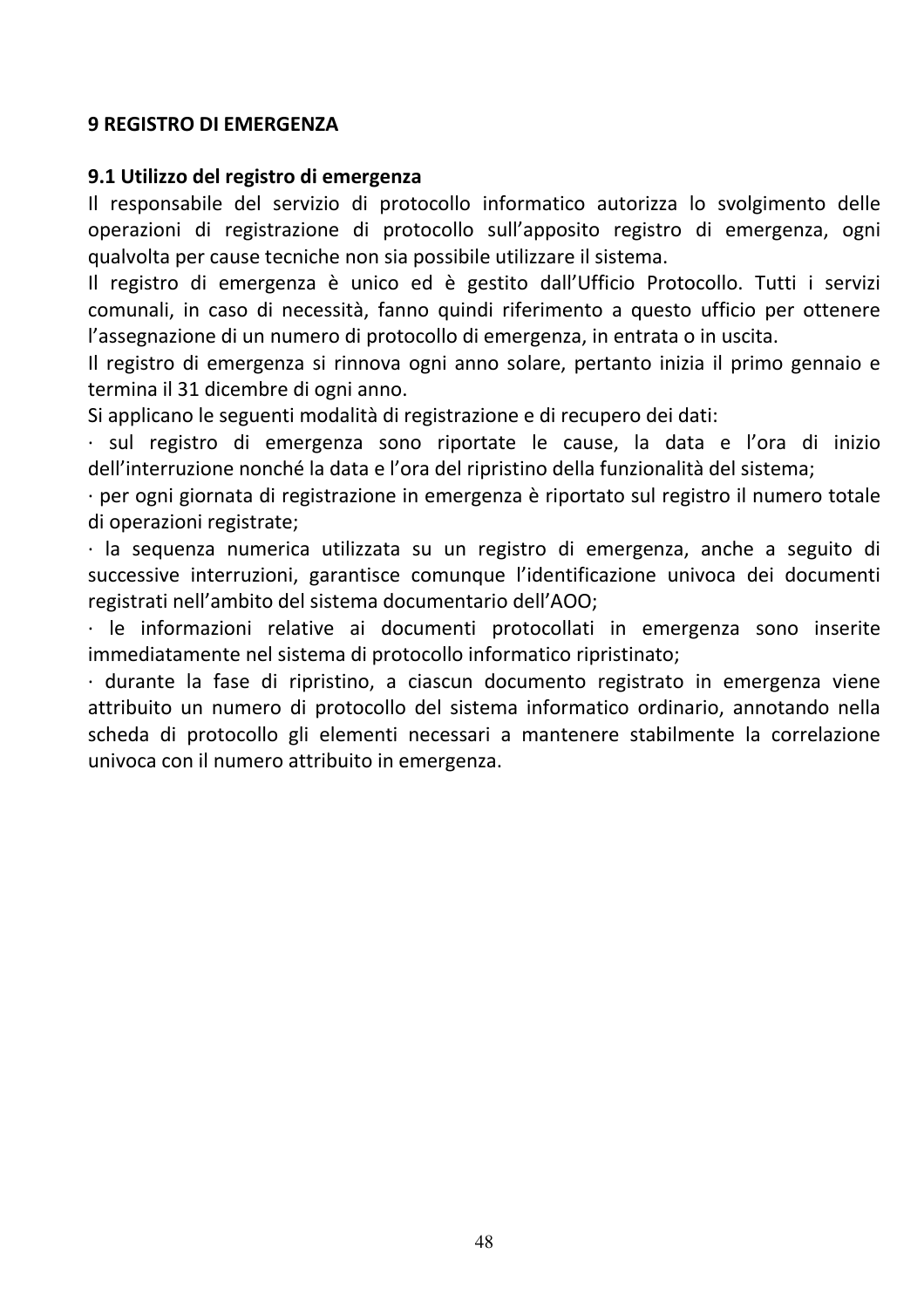## 9 REGISTRO DI EMERGENZA

### 9.1 Utilizzo del registro di emergenza

Il responsabile del servizio di protocollo informatico autorizza lo svolgimento delle operazioni di registrazione di protocollo sull'apposito registro di emergenza, ogni qualvolta per cause tecniche non sia possibile utilizzare il sistema.

Il registro di emergenza è unico ed è gestito dall'Ufficio Protocollo. Tutti i servizi comunali, in caso di necessità, fanno quindi riferimento a questo ufficio per ottenere l'assegnazione di un numero di protocollo di emergenza, in entrata o in uscita.

Il registro di emergenza si rinnova ogni anno solare, pertanto inizia il primo gennaio e termina il 31 dicembre di ogni anno.

Si applicano le seguenti modalità di registrazione e di recupero dei dati:

· sul registro di emergenza sono riportate le cause, la data e l'ora di inizio dell'interruzione nonché la data e l'ora del ripristino della funzionalità del sistema;

· per ogni giornata di registrazione in emergenza è riportato sul registro il numero totale di operazioni registrate;

· la sequenza numerica utilizzata su un registro di emergenza, anche a seguito di successive interruzioni, garantisce comunque l'identificazione univoca dei documenti registrati nell'ambito del sistema documentario dell'AOO;

· le informazioni relative ai documenti protocollati in emergenza sono inserite immediatamente nel sistema di protocollo informatico ripristinato;

· durante la fase di ripristino, a ciascun documento registrato in emergenza viene attribuito un numero di protocollo del sistema informatico ordinario, annotando nella scheda di protocollo gli elementi necessari a mantenere stabilmente la correlazione univoca con il numero attribuito in emergenza.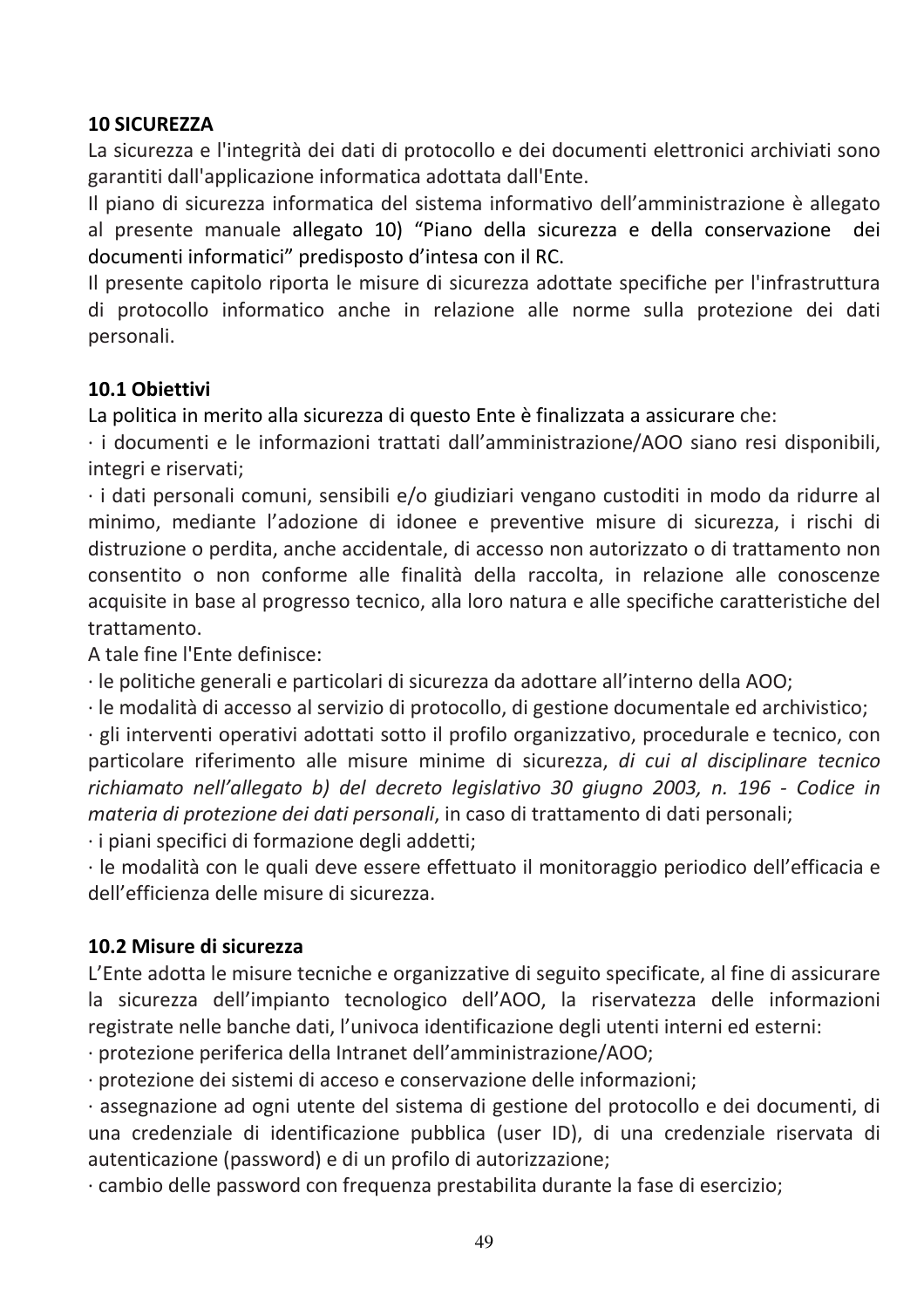## 10 SICUREZZA

La sicurezza e l'integrità dei dati di protocollo e dei documenti elettronici archiviati sono garantiti dall'applicazione informatica adottata dall'Ente.

Il piano di sicurezza informatica del sistema informativo dell'amministrazione è allegato al presente manuale allegato 10) "Piano della sicurezza e della conservazione dei documenti informatici" predisposto d'intesa con il RC.

Il presente capitolo riporta le misure di sicurezza adottate specifiche per l'infrastruttura di protocollo informatico anche in relazione alle norme sulla protezione dei dati personali.

### 10.1 Obiettivi

La politica in merito alla sicurezza di questo Ente è finalizzata a assicurare che:

· i documenti e le informazioni trattati dall'amministrazione/AOO siano resi disponibili, integri e riservati;

· i dati personali comuni, sensibili e/o giudiziari vengano custoditi in modo da ridurre al minimo, mediante l'adozione di idonee e preventive misure di sicurezza, i rischi di distruzione o perdita, anche accidentale, di accesso non autorizzato o di trattamento non consentito o non conforme alle finalità della raccolta, in relazione alle conoscenze acquisite in base al progresso tecnico, alla loro natura e alle specifiche caratteristiche del trattamento.

A tale fine l'Ente definisce:

· le politiche generali e particolari di sicurezza da adottare all'interno della AOO;

· le modalità di accesso al servizio di protocollo, di gestione documentale ed archivistico;

· gli interventi operativi adottati sotto il profilo organizzativo, procedurale e tecnico, con particolare riferimento alle misure minime di sicurezza, *di cui al disciplinare tecnico richiamato nell'allegato b) del decreto legislativo 30 giugno 2003, n. 196 - Codice in materia di protezione dei dati personali*, in caso di trattamento di dati personali;

· i piani specifici di formazione degli addetti;

· le modalità con le quali deve essere effettuato il monitoraggio periodico dell'efficacia e dell'efficienza delle misure di sicurezza.

### 10.2 Misure di sicurezza

L'Ente adotta le misure tecniche e organizzative di seguito specificate, al fine di assicurare la sicurezza dell'impianto tecnologico dell'AOO, la riservatezza delle informazioni registrate nelle banche dati, l'univoca identificazione degli utenti interni ed esterni:

· protezione periferica della Intranet dell'amministrazione/AOO;

· protezione dei sistemi di acceso e conservazione delle informazioni;

· assegnazione ad ogni utente del sistema di gestione del protocollo e dei documenti, di una credenziale di identificazione pubblica (user ID), di una credenziale riservata di autenticazione (password) e di un profilo di autorizzazione;

· cambio delle password con frequenza prestabilita durante la fase di esercizio;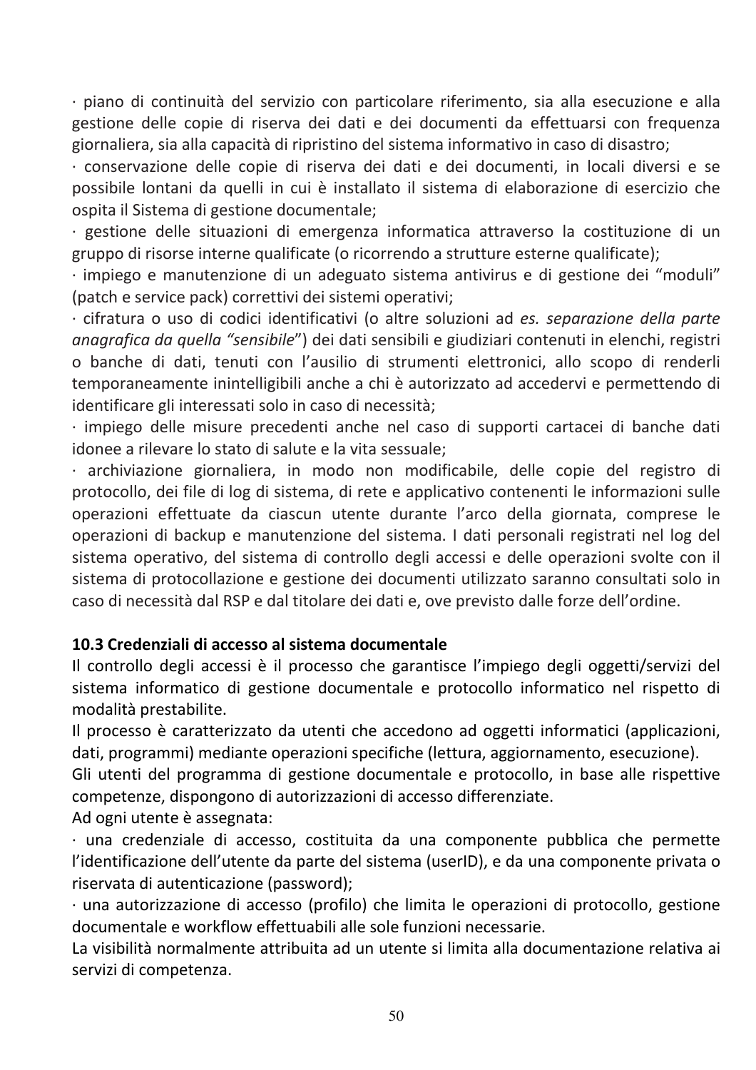· piano di continuità del servizio con particolare riferimento, sia alla esecuzione e alla gestione delle copie di riserva dei dati e dei documenti da effettuarsi con frequenza giornaliera, sia alla capacità di ripristino del sistema informativo in caso di disastro;

· conservazione delle copie di riserva dei dati e dei documenti, in locali diversi e se possibile lontani da quelli in cui è installato il sistema di elaborazione di esercizio che ospita il Sistema di gestione documentale;

· gestione delle situazioni di emergenza informatica attraverso la costituzione di un gruppo di risorse interne qualificate (o ricorrendo a strutture esterne qualificate);

· impiego e manutenzione di un adeguato sistema antivirus e di gestione dei "moduli" (patch e service pack) correttivi dei sistemi operativi;

· cifratura o uso di codici identificativi (o altre soluzioni ad *es. separazione della parte anagrafica da quella "sensibile"*) dei dati sensibili e giudiziari contenuti in elenchi, registri o banche di dati, tenuti con l'ausilio di strumenti elettronici, allo scopo di renderli temporaneamente inintelligibili anche a chi è autorizzato ad accedervi e permettendo di identificare gli interessati solo in caso di necessità;

· impiego delle misure precedenti anche nel caso di supporti cartacei di banche dati idonee a rilevare lo stato di salute e la vita sessuale;

· archiviazione giornaliera, in modo non modificabile, delle copie del registro di protocollo, dei file di log di sistema, di rete e applicativo contenenti le informazioni sulle operazioni effettuate da ciascun utente durante l'arco della giornata, comprese le operazioni di backup e manutenzione del sistema. I dati personali registrati nel log del sistema operativo, del sistema di controllo degli accessi e delle operazioni svolte con il sistema di protocollazione e gestione dei documenti utilizzato saranno consultati solo in caso di necessità dal RSP e dal titolare dei dati e, ove previsto dalle forze dell'ordine.

### 10.3 Credenziali di accesso al sistema documentale

Il controllo degli accessi è il processo che garantisce l'impiego degli oggetti/servizi del sistema informatico di gestione documentale e protocollo informatico nel rispetto di modalità prestabilite.

Il processo è caratterizzato da utenti che accedono ad oggetti informatici (applicazioni, dati, programmi) mediante operazioni specifiche (lettura, aggiornamento, esecuzione).

Gli utenti del programma di gestione documentale e protocollo, in base alle rispettive competenze, dispongono di autorizzazioni di accesso differenziate.

Ad ogni utente è assegnata:

· una credenziale di accesso, costituita da una componente pubblica che permette l'identificazione dell'utente da parte del sistema (userID), e da una componente privata o riservata di autenticazione (password);

· una autorizzazione di accesso (profilo) che limita le operazioni di protocollo, gestione documentale e workflow effettuabili alle sole funzioni necessarie.

La visibilità normalmente attribuita ad un utente si limita alla documentazione relativa ai servizi di competenza.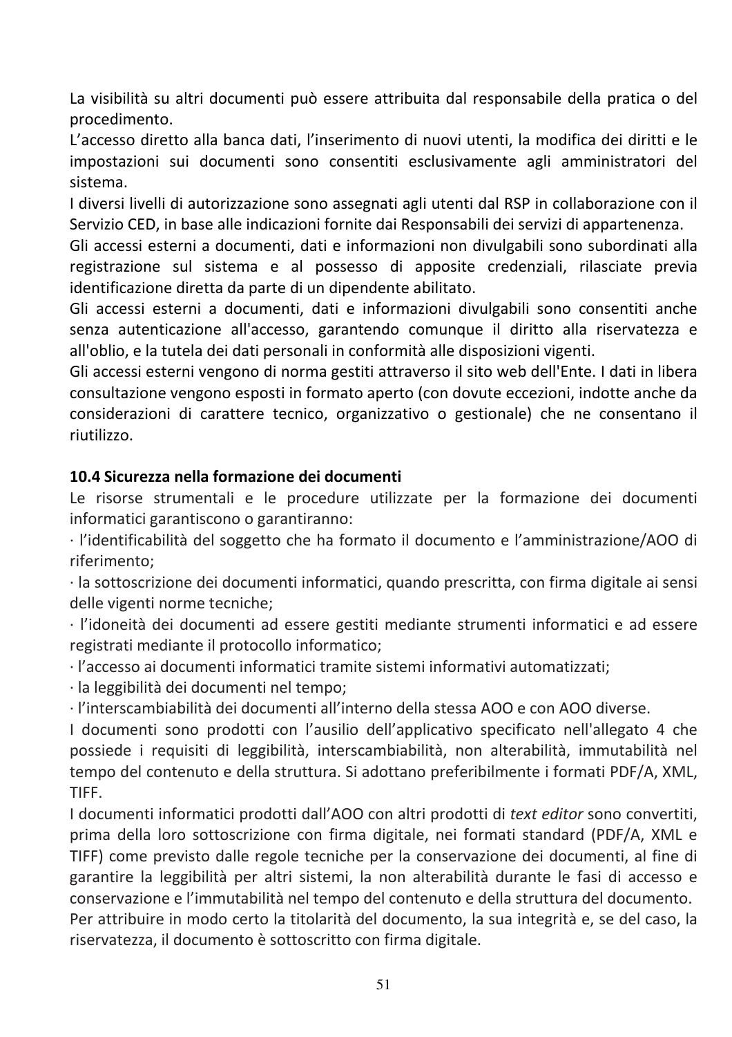La visibilità su altri documenti può essere attribuita dal responsabile della pratica o del procedimento.

L'accesso diretto alla banca dati, l'inserimento di nuovi utenti, la modifica dei diritti e le impostazioni sui documenti sono consentiti esclusivamente agli amministratori del sistema.

I diversi livelli di autorizzazione sono assegnati agli utenti dal RSP in collaborazione con il Servizio CED, in base alle indicazioni fornite dai Responsabili dei servizi di appartenenza.

Gli accessi esterni a documenti, dati e informazioni non divulgabili sono subordinati alla registrazione sul sistema e al possesso di apposite credenziali, rilasciate previa identificazione diretta da parte di un dipendente abilitato.

Gli accessi esterni a documenti, dati e informazioni divulgabili sono consentiti anche senza autenticazione all'accesso, garantendo comunque il diritto alla riservatezza e all'oblio, e la tutela dei dati personali in conformità alle disposizioni vigenti.

Gli accessi esterni vengono di norma gestiti attraverso il sito web dell'Ente. I dati in libera consultazione vengono esposti in formato aperto (con dovute eccezioni, indotte anche da considerazioni di carattere tecnico, organizzativo o gestionale) che ne consentano il riutilizzo.

### 10.4 Sicurezza nella formazione dei documenti

Le risorse strumentali e le procedure utilizzate per la formazione dei documenti informatici garantiscono o garantiranno:

· l'identificabilità del soggetto che ha formato il documento e l'amministrazione/AOO di riferimento;

· la sottoscrizione dei documenti informatici, quando prescritta, con firma digitale ai sensi delle vigenti norme tecniche;

· l'idoneità dei documenti ad essere gestiti mediante strumenti informatici e ad essere registrati mediante il protocollo informatico;

· l'accesso ai documenti informatici tramite sistemi informativi automatizzati;

· la leggibilità dei documenti nel tempo;

· l'interscambiabiabilità dei documenti all'interno della stessa AOO e con AOO diverse.

I documenti sono prodotti con l'ausilio dell'applicativo specificato nell'allegato 4 che possiede i requisiti di leggibilità, interscambiabiabilità, non alterabilità, immutabilità nel tempo del contenuto e della struttura. Si adottano preferibilmente i formati PDF/A, XML, TIFF.

I documenti informatici prodotti dall'AOO con altri prodotti di *text editor* sono convertiti, prima della loro sottoscrizione con firma digitale, nei formati standard (PDF/A, XML e TIFF) come previsto dalle regole tecniche per la conservazione dei documenti, al fine di garantire la leggibilità per altri sistemi, la non alterabilità durante le fasi di accesso e conservazione e l'immutabilità nel tempo del contenuto e della struttura del documento.

Per attribuire in modo certo la titolarità del documento, la sua integrità e, se del caso, la riservatezza, il documento è sottoscritto con firma digitale.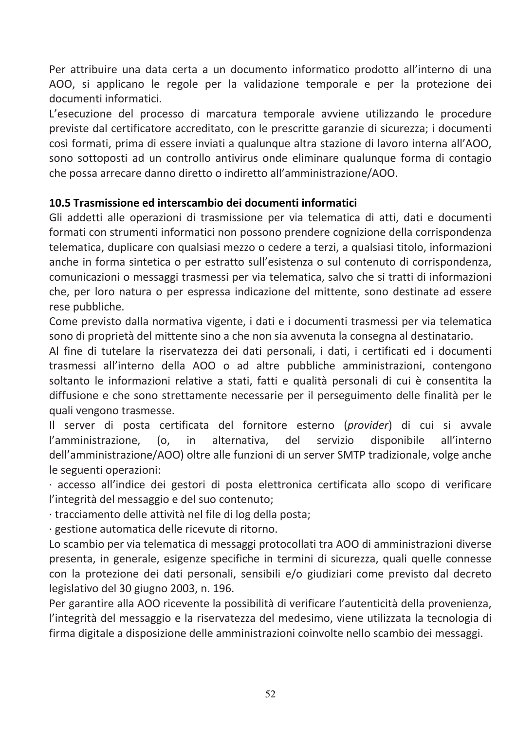Per attribuire una data certa a un documento informatico prodotto all'interno di una AOO, si applicano le regole per la validazione temporale e per la protezione dei documenti informatici.

L'esecuzione del processo di marcatura temporale avviene utilizzando le procedure previste dal certificatore accreditato, con le prescritte garanzie di sicurezza; i documenti così formati, prima di essere inviati a qualunque altra stazione di lavoro interna all'AOO, sono sottoposti ad un controllo antivirus onde eliminare qualunque forma di contagio che possa arrecare danno diretto o indiretto all'amministrazione/AOO.

**10.5 Trasmissione ed interscambio dei documenti informatici**

Gli addetti alle operazioni di trasmissione per via telematica di atti, dati e documenti formati con strumenti informatici non possono prendere cognizione della corrispondenza telematica, duplicare con qualsiasi mezzo o cedere a terzi, a qualsiasi titolo, informazioni anche in forma sintetica o per estratto sull'esistenza o sul contenuto di corrispondenza, comunicazioni o messaggi trasmessi per via telematica, salvo che si tratti di informazioni che, per loro natura o per espressa indicazione del mittente, sono destinate ad essere rese pubbliche.

Come previsto dalla normativa vigente, i dati e i documenti trasmessi per via telematica sono di proprietà del mittente sino a che non sia avvenuta la consegna al destinatario.

Al fine di tutelare la riservatezza dei dati personali, i dati, i certificati ed i documenti trasmessi all'interno della AOO o ad altre pubbliche amministrazioni, contengono soltanto le informazioni relative a stati, fatti e qualità personali di cui è consentita la diffusione e che sono strettamente necessarie per il perseguimento delle finalità per le quali vengono trasmesse.

Il server di posta certificata del fornitore esterno (*provider*) di cui si avvale l'amministrazione, (o, in alternativa, del servizio disponibile all'interno dell'amministrazione/AOO) oltre alle funzioni di un server SMTP tradizionale, volge anche le seguenti operazioni:

· accesso all'indice dei gestori di posta elettronica certificata allo scopo di verificare l'integrità del messaggio e del suo contenuto;

· tracciamento delle attività nel file di log della posta;

· gestione automatica delle ricevute di ritorno.

Lo scambio per via telematica di messaggi protocollati tra AOO di amministrazioni diverse presenta, in generale, esigenze specifiche in termini di sicurezza, quali quelle connesse con la protezione dei dati personali, sensibili e/o giudiziari come previsto dal decreto legislativo del 30 giugno 2003, n. 196.

Per garantire alla AOO ricevente la possibilità di verificare l'autenticità della provenienza, l'integrità del messaggio e la riservatezza del medesimo, viene utilizzata la tecnologia di firma digitale a disposizione delle amministrazioni coinvolte nello scambio dei messaggi.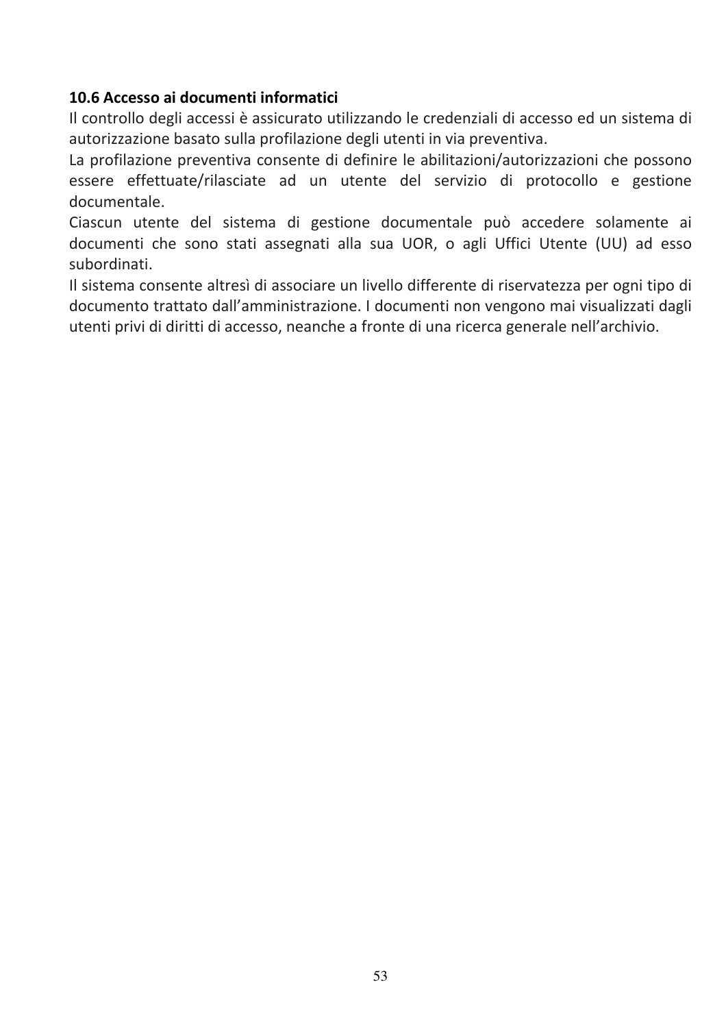### 10.6 Accesso ai documenti informatici

Il controllo degli accessi è assicurato utilizzando le credenziali di accesso ed un sistema di autorizzazione basato sulla profilazione degli utenti in via preventiva.

La profilazione preventiva consente di definire le abilitazioni/autorizzazioni che possono essere effettuate/rilasciate ad un utente del servizio di protocollo e gestione documentale.

Ciascun utente del sistema di gestione documentale può accedere solamente ai documenti che sono stati assegnati alla sua UOR, o agli Uffici Utente (UU) ad esso subordinati.

Il sistema consente altresì di associare un livello differente di riservatezza per ogni tipo di documento trattato dall'amministrazione. I documenti non vengono mai visualizzati dagli utenti privi di diritti di accesso, neanche a fronte di una ricerca generale nell'archivio.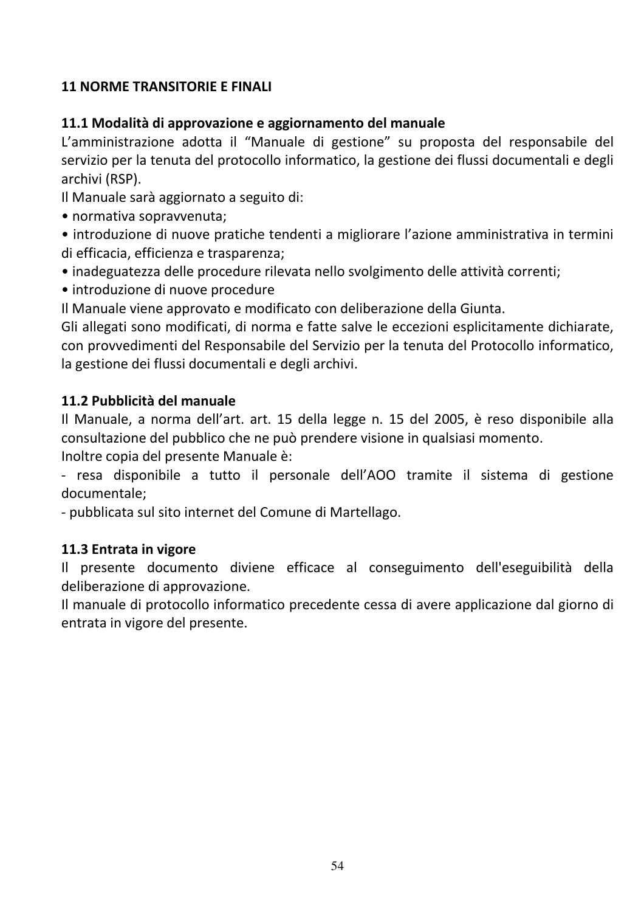## 11 NORME TRANSITORIE E FINALI

### 11.1 Modalità di approvazione e aggiornamento del manuale

L'amministrazione adotta il "Manuale di gestione" su proposta del responsabile del servizio per la tenuta del protocollo informatico, la gestione dei flussi documentali e degli archivi (RSP).

Il Manuale sarà aggiornato a seguito di:

- normativa sopravvenuta;
- introduzione di nuove pratiche tendenti a migliorare l'azione amministrativa in termini di efficacia, efficienza e trasparenza;
- inadeguatezza delle procedure rilevata nello svolgimento delle attività correnti;
- introduzione di nuove procedure

Il Manuale viene approvato e modificato con deliberazione della Giunta.

Gli allegati sono modificati, di norma e fatte salve le eccezioni esplicitamente dichiarate, con provvedimenti del Responsabile del Servizio per la tenuta del Protocollo informatico, la gestione dei flussi documentali e degli archivi.

### 11.2 Pubblicità del manuale

Il Manuale, a norma dell'art. art. 15 della legge n. 15 del 2005, è reso disponibile alla consultazione del pubblico che ne può prendere visione in qualsiasi momento.

Inoltre copia del presente Manuale è:

- resa disponibile a tutto il personale dell'AOO tramite il sistema di gestione documentale;
- pubblicata sul sito internet del Comune di Martellago.

### 11.3 Entrata in vigore

Il presente documento diviene efficace al conseguimento dell'eseguibilità della deliberazione di approvazione.

Il manuale di protocollo informatico precedente cessa di avere applicazione dal giorno di entrata in vigore del presente.